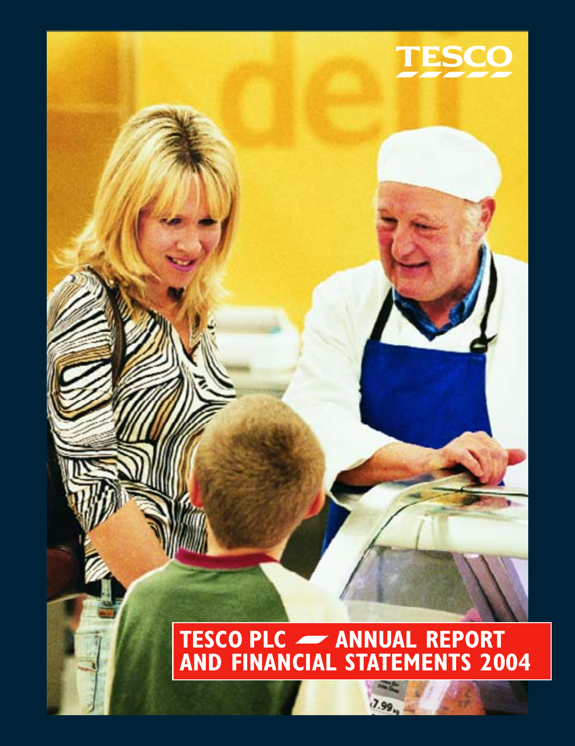TESCO

# TESCO PLC — ANNUAL REPORT AND FINANCIAL STATEMENTS 2004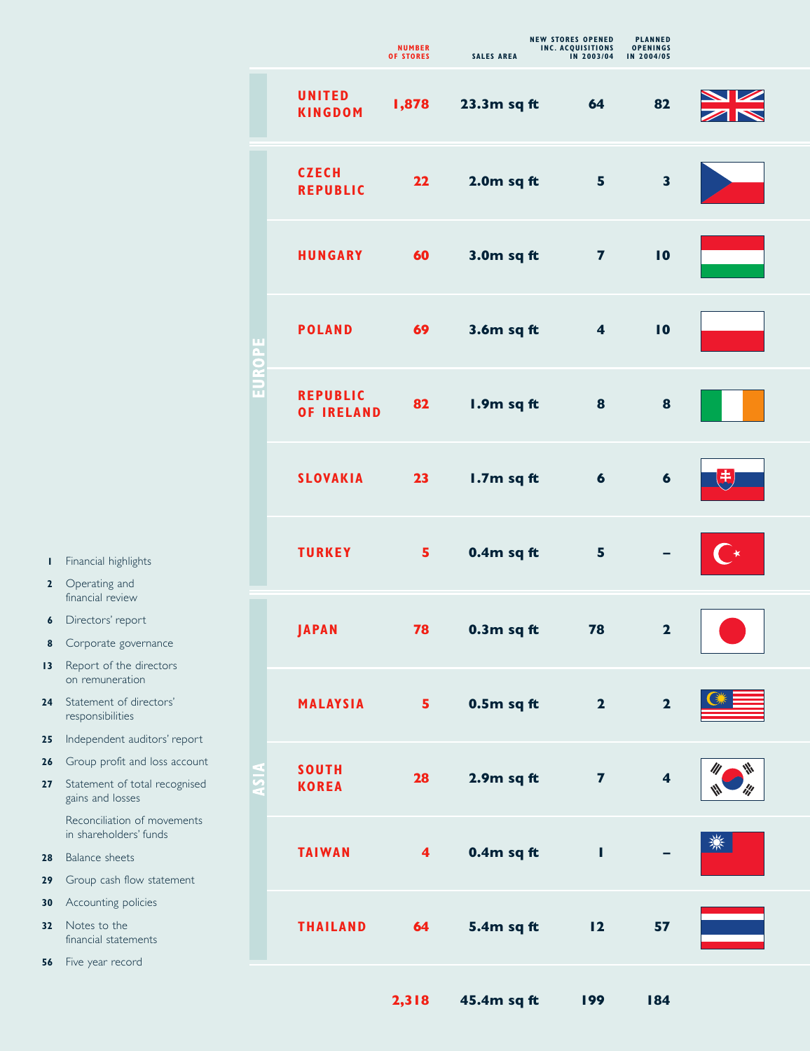| | | Number of stores | Sales area | New stores opened inc. acquisitions in 2003/04 | Planned openings in 2004/05 |
|---|---|---|---|---|---|
| | United Kingdom | 1,878 | 23.3m sq ft | 64 | 82 |
| Europe | Czech Republic | 22 | 2.0m sq ft | 5 | 3 |
| | Hungary | 60 | 3.0m sq ft | 7 | 10 |
| | Poland | 69 | 3.6m sq ft | 4 | 10 |
| | Republic of Ireland | 82 | 1.9m sq ft | 8 | 8 |
| | Slovakia | 23 | 1.7m sq ft | 6 | 6 |
| | Turkey | 5 | 0.4m sq ft | 5 | – |
| Asia | Japan | 78 | 0.3m sq ft | 78 | 2 |
| | Malaysia | 5 | 0.5m sq ft | 2 | 2 |
| | South Korea | 28 | 2.9m sq ft | 7 | 4 |
| | Taiwan | 4 | 0.4m sq ft | 1 | – |
| | Thailand | 64 | 5.4m sq ft | 12 | 57 |
| | | 2,318 | 45.4m sq ft | 199 | 184 |

- 1 Financial highlights
- 2 Operating and financial review
- 6 Directors' report
- 8 Corporate governance
- 13 Report of the directors on remuneration
- 24 Statement of directors' responsibilities
- 25 Independent auditors' report
- 26 Group profit and loss account
- 27 Statement of total recognised gains and losses
  Reconciliation of movements in shareholders' funds
- 28 Balance sheets
- 29 Group cash flow statement
- 30 Accounting policies
- 32 Notes to the financial statements
- 56 Five year record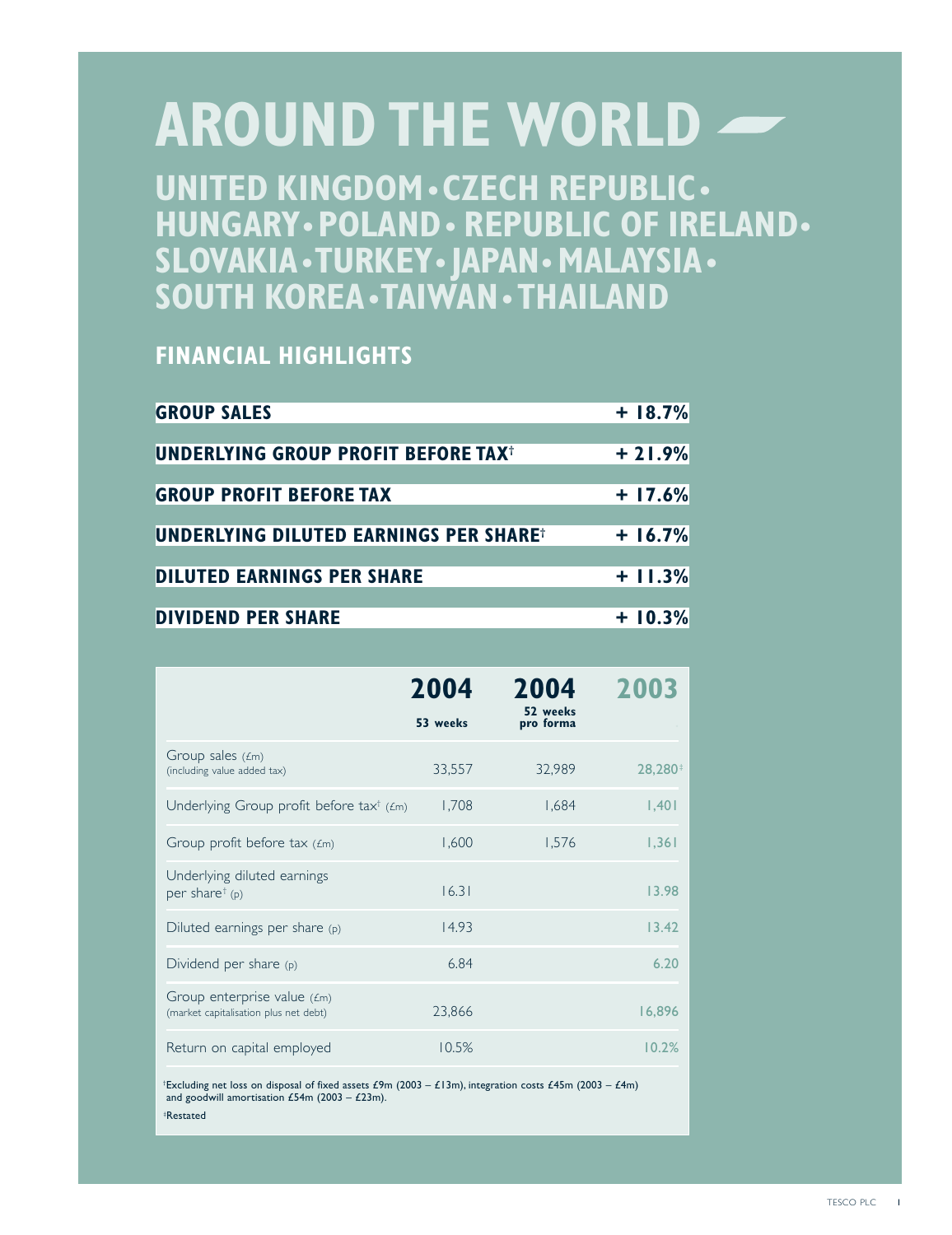# AROUND THE WORLD

## UNITED KINGDOM • CZECH REPUBLIC • HUNGARY • POLAND • REPUBLIC OF IRELAND • SLOVAKIA • TURKEY • JAPAN • MALAYSIA • SOUTH KOREA • TAIWAN • THAILAND

## FINANCIAL HIGHLIGHTS

| | |
|---|---|
| **GROUP SALES** | **+ 18.7%** |
| **UNDERLYING GROUP PROFIT BEFORE TAX†** | **+ 21.9%** |
| **GROUP PROFIT BEFORE TAX** | **+ 17.6%** |
| **UNDERLYING DILUTED EARNINGS PER SHARE†** | **+ 16.7%** |
| **DILUTED EARNINGS PER SHARE** | **+ 11.3%** |
| **DIVIDEND PER SHARE** | **+ 10.3%** |

| | 2004 53 weeks | 2004 52 weeks pro forma | 2003 |
|---|---|---|---|
| Group sales (£m) (including value added tax) | 33,557 | 32,989 | 28,280‡ |
| Underlying Group profit before tax† (£m) | 1,708 | 1,684 | 1,401 |
| Group profit before tax (£m) | 1,600 | 1,576 | 1,361 |
| Underlying diluted earnings per share† (p) | 16.31 | | 13.98 |
| Diluted earnings per share (p) | 14.93 | | 13.42 |
| Dividend per share (p) | 6.84 | | 6.20 |
| Group enterprise value (£m) (market capitalisation plus net debt) | 23,866 | | 16,896 |
| Return on capital employed | 10.5% | | 10.2% |

†Excluding net loss on disposal of fixed assets £9m (2003 – £13m), integration costs £45m (2003 – £4m) and goodwill amortisation £54m (2003 – £23m).

‡Restated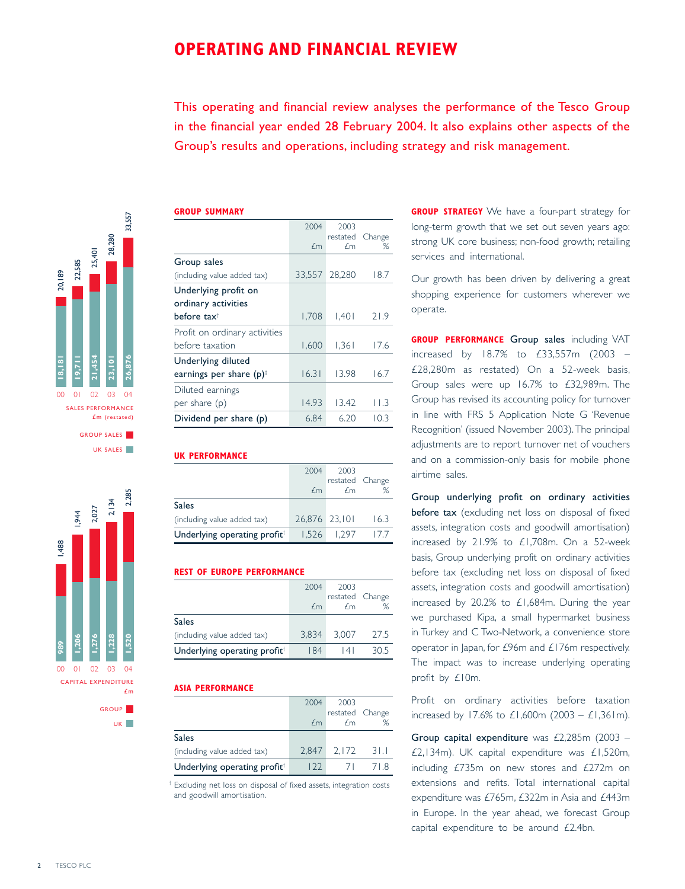# OPERATING AND FINANCIAL REVIEW

This operating and financial review analyses the performance of the Tesco Group in the financial year ended 28 February 2004. It also explains other aspects of the Group's results and operations, including strategy and risk management.

**SALES PERFORMANCE** £m (restated)

| | 00 | 01 | 02 | 03 | 04 |
|---|---|---|---|---|---|
| Group sales | 20,189 | 22,585 | 25,401 | 28,280 | 33,557 |
| UK sales | 18,181 | 19,711 | 21,454 | 23,101 | 26,876 |

**CAPITAL EXPENDITURE** £m

| | 00 | 01 | 02 | 03 | 04 |
|---|---|---|---|---|---|
| Group | 1,488 | 1,944 | 2,027 | 2,134 | 2,285 |
| UK | 989 | 1,206 | 1,276 | 1,228 | 1,520 |

## GROUP SUMMARY

| | 2004 £m | 2003 restated £m | Change % |
|---|---|---|---|
| Group sales (including value added tax) | 33,557 | 28,280 | 18.7 |
| Underlying profit on ordinary activities before tax† | 1,708 | 1,401 | 21.9 |
| Profit on ordinary activities before taxation | 1,600 | 1,361 | 17.6 |
| Underlying diluted earnings per share (p)† | 16.31 | 13.98 | 16.7 |
| Diluted earnings per share (p) | 14.93 | 13.42 | 11.3 |
| Dividend per share (p) | 6.84 | 6.20 | 10.3 |

## UK PERFORMANCE

| | 2004 £m | 2003 restated £m | Change % |
|---|---|---|---|
| Sales (including value added tax) | 26,876 | 23,101 | 16.3 |
| Underlying operating profit† | 1,526 | 1,297 | 17.7 |

## REST OF EUROPE PERFORMANCE

| | 2004 £m | 2003 restated £m | Change % |
|---|---|---|---|
| Sales (including value added tax) | 3,834 | 3,007 | 27.5 |
| Underlying operating profit† | 184 | 141 | 30.5 |

## ASIA PERFORMANCE

| | 2004 £m | 2003 restated £m | Change % |
|---|---|---|---|
| Sales (including value added tax) | 2,847 | 2,172 | 31.1 |
| Underlying operating profit† | 122 | 71 | 71.8 |

† Excluding net loss on disposal of fixed assets, integration costs and goodwill amortisation.

**GROUP STRATEGY** We have a four-part strategy for long-term growth that we set out seven years ago: strong UK core business; non-food growth; retailing services and international.

Our growth has been driven by delivering a great shopping experience for customers wherever we operate.

**GROUP PERFORMANCE** **Group sales** including VAT increased by 18.7% to £33,557m (2003 – £28,280m as restated) On a 52-week basis, Group sales were up 16.7% to £32,989m. The Group has revised its accounting policy for turnover in line with FRS 5 Application Note G 'Revenue Recognition' (issued November 2003). The principal adjustments are to report turnover net of vouchers and on a commission-only basis for mobile phone airtime sales.

**Group underlying profit on ordinary activities before tax** (excluding net loss on disposal of fixed assets, integration costs and goodwill amortisation) increased by 21.9% to £1,708m. On a 52-week basis, Group underlying profit on ordinary activities before tax (excluding net loss on disposal of fixed assets, integration costs and goodwill amortisation) increased by 20.2% to £1,684m. During the year we purchased Kipa, a small hypermarket business in Turkey and C Two-Network, a convenience store operator in Japan, for £96m and £176m respectively. The impact was to increase underlying operating profit by £10m.

Profit on ordinary activities before taxation increased by 17.6% to £1,600m (2003 – £1,361m).

**Group capital expenditure** was £2,285m (2003 – £2,134m). UK capital expenditure was £1,520m, including £735m on new stores and £272m on extensions and refits. Total international capital expenditure was £765m, £322m in Asia and £443m in Europe. In the year ahead, we forecast Group capital expenditure to be around £2.4bn.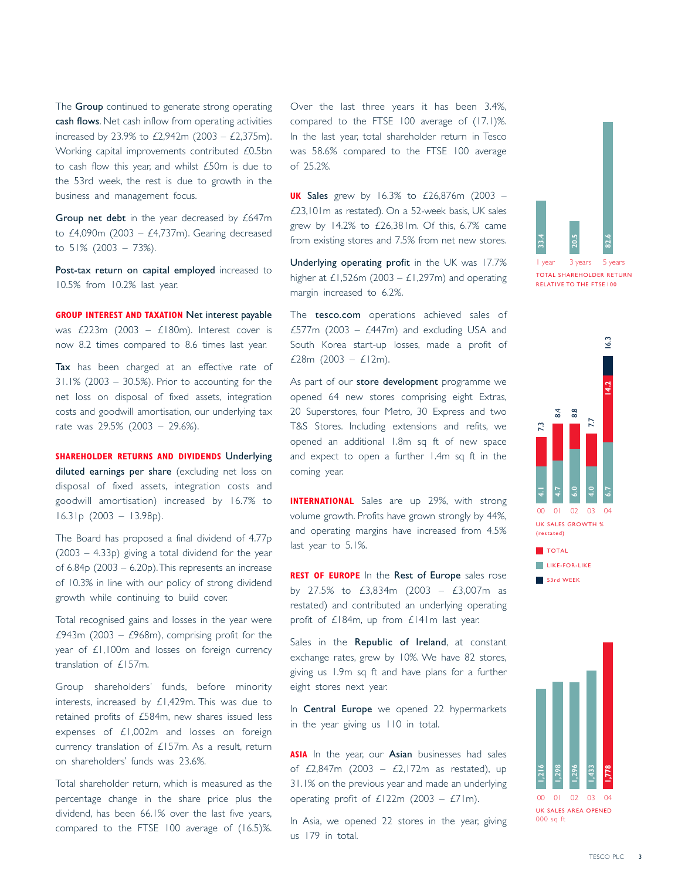The **Group** continued to generate strong operating **cash flows**. Net cash inflow from operating activities increased by 23.9% to £2,942m (2003 – £2,375m). Working capital improvements contributed £0.5bn to cash flow this year, and whilst £50m is due to the 53rd week, the rest is due to growth in the business and management focus.

**Group net debt** in the year decreased by £647m to £4,090m (2003 – £4,737m). Gearing decreased to 51% (2003 – 73%).

**Post-tax return on capital employed** increased to 10.5% from 10.2% last year.

**GROUP INTEREST AND TAXATION** **Net interest payable** was £223m (2003 – £180m). Interest cover is now 8.2 times compared to 8.6 times last year.

**Tax** has been charged at an effective rate of 31.1% (2003 – 30.5%). Prior to accounting for the net loss on disposal of fixed assets, integration costs and goodwill amortisation, our underlying tax rate was 29.5% (2003 – 29.6%).

**SHAREHOLDER RETURNS AND DIVIDENDS** **Underlying diluted earnings per share** (excluding net loss on disposal of fixed assets, integration costs and goodwill amortisation) increased by 16.7% to 16.31p (2003 – 13.98p).

The Board has proposed a final dividend of 4.77p (2003 – 4.33p) giving a total dividend for the year of 6.84p (2003 – 6.20p). This represents an increase of 10.3% in line with our policy of strong dividend growth while continuing to build cover.

Total recognised gains and losses in the year were £943m (2003 – £968m), comprising profit for the year of £1,100m and losses on foreign currency translation of £157m.

Group shareholders' funds, before minority interests, increased by £1,429m. This was due to retained profits of £584m, new shares issued less expenses of £1,002m and losses on foreign currency translation of £157m. As a result, return on shareholders' funds was 23.6%.

Total shareholder return, which is measured as the percentage change in the share price plus the dividend, has been 66.1% over the last five years, compared to the FTSE 100 average of (16.5)%. Over the last three years it has been 3.4%, compared to the FTSE 100 average of (17.1)%. In the last year, total shareholder return in Tesco was 58.6% compared to the FTSE 100 average of 25.2%.

**UK** **Sales** grew by 16.3% to £26,876m (2003 – £23,101m as restated). On a 52-week basis, UK sales grew by 14.2% to £26,381m. Of this, 6.7% came from existing stores and 7.5% from net new stores.

**Underlying operating profit** in the UK was 17.7% higher at £1,526m (2003 – £1,297m) and operating margin increased to 6.2%.

The **tesco.com** operations achieved sales of £577m (2003 – £447m) and excluding USA and South Korea start-up losses, made a profit of £28m (2003 – £12m).

As part of our **store development** programme we opened 64 new stores comprising eight Extras, 20 Superstores, four Metro, 30 Express and two T&S Stores. Including extensions and refits, we opened an additional 1.8m sq ft of new space and expect to open a further 1.4m sq ft in the coming year.

**INTERNATIONAL** Sales are up 29%, with strong volume growth. Profits have grown strongly by 44%, and operating margins have increased from 4.5% last year to 5.1%.

**REST OF EUROPE** In the **Rest of Europe** sales rose by 27.5% to £3,834m (2003 – £3,007m as restated) and contributed an underlying operating profit of £184m, up from £141m last year.

Sales in the **Republic of Ireland**, at constant exchange rates, grew by 10%. We have 82 stores, giving us 1.9m sq ft and have plans for a further eight stores next year.

In **Central Europe** we opened 22 hypermarkets in the year giving us 110 in total.

**ASIA** In the year, our **Asian** businesses had sales of £2,847m (2003 – £2,172m as restated), up 31.1% on the previous year and made an underlying operating profit of £122m (2003 – £71m).

In Asia, we opened 22 stores in the year, giving us 179 in total.

TOTAL SHAREHOLDER RETURN RELATIVE TO THE FTSE 100

| | 1 year | 3 years | 5 years |
|---|---|---|---|
| % | 33.4 | 20.5 | 82.6 |

UK SALES GROWTH % (restated)

| | 00 | 01 | 02 | 03 | 04 |
|---|---|---|---|---|---|
| Total | 7.3 | 8.4 | 8.8 | 7.7 | 14.2 |
| Like-for-like | 4.1 | 4.7 | 6.0 | 4.0 | 6.7 |
| Total incl. 53rd week | | | | | 16.3 |

UK SALES AREA OPENED 000 sq ft

| 00 | 01 | 02 | 03 | 04 |
|---|---|---|---|---|
| 1,216 | 1,298 | 1,296 | 1,433 | 1,778 |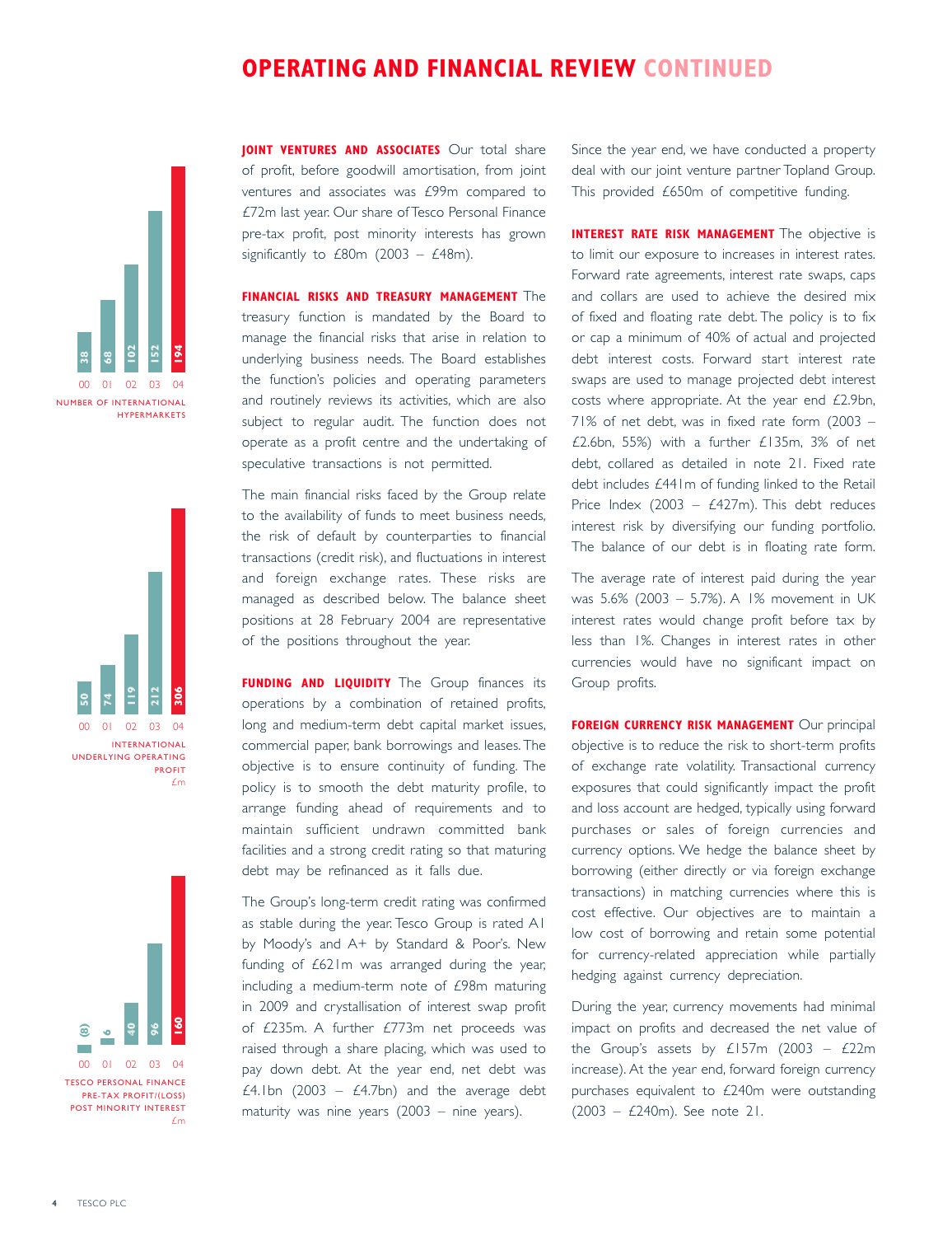# OPERATING AND FINANCIAL REVIEW CONTINUED

| 00 | 01 | 02 | 03 | 04 |
|---|---|---|---|---|
| 38 | 68 | 102 | 152 | 194 |

NUMBER OF INTERNATIONAL HYPERMARKETS

| 00 | 01 | 02 | 03 | 04 |
|---|---|---|---|---|
| 50 | 74 | 119 | 212 | 306 |

INTERNATIONAL UNDERLYING OPERATING PROFIT £m

| 00 | 01 | 02 | 03 | 04 |
|---|---|---|---|---|
| (8) | 6 | 40 | 96 | 160 |

TESCO PERSONAL FINANCE PRE-TAX PROFIT/(LOSS) POST MINORITY INTEREST £m

**JOINT VENTURES AND ASSOCIATES** Our total share of profit, before goodwill amortisation, from joint ventures and associates was £99m compared to £72m last year. Our share of Tesco Personal Finance pre-tax profit, post minority interests has grown significantly to £80m (2003 – £48m).

**FINANCIAL RISKS AND TREASURY MANAGEMENT** The treasury function is mandated by the Board to manage the financial risks that arise in relation to underlying business needs. The Board establishes the function's policies and operating parameters and routinely reviews its activities, which are also subject to regular audit. The function does not operate as a profit centre and the undertaking of speculative transactions is not permitted.

The main financial risks faced by the Group relate to the availability of funds to meet business needs, the risk of default by counterparties to financial transactions (credit risk), and fluctuations in interest and foreign exchange rates. These risks are managed as described below. The balance sheet positions at 28 February 2004 are representative of the positions throughout the year.

**FUNDING AND LIQUIDITY** The Group finances its operations by a combination of retained profits, long and medium-term debt capital market issues, commercial paper, bank borrowings and leases. The objective is to ensure continuity of funding. The policy is to smooth the debt maturity profile, to arrange funding ahead of requirements and to maintain sufficient undrawn committed bank facilities and a strong credit rating so that maturing debt may be refinanced as it falls due.

The Group's long-term credit rating was confirmed as stable during the year. Tesco Group is rated A1 by Moody's and A+ by Standard & Poor's. New funding of £621m was arranged during the year, including a medium-term note of £98m maturing in 2009 and crystallisation of interest swap profit of £235m. A further £773m net proceeds was raised through a share placing, which was used to pay down debt. At the year end, net debt was £4.1bn (2003 – £4.7bn) and the average debt maturity was nine years (2003 – nine years).

Since the year end, we have conducted a property deal with our joint venture partner Topland Group. This provided £650m of competitive funding.

**INTEREST RATE RISK MANAGEMENT** The objective is to limit our exposure to increases in interest rates. Forward rate agreements, interest rate swaps, caps and collars are used to achieve the desired mix of fixed and floating rate debt. The policy is to fix or cap a minimum of 40% of actual and projected debt interest costs. Forward start interest rate swaps are used to manage projected debt interest costs where appropriate. At the year end £2.9bn, 71% of net debt, was in fixed rate form (2003 – £2.6bn, 55%) with a further £135m, 3% of net debt, collared as detailed in note 21. Fixed rate debt includes £441m of funding linked to the Retail Price Index (2003 – £427m). This debt reduces interest risk by diversifying our funding portfolio. The balance of our debt is in floating rate form.

The average rate of interest paid during the year was 5.6% (2003 – 5.7%). A 1% movement in UK interest rates would change profit before tax by less than 1%. Changes in interest rates in other currencies would have no significant impact on Group profits.

**FOREIGN CURRENCY RISK MANAGEMENT** Our principal objective is to reduce the risk to short-term profits of exchange rate volatility. Transactional currency exposures that could significantly impact the profit and loss account are hedged, typically using forward purchases or sales of foreign currencies and currency options. We hedge the balance sheet by borrowing (either directly or via foreign exchange transactions) in matching currencies where this is cost effective. Our objectives are to maintain a low cost of borrowing and retain some potential for currency-related appreciation while partially hedging against currency depreciation.

During the year, currency movements had minimal impact on profits and decreased the net value of the Group's assets by £157m (2003 – £22m increase). At the year end, forward foreign currency purchases equivalent to £240m were outstanding (2003 – £240m). See note 21.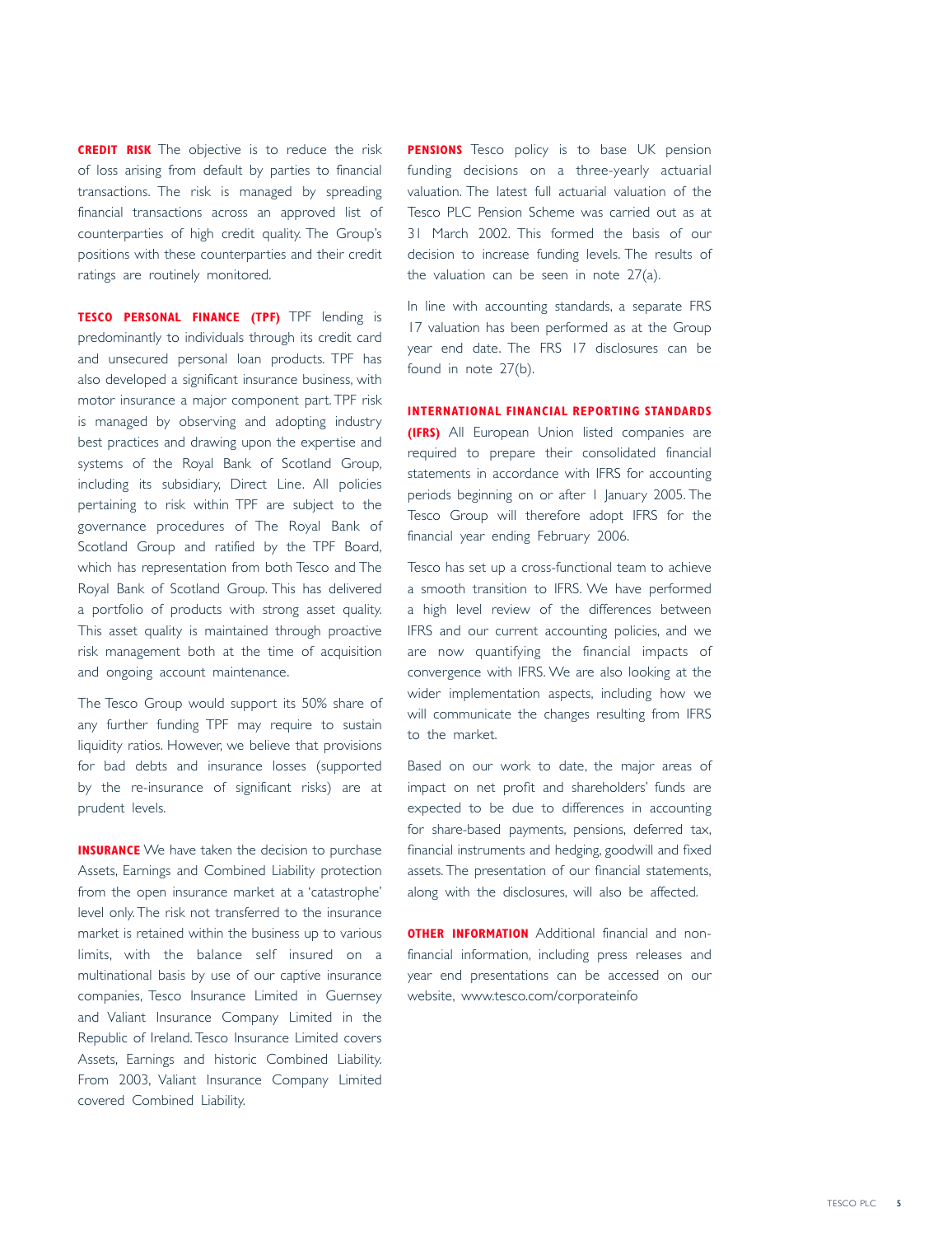**CREDIT RISK** The objective is to reduce the risk of loss arising from default by parties to financial transactions. The risk is managed by spreading financial transactions across an approved list of counterparties of high credit quality. The Group's positions with these counterparties and their credit ratings are routinely monitored.

**TESCO PERSONAL FINANCE (TPF)** TPF lending is predominantly to individuals through its credit card and unsecured personal loan products. TPF has also developed a significant insurance business, with motor insurance a major component part. TPF risk is managed by observing and adopting industry best practices and drawing upon the expertise and systems of the Royal Bank of Scotland Group, including its subsidiary, Direct Line. All policies pertaining to risk within TPF are subject to the governance procedures of The Royal Bank of Scotland Group and ratified by the TPF Board, which has representation from both Tesco and The Royal Bank of Scotland Group. This has delivered a portfolio of products with strong asset quality. This asset quality is maintained through proactive risk management both at the time of acquisition and ongoing account maintenance.

The Tesco Group would support its 50% share of any further funding TPF may require to sustain liquidity ratios. However, we believe that provisions for bad debts and insurance losses (supported by the re-insurance of significant risks) are at prudent levels.

**INSURANCE** We have taken the decision to purchase Assets, Earnings and Combined Liability protection from the open insurance market at a 'catastrophe' level only. The risk not transferred to the insurance market is retained within the business up to various limits, with the balance self insured on a multinational basis by use of our captive insurance companies, Tesco Insurance Limited in Guernsey and Valiant Insurance Company Limited in the Republic of Ireland. Tesco Insurance Limited covers Assets, Earnings and historic Combined Liability. From 2003, Valiant Insurance Company Limited covered Combined Liability.

**PENSIONS** Tesco policy is to base UK pension funding decisions on a three-yearly actuarial valuation. The latest full actuarial valuation of the Tesco PLC Pension Scheme was carried out as at 31 March 2002. This formed the basis of our decision to increase funding levels. The results of the valuation can be seen in note 27(a).

In line with accounting standards, a separate FRS 17 valuation has been performed as at the Group year end date. The FRS 17 disclosures can be found in note 27(b).

**INTERNATIONAL FINANCIAL REPORTING STANDARDS (IFRS)** All European Union listed companies are required to prepare their consolidated financial statements in accordance with IFRS for accounting periods beginning on or after 1 January 2005. The Tesco Group will therefore adopt IFRS for the financial year ending February 2006.

Tesco has set up a cross-functional team to achieve a smooth transition to IFRS. We have performed a high level review of the differences between IFRS and our current accounting policies, and we are now quantifying the financial impacts of convergence with IFRS. We are also looking at the wider implementation aspects, including how we will communicate the changes resulting from IFRS to the market.

Based on our work to date, the major areas of impact on net profit and shareholders' funds are expected to be due to differences in accounting for share-based payments, pensions, deferred tax, financial instruments and hedging, goodwill and fixed assets. The presentation of our financial statements, along with the disclosures, will also be affected.

**OTHER INFORMATION** Additional financial and non-financial information, including press releases and year end presentations can be accessed on our website, www.tesco.com/corporateinfo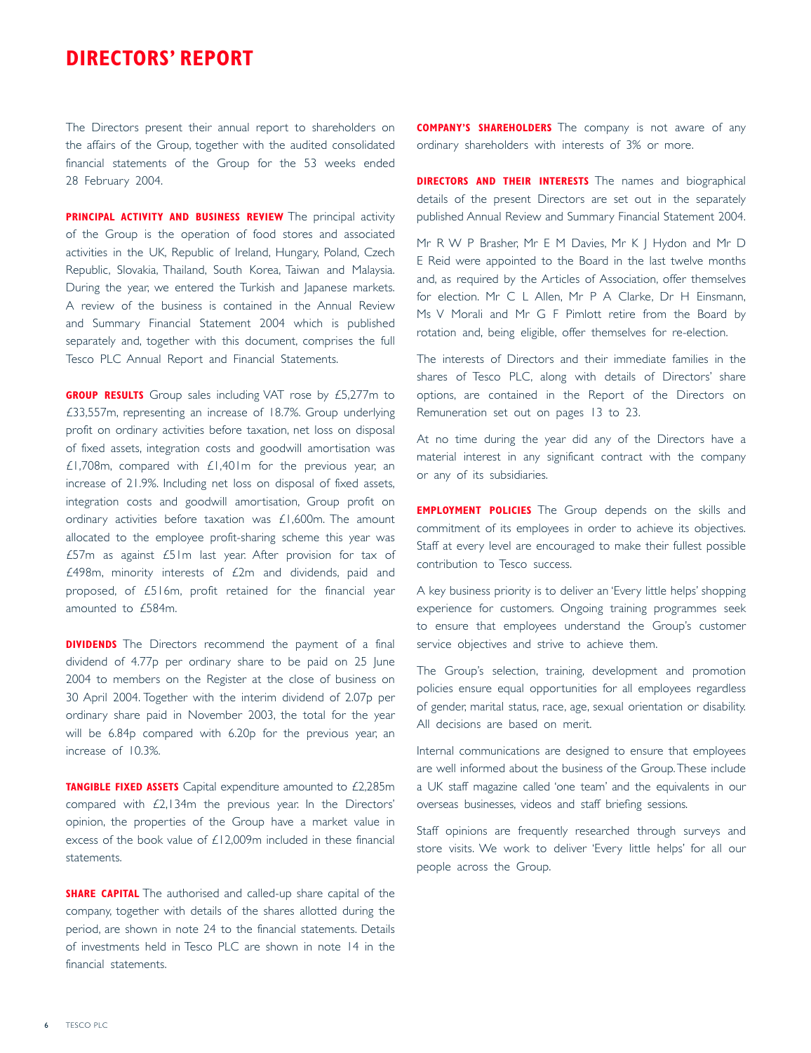# DIRECTORS' REPORT

The Directors present their annual report to shareholders on the affairs of the Group, together with the audited consolidated financial statements of the Group for the 53 weeks ended 28 February 2004.

**PRINCIPAL ACTIVITY AND BUSINESS REVIEW** The principal activity of the Group is the operation of food stores and associated activities in the UK, Republic of Ireland, Hungary, Poland, Czech Republic, Slovakia, Thailand, South Korea, Taiwan and Malaysia. During the year, we entered the Turkish and Japanese markets. A review of the business is contained in the Annual Review and Summary Financial Statement 2004 which is published separately and, together with this document, comprises the full Tesco PLC Annual Report and Financial Statements.

**GROUP RESULTS** Group sales including VAT rose by £5,277m to £33,557m, representing an increase of 18.7%. Group underlying profit on ordinary activities before taxation, net loss on disposal of fixed assets, integration costs and goodwill amortisation was £1,708m, compared with £1,401m for the previous year, an increase of 21.9%. Including net loss on disposal of fixed assets, integration costs and goodwill amortisation, Group profit on ordinary activities before taxation was £1,600m. The amount allocated to the employee profit-sharing scheme this year was £57m as against £51m last year. After provision for tax of £498m, minority interests of £2m and dividends, paid and proposed, of £516m, profit retained for the financial year amounted to £584m.

**DIVIDENDS** The Directors recommend the payment of a final dividend of 4.77p per ordinary share to be paid on 25 June 2004 to members on the Register at the close of business on 30 April 2004. Together with the interim dividend of 2.07p per ordinary share paid in November 2003, the total for the year will be 6.84p compared with 6.20p for the previous year, an increase of 10.3%.

**TANGIBLE FIXED ASSETS** Capital expenditure amounted to £2,285m compared with £2,134m the previous year. In the Directors' opinion, the properties of the Group have a market value in excess of the book value of £12,009m included in these financial statements.

**SHARE CAPITAL** The authorised and called-up share capital of the company, together with details of the shares allotted during the period, are shown in note 24 to the financial statements. Details of investments held in Tesco PLC are shown in note 14 in the financial statements.

**COMPANY'S SHAREHOLDERS** The company is not aware of any ordinary shareholders with interests of 3% or more.

**DIRECTORS AND THEIR INTERESTS** The names and biographical details of the present Directors are set out in the separately published Annual Review and Summary Financial Statement 2004.

Mr R W P Brasher, Mr E M Davies, Mr K J Hydon and Mr D E Reid were appointed to the Board in the last twelve months and, as required by the Articles of Association, offer themselves for election. Mr C L Allen, Mr P A Clarke, Dr H Einsmann, Ms V Morali and Mr G F Pimlott retire from the Board by rotation and, being eligible, offer themselves for re-election.

The interests of Directors and their immediate families in the shares of Tesco PLC, along with details of Directors' share options, are contained in the Report of the Directors on Remuneration set out on pages 13 to 23.

At no time during the year did any of the Directors have a material interest in any significant contract with the company or any of its subsidiaries.

**EMPLOYMENT POLICIES** The Group depends on the skills and commitment of its employees in order to achieve its objectives. Staff at every level are encouraged to make their fullest possible contribution to Tesco success.

A key business priority is to deliver an 'Every little helps' shopping experience for customers. Ongoing training programmes seek to ensure that employees understand the Group's customer service objectives and strive to achieve them.

The Group's selection, training, development and promotion policies ensure equal opportunities for all employees regardless of gender, marital status, race, age, sexual orientation or disability. All decisions are based on merit.

Internal communications are designed to ensure that employees are well informed about the business of the Group. These include a UK staff magazine called 'one team' and the equivalents in our overseas businesses, videos and staff briefing sessions.

Staff opinions are frequently researched through surveys and store visits. We work to deliver 'Every little helps' for all our people across the Group.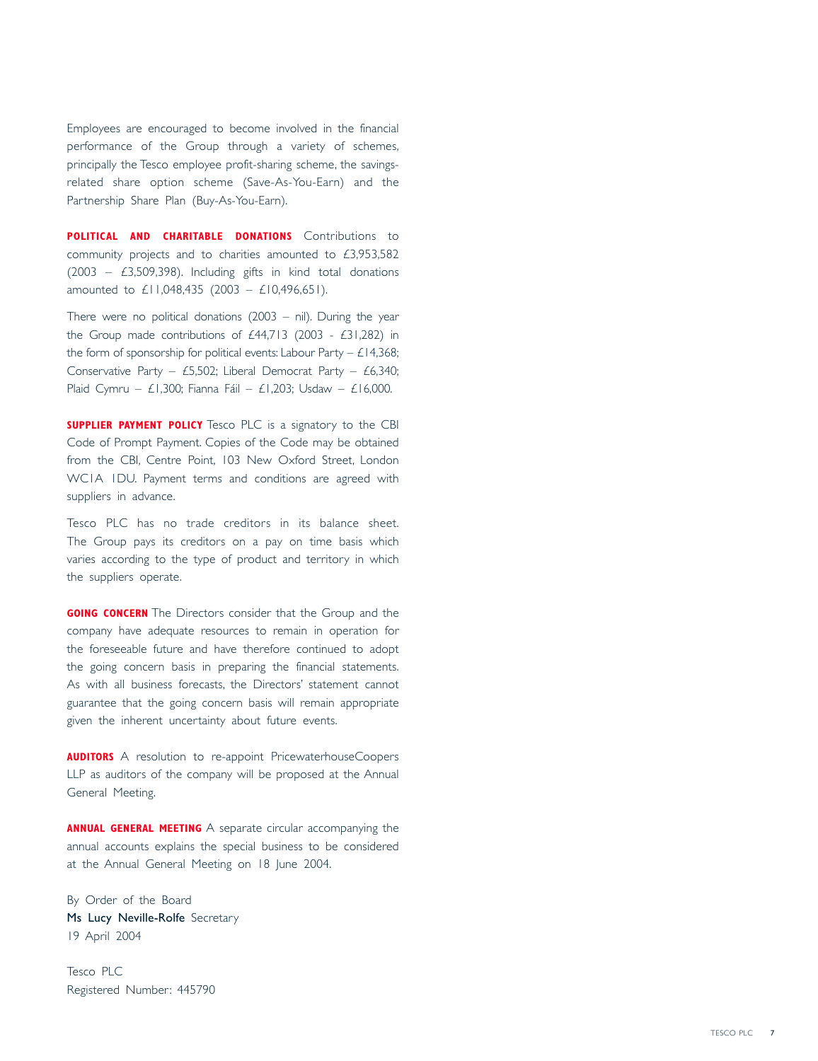Employees are encouraged to become involved in the financial performance of the Group through a variety of schemes, principally the Tesco employee profit-sharing scheme, the savings-related share option scheme (Save-As-You-Earn) and the Partnership Share Plan (Buy-As-You-Earn).

**POLITICAL AND CHARITABLE DONATIONS** Contributions to community projects and to charities amounted to £3,953,582 (2003 – £3,509,398). Including gifts in kind total donations amounted to £11,048,435 (2003 – £10,496,651).

There were no political donations (2003 – nil). During the year the Group made contributions of £44,713 (2003 - £31,282) in the form of sponsorship for political events: Labour Party – £14,368; Conservative Party – £5,502; Liberal Democrat Party – £6,340; Plaid Cymru – £1,300; Fianna Fáil – £1,203; Usdaw – £16,000.

**SUPPLIER PAYMENT POLICY** Tesco PLC is a signatory to the CBI Code of Prompt Payment. Copies of the Code may be obtained from the CBI, Centre Point, 103 New Oxford Street, London WC1A 1DU. Payment terms and conditions are agreed with suppliers in advance.

Tesco PLC has no trade creditors in its balance sheet. The Group pays its creditors on a pay on time basis which varies according to the type of product and territory in which the suppliers operate.

**GOING CONCERN** The Directors consider that the Group and the company have adequate resources to remain in operation for the foreseeable future and have therefore continued to adopt the going concern basis in preparing the financial statements. As with all business forecasts, the Directors' statement cannot guarantee that the going concern basis will remain appropriate given the inherent uncertainty about future events.

**AUDITORS** A resolution to re-appoint PricewaterhouseCoopers LLP as auditors of the company will be proposed at the Annual General Meeting.

**ANNUAL GENERAL MEETING** A separate circular accompanying the annual accounts explains the special business to be considered at the Annual General Meeting on 18 June 2004.

By Order of the Board
**Ms Lucy Neville-Rolfe** Secretary
19 April 2004

Tesco PLC
Registered Number: 445790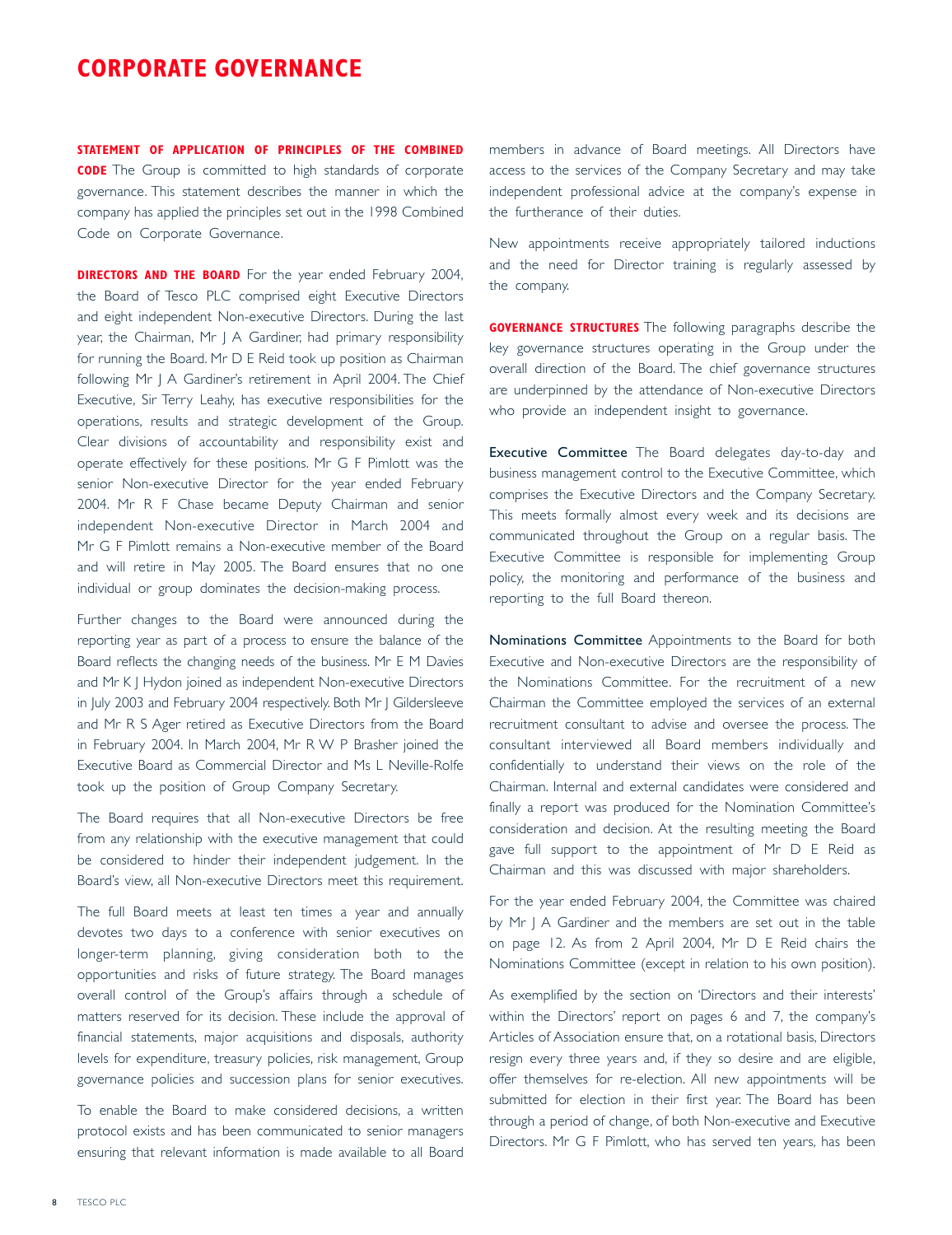# CORPORATE GOVERNANCE

**STATEMENT OF APPLICATION OF PRINCIPLES OF THE COMBINED CODE** The Group is committed to high standards of corporate governance. This statement describes the manner in which the company has applied the principles set out in the 1998 Combined Code on Corporate Governance.

**DIRECTORS AND THE BOARD** For the year ended February 2004, the Board of Tesco PLC comprised eight Executive Directors and eight independent Non-executive Directors. During the last year, the Chairman, Mr J A Gardiner, had primary responsibility for running the Board. Mr D E Reid took up position as Chairman following Mr J A Gardiner's retirement in April 2004. The Chief Executive, Sir Terry Leahy, has executive responsibilities for the operations, results and strategic development of the Group. Clear divisions of accountability and responsibility exist and operate effectively for these positions. Mr G F Pimlott was the senior Non-executive Director for the year ended February 2004. Mr R F Chase became Deputy Chairman and senior independent Non-executive Director in March 2004 and Mr G F Pimlott remains a Non-executive member of the Board and will retire in May 2005. The Board ensures that no one individual or group dominates the decision-making process.

Further changes to the Board were announced during the reporting year as part of a process to ensure the balance of the Board reflects the changing needs of the business. Mr E M Davies and Mr K J Hydon joined as independent Non-executive Directors in July 2003 and February 2004 respectively. Both Mr J Gildersleeve and Mr R S Ager retired as Executive Directors from the Board in February 2004. In March 2004, Mr R W P Brasher joined the Executive Board as Commercial Director and Ms L Neville-Rolfe took up the position of Group Company Secretary.

The Board requires that all Non-executive Directors be free from any relationship with the executive management that could be considered to hinder their independent judgement. In the Board's view, all Non-executive Directors meet this requirement.

The full Board meets at least ten times a year and annually devotes two days to a conference with senior executives on longer-term planning, giving consideration both to the opportunities and risks of future strategy. The Board manages overall control of the Group's affairs through a schedule of matters reserved for its decision. These include the approval of financial statements, major acquisitions and disposals, authority levels for expenditure, treasury policies, risk management, Group governance policies and succession plans for senior executives.

To enable the Board to make considered decisions, a written protocol exists and has been communicated to senior managers ensuring that relevant information is made available to all Board members in advance of Board meetings. All Directors have access to the services of the Company Secretary and may take independent professional advice at the company's expense in the furtherance of their duties.

New appointments receive appropriately tailored inductions and the need for Director training is regularly assessed by the company.

**GOVERNANCE STRUCTURES** The following paragraphs describe the key governance structures operating in the Group under the overall direction of the Board. The chief governance structures are underpinned by the attendance of Non-executive Directors who provide an independent insight to governance.

**Executive Committee** The Board delegates day-to-day and business management control to the Executive Committee, which comprises the Executive Directors and the Company Secretary. This meets formally almost every week and its decisions are communicated throughout the Group on a regular basis. The Executive Committee is responsible for implementing Group policy, the monitoring and performance of the business and reporting to the full Board thereon.

**Nominations Committee** Appointments to the Board for both Executive and Non-executive Directors are the responsibility of the Nominations Committee. For the recruitment of a new Chairman the Committee employed the services of an external recruitment consultant to advise and oversee the process. The consultant interviewed all Board members individually and confidentially to understand their views on the role of the Chairman. Internal and external candidates were considered and finally a report was produced for the Nomination Committee's consideration and decision. At the resulting meeting the Board gave full support to the appointment of Mr D E Reid as Chairman and this was discussed with major shareholders.

For the year ended February 2004, the Committee was chaired by Mr J A Gardiner and the members are set out in the table on page 12. As from 2 April 2004, Mr D E Reid chairs the Nominations Committee (except in relation to his own position).

As exemplified by the section on 'Directors and their interests' within the Directors' report on pages 6 and 7, the company's Articles of Association ensure that, on a rotational basis, Directors resign every three years and, if they so desire and are eligible, offer themselves for re-election. All new appointments will be submitted for election in their first year. The Board has been through a period of change, of both Non-executive and Executive Directors. Mr G F Pimlott, who has served ten years, has been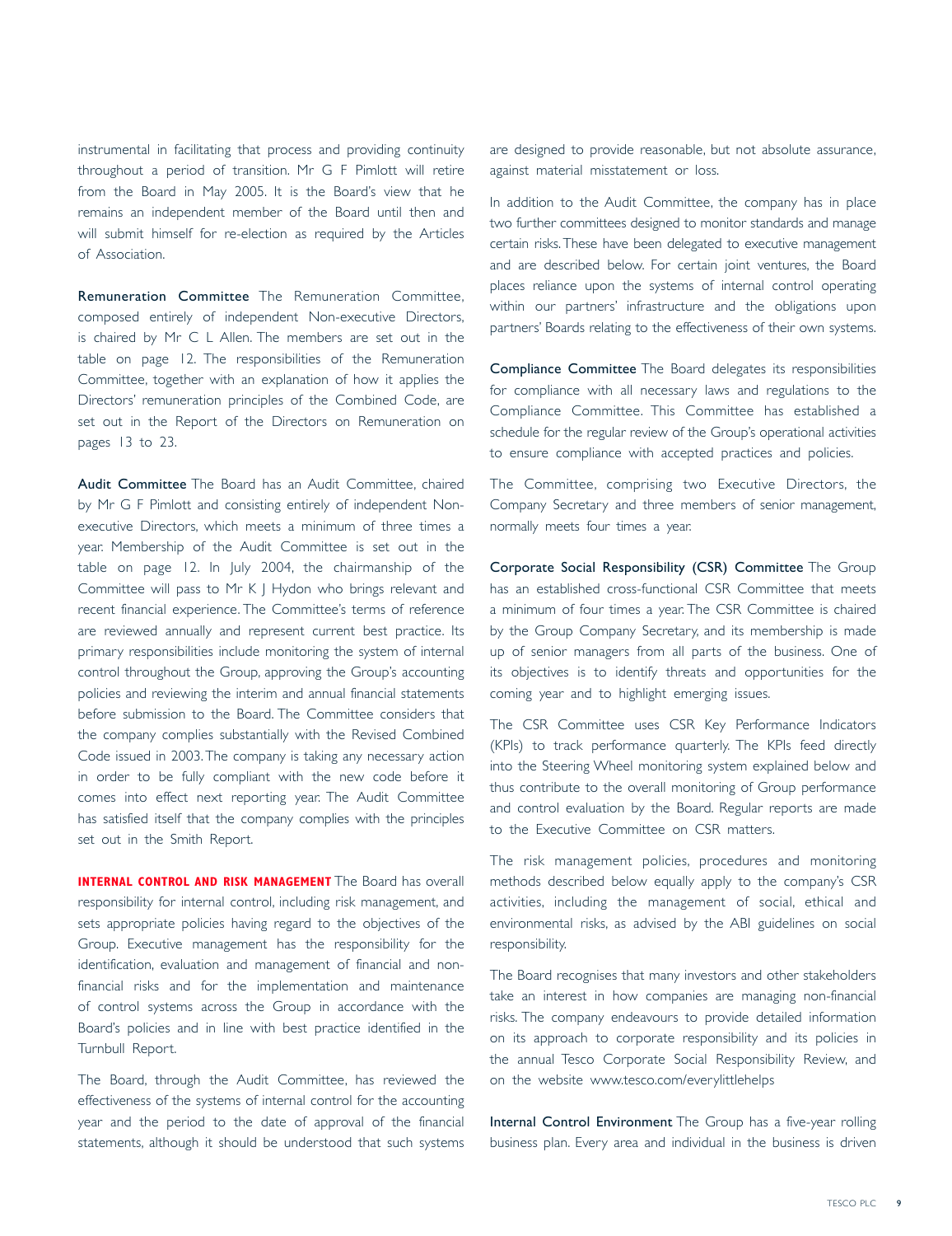instrumental in facilitating that process and providing continuity throughout a period of transition. Mr G F Pimlott will retire from the Board in May 2005. It is the Board's view that he remains an independent member of the Board until then and will submit himself for re-election as required by the Articles of Association.

**Remuneration Committee** The Remuneration Committee, composed entirely of independent Non-executive Directors, is chaired by Mr C L Allen. The members are set out in the table on page 12. The responsibilities of the Remuneration Committee, together with an explanation of how it applies the Directors' remuneration principles of the Combined Code, are set out in the Report of the Directors on Remuneration on pages 13 to 23.

**Audit Committee** The Board has an Audit Committee, chaired by Mr G F Pimlott and consisting entirely of independent Non-executive Directors, which meets a minimum of three times a year. Membership of the Audit Committee is set out in the table on page 12. In July 2004, the chairmanship of the Committee will pass to Mr K J Hydon who brings relevant and recent financial experience. The Committee's terms of reference are reviewed annually and represent current best practice. Its primary responsibilities include monitoring the system of internal control throughout the Group, approving the Group's accounting policies and reviewing the interim and annual financial statements before submission to the Board. The Committee considers that the company complies substantially with the Revised Combined Code issued in 2003. The company is taking any necessary action in order to be fully compliant with the new code before it comes into effect next reporting year. The Audit Committee has satisfied itself that the company complies with the principles set out in the Smith Report.

**INTERNAL CONTROL AND RISK MANAGEMENT** The Board has overall responsibility for internal control, including risk management, and sets appropriate policies having regard to the objectives of the Group. Executive management has the responsibility for the identification, evaluation and management of financial and non-financial risks and for the implementation and maintenance of control systems across the Group in accordance with the Board's policies and in line with best practice identified in the Turnbull Report.

The Board, through the Audit Committee, has reviewed the effectiveness of the systems of internal control for the accounting year and the period to the date of approval of the financial statements, although it should be understood that such systems are designed to provide reasonable, but not absolute assurance, against material misstatement or loss.

In addition to the Audit Committee, the company has in place two further committees designed to monitor standards and manage certain risks. These have been delegated to executive management and are described below. For certain joint ventures, the Board places reliance upon the systems of internal control operating within our partners' infrastructure and the obligations upon partners' Boards relating to the effectiveness of their own systems.

**Compliance Committee** The Board delegates its responsibilities for compliance with all necessary laws and regulations to the Compliance Committee. This Committee has established a schedule for the regular review of the Group's operational activities to ensure compliance with accepted practices and policies.

The Committee, comprising two Executive Directors, the Company Secretary and three members of senior management, normally meets four times a year.

**Corporate Social Responsibility (CSR) Committee** The Group has an established cross-functional CSR Committee that meets a minimum of four times a year. The CSR Committee is chaired by the Group Company Secretary, and its membership is made up of senior managers from all parts of the business. One of its objectives is to identify threats and opportunities for the coming year and to highlight emerging issues.

The CSR Committee uses CSR Key Performance Indicators (KPIs) to track performance quarterly. The KPIs feed directly into the Steering Wheel monitoring system explained below and thus contribute to the overall monitoring of Group performance and control evaluation by the Board. Regular reports are made to the Executive Committee on CSR matters.

The risk management policies, procedures and monitoring methods described below equally apply to the company's CSR activities, including the management of social, ethical and environmental risks, as advised by the ABI guidelines on social responsibility.

The Board recognises that many investors and other stakeholders take an interest in how companies are managing non-financial risks. The company endeavours to provide detailed information on its approach to corporate responsibility and its policies in the annual Tesco Corporate Social Responsibility Review, and on the website www.tesco.com/everylittlehelps

**Internal Control Environment** The Group has a five-year rolling business plan. Every area and individual in the business is driven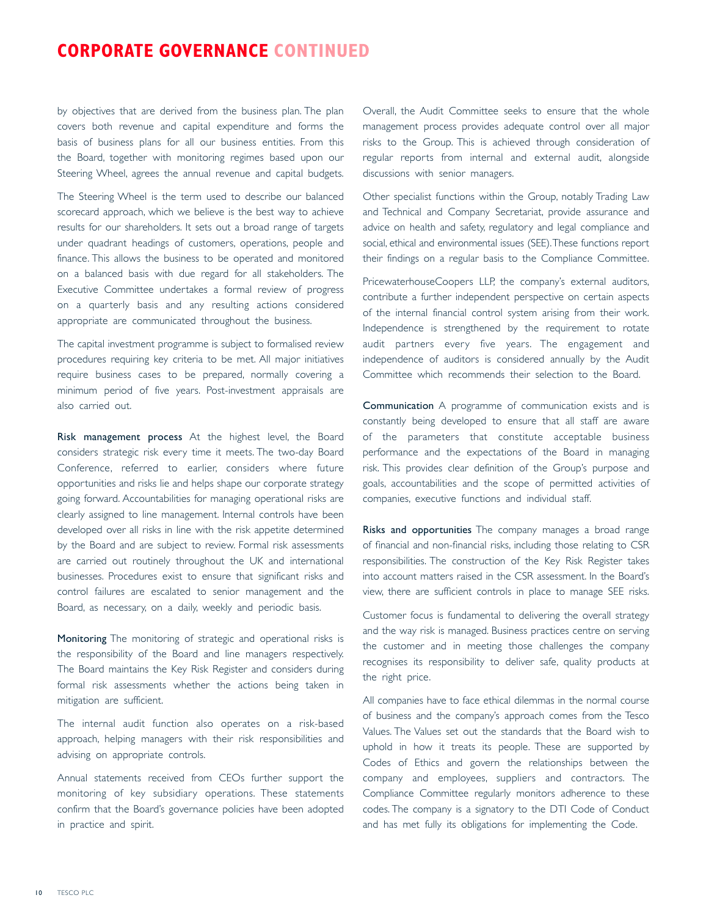# CORPORATE GOVERNANCE CONTINUED

by objectives that are derived from the business plan. The plan covers both revenue and capital expenditure and forms the basis of business plans for all our business entities. From this the Board, together with monitoring regimes based upon our Steering Wheel, agrees the annual revenue and capital budgets.

The Steering Wheel is the term used to describe our balanced scorecard approach, which we believe is the best way to achieve results for our shareholders. It sets out a broad range of targets under quadrant headings of customers, operations, people and finance. This allows the business to be operated and monitored on a balanced basis with due regard for all stakeholders. The Executive Committee undertakes a formal review of progress on a quarterly basis and any resulting actions considered appropriate are communicated throughout the business.

The capital investment programme is subject to formalised review procedures requiring key criteria to be met. All major initiatives require business cases to be prepared, normally covering a minimum period of five years. Post-investment appraisals are also carried out.

**Risk management process** At the highest level, the Board considers strategic risk every time it meets. The two-day Board Conference, referred to earlier, considers where future opportunities and risks lie and helps shape our corporate strategy going forward. Accountabilities for managing operational risks are clearly assigned to line management. Internal controls have been developed over all risks in line with the risk appetite determined by the Board and are subject to review. Formal risk assessments are carried out routinely throughout the UK and international businesses. Procedures exist to ensure that significant risks and control failures are escalated to senior management and the Board, as necessary, on a daily, weekly and periodic basis.

**Monitoring** The monitoring of strategic and operational risks is the responsibility of the Board and line managers respectively. The Board maintains the Key Risk Register and considers during formal risk assessments whether the actions being taken in mitigation are sufficient.

The internal audit function also operates on a risk-based approach, helping managers with their risk responsibilities and advising on appropriate controls.

Annual statements received from CEOs further support the monitoring of key subsidiary operations. These statements confirm that the Board's governance policies have been adopted in practice and spirit.

Overall, the Audit Committee seeks to ensure that the whole management process provides adequate control over all major risks to the Group. This is achieved through consideration of regular reports from internal and external audit, alongside discussions with senior managers.

Other specialist functions within the Group, notably Trading Law and Technical and Company Secretariat, provide assurance and advice on health and safety, regulatory and legal compliance and social, ethical and environmental issues (SEE). These functions report their findings on a regular basis to the Compliance Committee.

PricewaterhouseCoopers LLP, the company's external auditors, contribute a further independent perspective on certain aspects of the internal financial control system arising from their work. Independence is strengthened by the requirement to rotate audit partners every five years. The engagement and independence of auditors is considered annually by the Audit Committee which recommends their selection to the Board.

**Communication** A programme of communication exists and is constantly being developed to ensure that all staff are aware of the parameters that constitute acceptable business performance and the expectations of the Board in managing risk. This provides clear definition of the Group's purpose and goals, accountabilities and the scope of permitted activities of companies, executive functions and individual staff.

**Risks and opportunities** The company manages a broad range of financial and non-financial risks, including those relating to CSR responsibilities. The construction of the Key Risk Register takes into account matters raised in the CSR assessment. In the Board's view, there are sufficient controls in place to manage SEE risks.

Customer focus is fundamental to delivering the overall strategy and the way risk is managed. Business practices centre on serving the customer and in meeting those challenges the company recognises its responsibility to deliver safe, quality products at the right price.

All companies have to face ethical dilemmas in the normal course of business and the company's approach comes from the Tesco Values. The Values set out the standards that the Board wish to uphold in how it treats its people. These are supported by Codes of Ethics and govern the relationships between the company and employees, suppliers and contractors. The Compliance Committee regularly monitors adherence to these codes. The company is a signatory to the DTI Code of Conduct and has met fully its obligations for implementing the Code.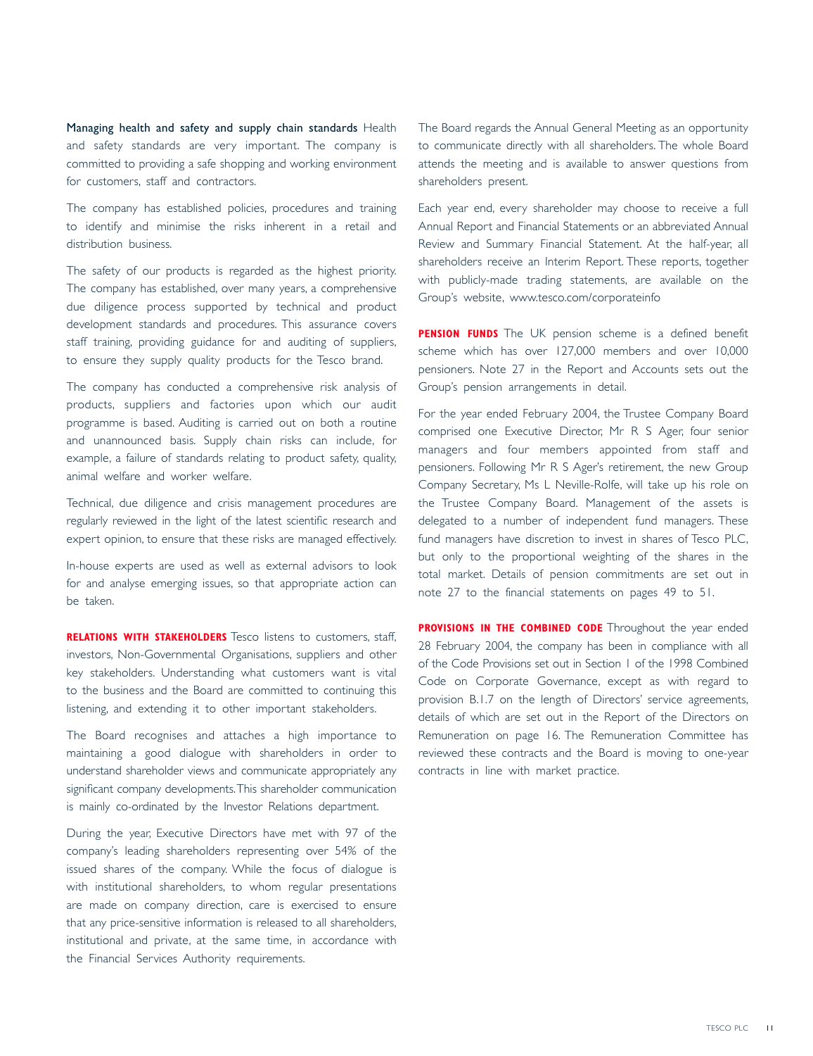**Managing health and safety and supply chain standards** Health and safety standards are very important. The company is committed to providing a safe shopping and working environment for customers, staff and contractors.

The company has established policies, procedures and training to identify and minimise the risks inherent in a retail and distribution business.

The safety of our products is regarded as the highest priority. The company has established, over many years, a comprehensive due diligence process supported by technical and product development standards and procedures. This assurance covers staff training, providing guidance for and auditing of suppliers, to ensure they supply quality products for the Tesco brand.

The company has conducted a comprehensive risk analysis of products, suppliers and factories upon which our audit programme is based. Auditing is carried out on both a routine and unannounced basis. Supply chain risks can include, for example, a failure of standards relating to product safety, quality, animal welfare and worker welfare.

Technical, due diligence and crisis management procedures are regularly reviewed in the light of the latest scientific research and expert opinion, to ensure that these risks are managed effectively.

In-house experts are used as well as external advisors to look for and analyse emerging issues, so that appropriate action can be taken.

**RELATIONS WITH STAKEHOLDERS** Tesco listens to customers, staff, investors, Non-Governmental Organisations, suppliers and other key stakeholders. Understanding what customers want is vital to the business and the Board are committed to continuing this listening, and extending it to other important stakeholders.

The Board recognises and attaches a high importance to maintaining a good dialogue with shareholders in order to understand shareholder views and communicate appropriately any significant company developments. This shareholder communication is mainly co-ordinated by the Investor Relations department.

During the year, Executive Directors have met with 97 of the company's leading shareholders representing over 54% of the issued shares of the company. While the focus of dialogue is with institutional shareholders, to whom regular presentations are made on company direction, care is exercised to ensure that any price-sensitive information is released to all shareholders, institutional and private, at the same time, in accordance with the Financial Services Authority requirements.

The Board regards the Annual General Meeting as an opportunity to communicate directly with all shareholders. The whole Board attends the meeting and is available to answer questions from shareholders present.

Each year end, every shareholder may choose to receive a full Annual Report and Financial Statements or an abbreviated Annual Review and Summary Financial Statement. At the half-year, all shareholders receive an Interim Report. These reports, together with publicly-made trading statements, are available on the Group's website, www.tesco.com/corporateinfo

**PENSION FUNDS** The UK pension scheme is a defined benefit scheme which has over 127,000 members and over 10,000 pensioners. Note 27 in the Report and Accounts sets out the Group's pension arrangements in detail.

For the year ended February 2004, the Trustee Company Board comprised one Executive Director, Mr R S Ager, four senior managers and four members appointed from staff and pensioners. Following Mr R S Ager's retirement, the new Group Company Secretary, Ms L Neville-Rolfe, will take up his role on the Trustee Company Board. Management of the assets is delegated to a number of independent fund managers. These fund managers have discretion to invest in shares of Tesco PLC, but only to the proportional weighting of the shares in the total market. Details of pension commitments are set out in note 27 to the financial statements on pages 49 to 51.

**PROVISIONS IN THE COMBINED CODE** Throughout the year ended 28 February 2004, the company has been in compliance with all of the Code Provisions set out in Section 1 of the 1998 Combined Code on Corporate Governance, except as with regard to provision B.1.7 on the length of Directors' service agreements, details of which are set out in the Report of the Directors on Remuneration on page 16. The Remuneration Committee has reviewed these contracts and the Board is moving to one-year contracts in line with market practice.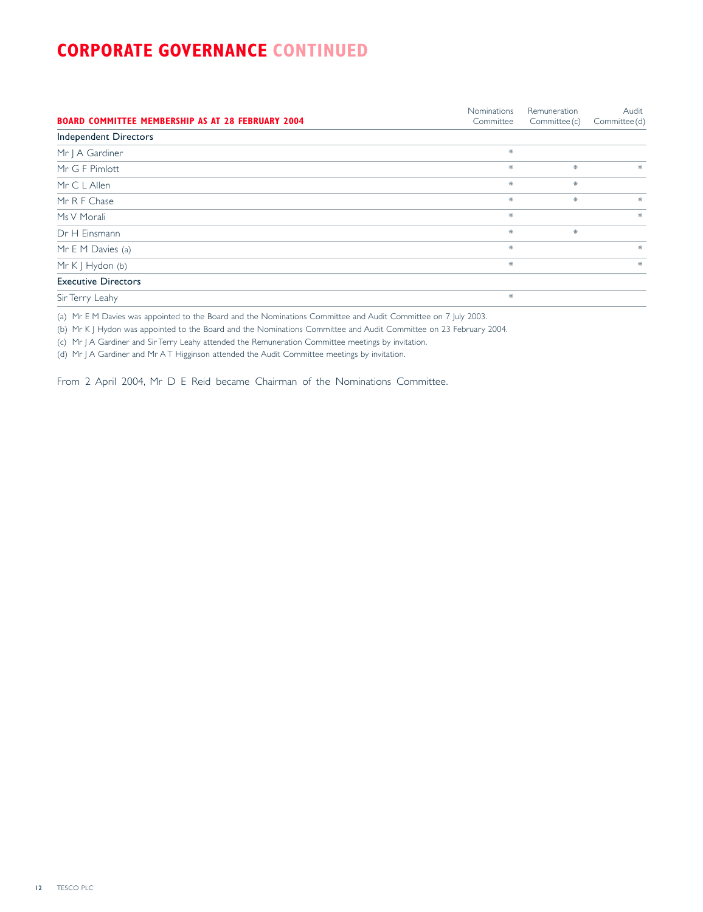# CORPORATE GOVERNANCE CONTINUED

| BOARD COMMITTEE MEMBERSHIP AS AT 28 FEBRUARY 2004 | Nominations Committee | Remuneration Committee (c) | Audit Committee (d) |
|---|---|---|---|
| **Independent Directors** | | | |
| Mr J A Gardiner | * | | |
| Mr G F Pimlott | * | * | * |
| Mr C L Allen | * | * | |
| Mr R F Chase | * | * | * |
| Ms V Morali | * | | * |
| Dr H Einsmann | * | * | |
| Mr E M Davies (a) | * | | * |
| Mr K J Hydon (b) | * | | * |
| **Executive Directors** | | | |
| Sir Terry Leahy | * | | |

(a) Mr E M Davies was appointed to the Board and the Nominations Committee and Audit Committee on 7 July 2003.

(b) Mr K J Hydon was appointed to the Board and the Nominations Committee and Audit Committee on 23 February 2004.

(c) Mr J A Gardiner and Sir Terry Leahy attended the Remuneration Committee meetings by invitation.

(d) Mr J A Gardiner and Mr A T Higginson attended the Audit Committee meetings by invitation.

From 2 April 2004, Mr D E Reid became Chairman of the Nominations Committee.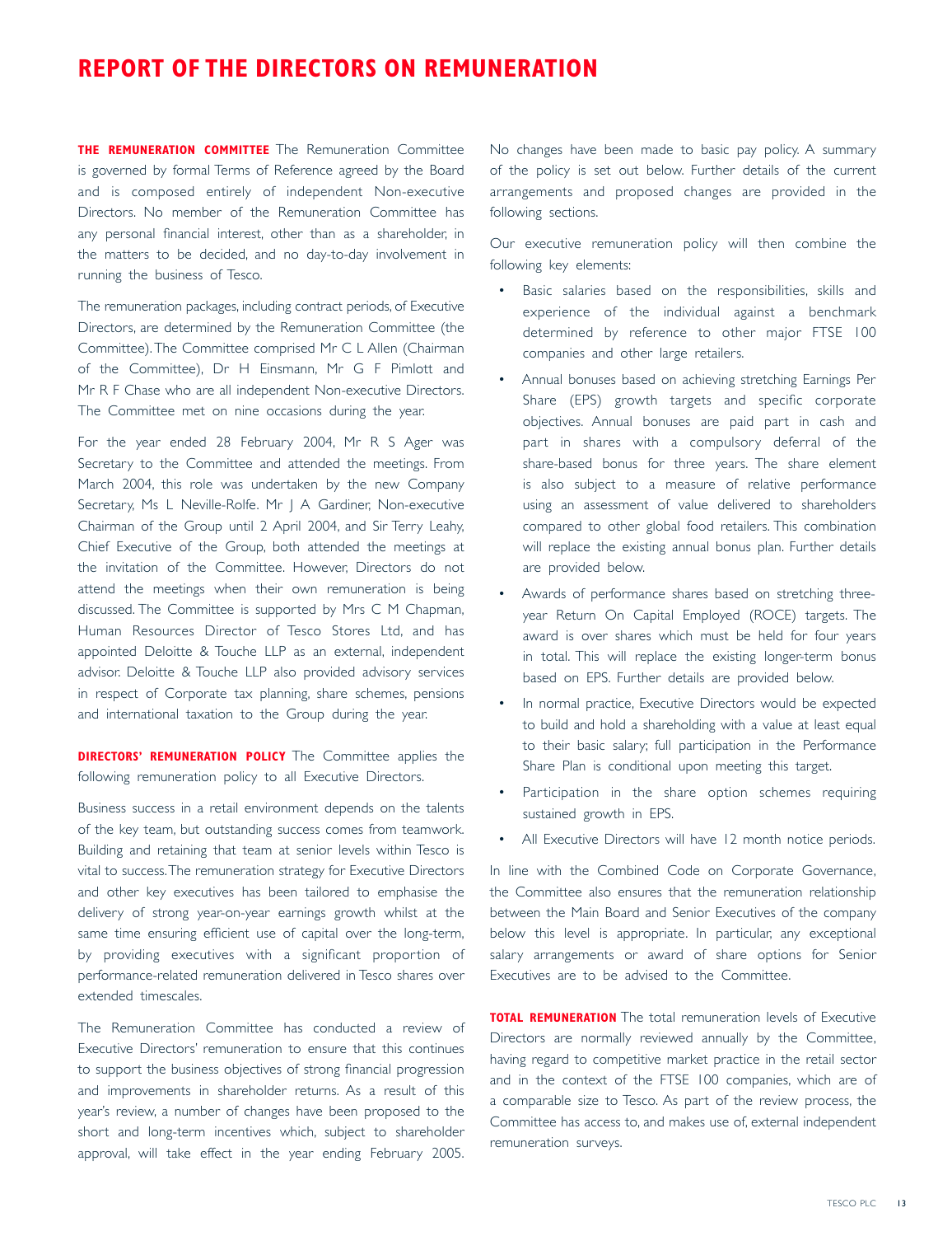# REPORT OF THE DIRECTORS ON REMUNERATION

**THE REMUNERATION COMMITTEE** The Remuneration Committee is governed by formal Terms of Reference agreed by the Board and is composed entirely of independent Non-executive Directors. No member of the Remuneration Committee has any personal financial interest, other than as a shareholder, in the matters to be decided, and no day-to-day involvement in running the business of Tesco.

The remuneration packages, including contract periods, of Executive Directors, are determined by the Remuneration Committee (the Committee). The Committee comprised Mr C L Allen (Chairman of the Committee), Dr H Einsmann, Mr G F Pimlott and Mr R F Chase who are all independent Non-executive Directors. The Committee met on nine occasions during the year.

For the year ended 28 February 2004, Mr R S Ager was Secretary to the Committee and attended the meetings. From March 2004, this role was undertaken by the new Company Secretary, Ms L Neville-Rolfe. Mr J A Gardiner, Non-executive Chairman of the Group until 2 April 2004, and Sir Terry Leahy, Chief Executive of the Group, both attended the meetings at the invitation of the Committee. However, Directors do not attend the meetings when their own remuneration is being discussed. The Committee is supported by Mrs C M Chapman, Human Resources Director of Tesco Stores Ltd, and has appointed Deloitte & Touche LLP as an external, independent advisor. Deloitte & Touche LLP also provided advisory services in respect of Corporate tax planning, share schemes, pensions and international taxation to the Group during the year.

**DIRECTORS' REMUNERATION POLICY** The Committee applies the following remuneration policy to all Executive Directors.

Business success in a retail environment depends on the talents of the key team, but outstanding success comes from teamwork. Building and retaining that team at senior levels within Tesco is vital to success. The remuneration strategy for Executive Directors and other key executives has been tailored to emphasise the delivery of strong year-on-year earnings growth whilst at the same time ensuring efficient use of capital over the long-term, by providing executives with a significant proportion of performance-related remuneration delivered in Tesco shares over extended timescales.

The Remuneration Committee has conducted a review of Executive Directors' remuneration to ensure that this continues to support the business objectives of strong financial progression and improvements in shareholder returns. As a result of this year's review, a number of changes have been proposed to the short and long-term incentives which, subject to shareholder approval, will take effect in the year ending February 2005. No changes have been made to basic pay policy. A summary of the policy is set out below. Further details of the current arrangements and proposed changes are provided in the following sections.

Our executive remuneration policy will then combine the following key elements:

- Basic salaries based on the responsibilities, skills and experience of the individual against a benchmark determined by reference to other major FTSE 100 companies and other large retailers.
- Annual bonuses based on achieving stretching Earnings Per Share (EPS) growth targets and specific corporate objectives. Annual bonuses are paid part in cash and part in shares with a compulsory deferral of the share-based bonus for three years. The share element is also subject to a measure of relative performance using an assessment of value delivered to shareholders compared to other global food retailers. This combination will replace the existing annual bonus plan. Further details are provided below.
- Awards of performance shares based on stretching three-year Return On Capital Employed (ROCE) targets. The award is over shares which must be held for four years in total. This will replace the existing longer-term bonus based on EPS. Further details are provided below.
- In normal practice, Executive Directors would be expected to build and hold a shareholding with a value at least equal to their basic salary; full participation in the Performance Share Plan is conditional upon meeting this target.
- Participation in the share option schemes requiring sustained growth in EPS.
- All Executive Directors will have 12 month notice periods.

In line with the Combined Code on Corporate Governance, the Committee also ensures that the remuneration relationship between the Main Board and Senior Executives of the company below this level is appropriate. In particular, any exceptional salary arrangements or award of share options for Senior Executives are to be advised to the Committee.

**TOTAL REMUNERATION** The total remuneration levels of Executive Directors are normally reviewed annually by the Committee, having regard to competitive market practice in the retail sector and in the context of the FTSE 100 companies, which are of a comparable size to Tesco. As part of the review process, the Committee has access to, and makes use of, external independent remuneration surveys.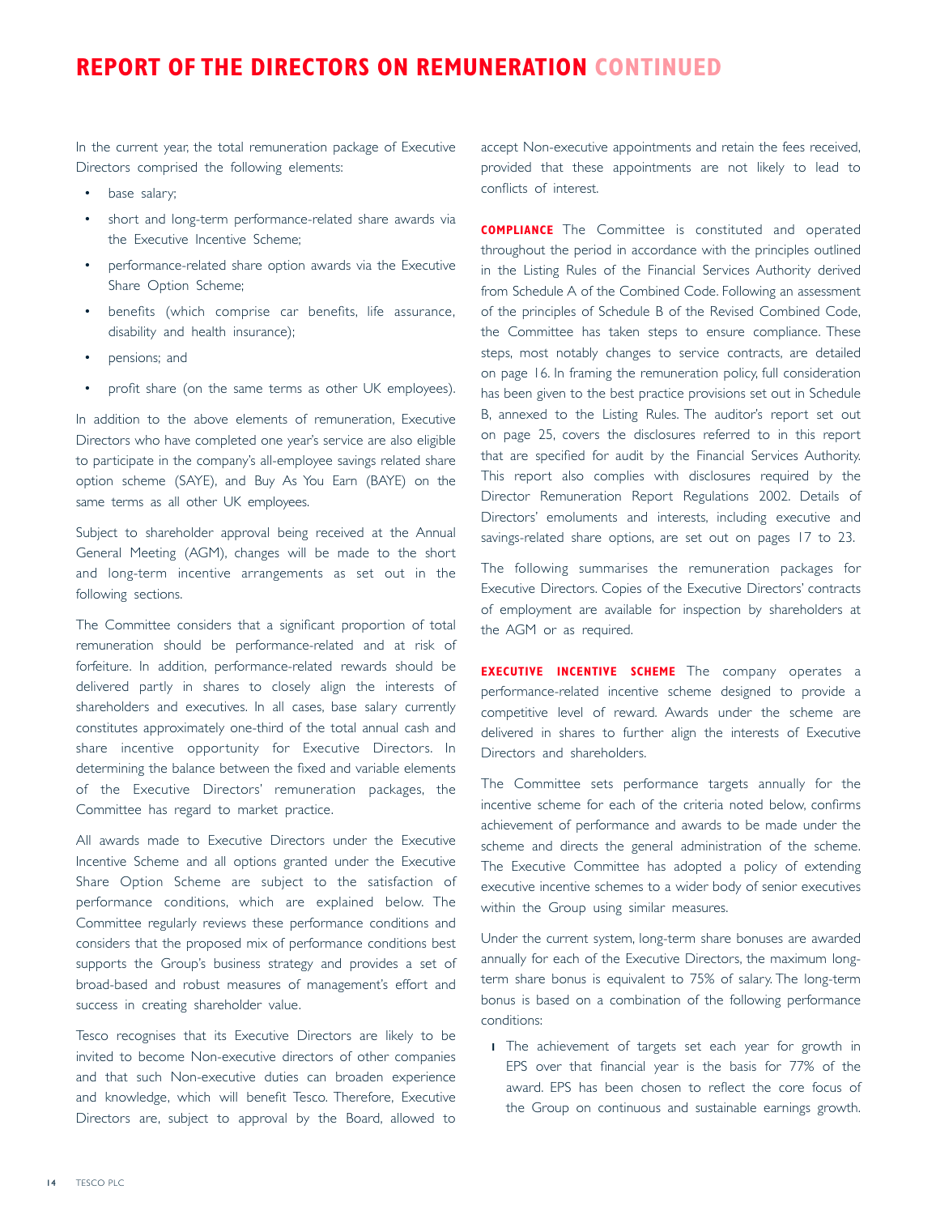# REPORT OF THE DIRECTORS ON REMUNERATION CONTINUED

In the current year, the total remuneration package of Executive Directors comprised the following elements:

- base salary;
- short and long-term performance-related share awards via the Executive Incentive Scheme;
- performance-related share option awards via the Executive Share Option Scheme;
- benefits (which comprise car benefits, life assurance, disability and health insurance);
- pensions; and
- profit share (on the same terms as other UK employees).

In addition to the above elements of remuneration, Executive Directors who have completed one year's service are also eligible to participate in the company's all-employee savings related share option scheme (SAYE), and Buy As You Earn (BAYE) on the same terms as all other UK employees.

Subject to shareholder approval being received at the Annual General Meeting (AGM), changes will be made to the short and long-term incentive arrangements as set out in the following sections.

The Committee considers that a significant proportion of total remuneration should be performance-related and at risk of forfeiture. In addition, performance-related rewards should be delivered partly in shares to closely align the interests of shareholders and executives. In all cases, base salary currently constitutes approximately one-third of the total annual cash and share incentive opportunity for Executive Directors. In determining the balance between the fixed and variable elements of the Executive Directors' remuneration packages, the Committee has regard to market practice.

All awards made to Executive Directors under the Executive Incentive Scheme and all options granted under the Executive Share Option Scheme are subject to the satisfaction of performance conditions, which are explained below. The Committee regularly reviews these performance conditions and considers that the proposed mix of performance conditions best supports the Group's business strategy and provides a set of broad-based and robust measures of management's effort and success in creating shareholder value.

Tesco recognises that its Executive Directors are likely to be invited to become Non-executive directors of other companies and that such Non-executive duties can broaden experience and knowledge, which will benefit Tesco. Therefore, Executive Directors are, subject to approval by the Board, allowed to accept Non-executive appointments and retain the fees received, provided that these appointments are not likely to lead to conflicts of interest.

**COMPLIANCE** The Committee is constituted and operated throughout the period in accordance with the principles outlined in the Listing Rules of the Financial Services Authority derived from Schedule A of the Combined Code. Following an assessment of the principles of Schedule B of the Revised Combined Code, the Committee has taken steps to ensure compliance. These steps, most notably changes to service contracts, are detailed on page 16. In framing the remuneration policy, full consideration has been given to the best practice provisions set out in Schedule B, annexed to the Listing Rules. The auditor's report set out on page 25, covers the disclosures referred to in this report that are specified for audit by the Financial Services Authority. This report also complies with disclosures required by the Director Remuneration Report Regulations 2002. Details of Directors' emoluments and interests, including executive and savings-related share options, are set out on pages 17 to 23.

The following summarises the remuneration packages for Executive Directors. Copies of the Executive Directors' contracts of employment are available for inspection by shareholders at the AGM or as required.

**EXECUTIVE INCENTIVE SCHEME** The company operates a performance-related incentive scheme designed to provide a competitive level of reward. Awards under the scheme are delivered in shares to further align the interests of Executive Directors and shareholders.

The Committee sets performance targets annually for the incentive scheme for each of the criteria noted below, confirms achievement of performance and awards to be made under the scheme and directs the general administration of the scheme. The Executive Committee has adopted a policy of extending executive incentive schemes to a wider body of senior executives within the Group using similar measures.

Under the current system, long-term share bonuses are awarded annually for each of the Executive Directors, the maximum long-term share bonus is equivalent to 75% of salary. The long-term bonus is based on a combination of the following performance conditions:

1. The achievement of targets set each year for growth in EPS over that financial year is the basis for 77% of the award. EPS has been chosen to reflect the core focus of the Group on continuous and sustainable earnings growth.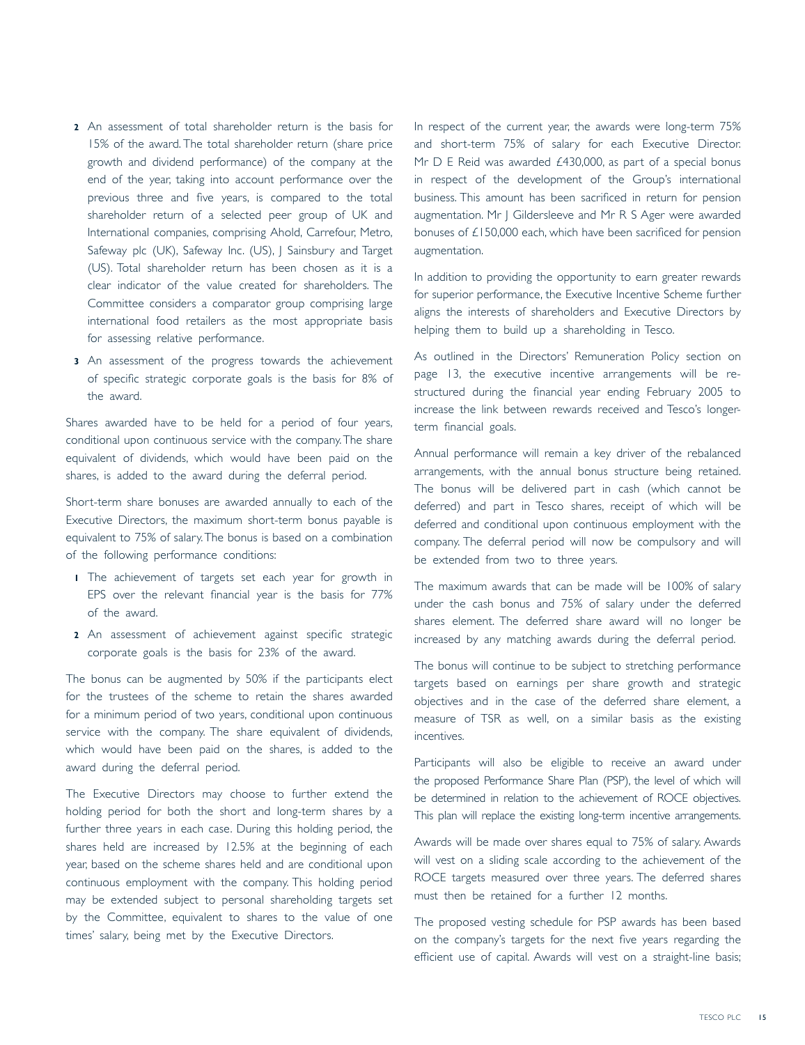2. An assessment of total shareholder return is the basis for 15% of the award. The total shareholder return (share price growth and dividend performance) of the company at the end of the year, taking into account performance over the previous three and five years, is compared to the total shareholder return of a selected peer group of UK and International companies, comprising Ahold, Carrefour, Metro, Safeway plc (UK), Safeway Inc. (US), J Sainsbury and Target (US). Total shareholder return has been chosen as it is a clear indicator of the value created for shareholders. The Committee considers a comparator group comprising large international food retailers as the most appropriate basis for assessing relative performance.
3. An assessment of the progress towards the achievement of specific strategic corporate goals is the basis for 8% of the award.

Shares awarded have to be held for a period of four years, conditional upon continuous service with the company. The share equivalent of dividends, which would have been paid on the shares, is added to the award during the deferral period.

Short-term share bonuses are awarded annually to each of the Executive Directors, the maximum short-term bonus payable is equivalent to 75% of salary. The bonus is based on a combination of the following performance conditions:

1. The achievement of targets set each year for growth in EPS over the relevant financial year is the basis for 77% of the award.
2. An assessment of achievement against specific strategic corporate goals is the basis for 23% of the award.

The bonus can be augmented by 50% if the participants elect for the trustees of the scheme to retain the shares awarded for a minimum period of two years, conditional upon continuous service with the company. The share equivalent of dividends, which would have been paid on the shares, is added to the award during the deferral period.

The Executive Directors may choose to further extend the holding period for both the short and long-term shares by a further three years in each case. During this holding period, the shares held are increased by 12.5% at the beginning of each year, based on the scheme shares held and are conditional upon continuous employment with the company. This holding period may be extended subject to personal shareholding targets set by the Committee, equivalent to shares to the value of one times' salary, being met by the Executive Directors.

In respect of the current year, the awards were long-term 75% and short-term 75% of salary for each Executive Director. Mr D E Reid was awarded £430,000, as part of a special bonus in respect of the development of the Group's international business. This amount has been sacrificed in return for pension augmentation. Mr J Gildersleeve and Mr R S Ager were awarded bonuses of £150,000 each, which have been sacrificed for pension augmentation.

In addition to providing the opportunity to earn greater rewards for superior performance, the Executive Incentive Scheme further aligns the interests of shareholders and Executive Directors by helping them to build up a shareholding in Tesco.

As outlined in the Directors' Remuneration Policy section on page 13, the executive incentive arrangements will be re-structured during the financial year ending February 2005 to increase the link between rewards received and Tesco's longer-term financial goals.

Annual performance will remain a key driver of the rebalanced arrangements, with the annual bonus structure being retained. The bonus will be delivered part in cash (which cannot be deferred) and part in Tesco shares, receipt of which will be deferred and conditional upon continuous employment with the company. The deferral period will now be compulsory and will be extended from two to three years.

The maximum awards that can be made will be 100% of salary under the cash bonus and 75% of salary under the deferred shares element. The deferred share award will no longer be increased by any matching awards during the deferral period.

The bonus will continue to be subject to stretching performance targets based on earnings per share growth and strategic objectives and in the case of the deferred share element, a measure of TSR as well, on a similar basis as the existing incentives.

Participants will also be eligible to receive an award under the proposed Performance Share Plan (PSP), the level of which will be determined in relation to the achievement of ROCE objectives. This plan will replace the existing long-term incentive arrangements.

Awards will be made over shares equal to 75% of salary. Awards will vest on a sliding scale according to the achievement of the ROCE targets measured over three years. The deferred shares must then be retained for a further 12 months.

The proposed vesting schedule for PSP awards has been based on the company's targets for the next five years regarding the efficient use of capital. Awards will vest on a straight-line basis;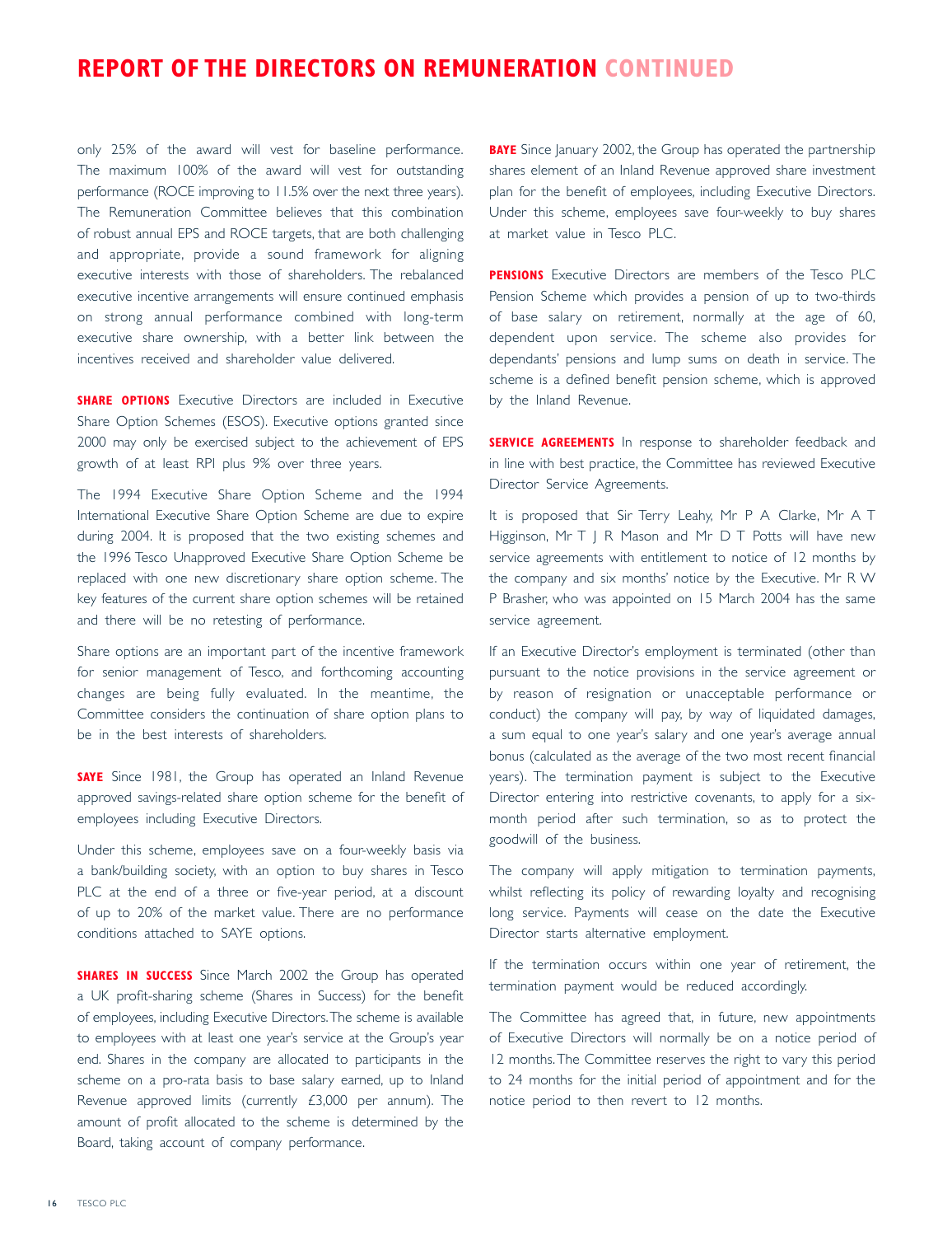# REPORT OF THE DIRECTORS ON REMUNERATION CONTINUED

only 25% of the award will vest for baseline performance. The maximum 100% of the award will vest for outstanding performance (ROCE improving to 11.5% over the next three years). The Remuneration Committee believes that this combination of robust annual EPS and ROCE targets, that are both challenging and appropriate, provide a sound framework for aligning executive interests with those of shareholders. The rebalanced executive incentive arrangements will ensure continued emphasis on strong annual performance combined with long-term executive share ownership, with a better link between the incentives received and shareholder value delivered.

**SHARE OPTIONS** Executive Directors are included in Executive Share Option Schemes (ESOS). Executive options granted since 2000 may only be exercised subject to the achievement of EPS growth of at least RPI plus 9% over three years.

The 1994 Executive Share Option Scheme and the 1994 International Executive Share Option Scheme are due to expire during 2004. It is proposed that the two existing schemes and the 1996 Tesco Unapproved Executive Share Option Scheme be replaced with one new discretionary share option scheme. The key features of the current share option schemes will be retained and there will be no retesting of performance.

Share options are an important part of the incentive framework for senior management of Tesco, and forthcoming accounting changes are being fully evaluated. In the meantime, the Committee considers the continuation of share option plans to be in the best interests of shareholders.

**SAYE** Since 1981, the Group has operated an Inland Revenue approved savings-related share option scheme for the benefit of employees including Executive Directors.

Under this scheme, employees save on a four-weekly basis via a bank/building society, with an option to buy shares in Tesco PLC at the end of a three or five-year period, at a discount of up to 20% of the market value. There are no performance conditions attached to SAYE options.

**SHARES IN SUCCESS** Since March 2002 the Group has operated a UK profit-sharing scheme (Shares in Success) for the benefit of employees, including Executive Directors. The scheme is available to employees with at least one year's service at the Group's year end. Shares in the company are allocated to participants in the scheme on a pro-rata basis to base salary earned, up to Inland Revenue approved limits (currently £3,000 per annum). The amount of profit allocated to the scheme is determined by the Board, taking account of company performance.

**BAYE** Since January 2002, the Group has operated the partnership shares element of an Inland Revenue approved share investment plan for the benefit of employees, including Executive Directors. Under this scheme, employees save four-weekly to buy shares at market value in Tesco PLC.

**PENSIONS** Executive Directors are members of the Tesco PLC Pension Scheme which provides a pension of up to two-thirds of base salary on retirement, normally at the age of 60, dependent upon service. The scheme also provides for dependants' pensions and lump sums on death in service. The scheme is a defined benefit pension scheme, which is approved by the Inland Revenue.

**SERVICE AGREEMENTS** In response to shareholder feedback and in line with best practice, the Committee has reviewed Executive Director Service Agreements.

It is proposed that Sir Terry Leahy, Mr P A Clarke, Mr A T Higginson, Mr T J R Mason and Mr D T Potts will have new service agreements with entitlement to notice of 12 months by the company and six months' notice by the Executive. Mr R W P Brasher, who was appointed on 15 March 2004 has the same service agreement.

If an Executive Director's employment is terminated (other than pursuant to the notice provisions in the service agreement or by reason of resignation or unacceptable performance or conduct) the company will pay, by way of liquidated damages, a sum equal to one year's salary and one year's average annual bonus (calculated as the average of the two most recent financial years). The termination payment is subject to the Executive Director entering into restrictive covenants, to apply for a six-month period after such termination, so as to protect the goodwill of the business.

The company will apply mitigation to termination payments, whilst reflecting its policy of rewarding loyalty and recognising long service. Payments will cease on the date the Executive Director starts alternative employment.

If the termination occurs within one year of retirement, the termination payment would be reduced accordingly.

The Committee has agreed that, in future, new appointments of Executive Directors will normally be on a notice period of 12 months. The Committee reserves the right to vary this period to 24 months for the initial period of appointment and for the notice period to then revert to 12 months.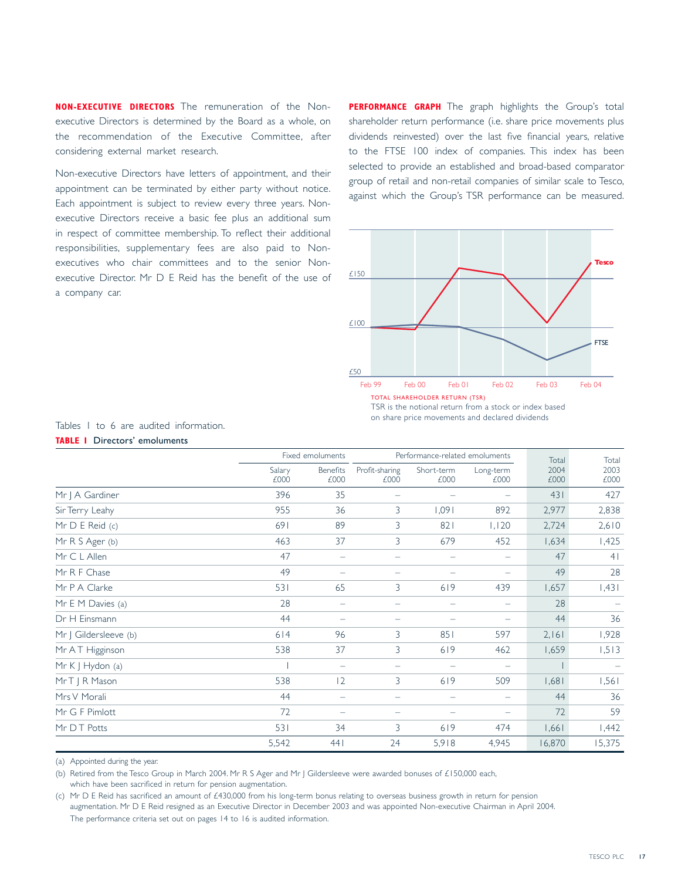**NON-EXECUTIVE DIRECTORS** The remuneration of the Non-executive Directors is determined by the Board as a whole, on the recommendation of the Executive Committee, after considering external market research.

Non-executive Directors have letters of appointment, and their appointment can be terminated by either party without notice. Each appointment is subject to review every three years. Non-executive Directors receive a basic fee plus an additional sum in respect of committee membership. To reflect their additional responsibilities, supplementary fees are also paid to Non-executives who chair committees and to the senior Non-executive Director. Mr D E Reid has the benefit of the use of a company car.

**PERFORMANCE GRAPH** The graph highlights the Group's total shareholder return performance (i.e. share price movements plus dividends reinvested) over the last five financial years, relative to the FTSE 100 index of companies. This index has been selected to provide an established and broad-based comparator group of retail and non-retail companies of similar scale to Tesco, against which the Group's TSR performance can be measured.

TOTAL SHAREHOLDER RETURN (TSR)
TSR is the notional return from a stock or index based on share price movements and declared dividends

Tables 1 to 6 are audited information.

**TABLE 1** Directors' emoluments

| | Fixed emoluments | | Performance-related emoluments | | | | |
|---|---|---|---|---|---|---|---|
| | Salary £000 | Benefits £000 | Profit-sharing £000 | Short-term £000 | Long-term £000 | Total 2004 £000 | Total 2003 £000 |
| Mr J A Gardiner | 396 | 35 | – | – | – | 431 | 427 |
| Sir Terry Leahy | 955 | 36 | 3 | 1,091 | 892 | 2,977 | 2,838 |
| Mr D E Reid (c) | 691 | 89 | 3 | 821 | 1,120 | 2,724 | 2,610 |
| Mr R S Ager (b) | 463 | 37 | 3 | 679 | 452 | 1,634 | 1,425 |
| Mr C L Allen | 47 | – | – | – | – | 47 | 41 |
| Mr R F Chase | 49 | – | – | – | – | 49 | 28 |
| Mr P A Clarke | 531 | 65 | 3 | 619 | 439 | 1,657 | 1,431 |
| Mr E M Davies (a) | 28 | – | – | – | – | 28 | – |
| Dr H Einsmann | 44 | – | – | – | – | 44 | 36 |
| Mr J Gildersleeve (b) | 614 | 96 | 3 | 851 | 597 | 2,161 | 1,928 |
| Mr A T Higginson | 538 | 37 | 3 | 619 | 462 | 1,659 | 1,513 |
| Mr K J Hydon (a) | 1 | – | – | – | – | 1 | – |
| Mr T J R Mason | 538 | 12 | 3 | 619 | 509 | 1,681 | 1,561 |
| Mrs V Morali | 44 | – | – | – | – | 44 | 36 |
| Mr G F Pimlott | 72 | – | – | – | – | 72 | 59 |
| Mr D T Potts | 531 | 34 | 3 | 619 | 474 | 1,661 | 1,442 |
| | 5,542 | 441 | 24 | 5,918 | 4,945 | 16,870 | 15,375 |

(a) Appointed during the year.

(b) Retired from the Tesco Group in March 2004. Mr R S Ager and Mr J Gildersleeve were awarded bonuses of £150,000 each, which have been sacrificed in return for pension augmentation.

(c) Mr D E Reid has sacrificed an amount of £430,000 from his long-term bonus relating to overseas business growth in return for pension augmentation. Mr D E Reid resigned as an Executive Director in December 2003 and was appointed Non-executive Chairman in April 2004.

The performance criteria set out on pages 14 to 16 is audited information.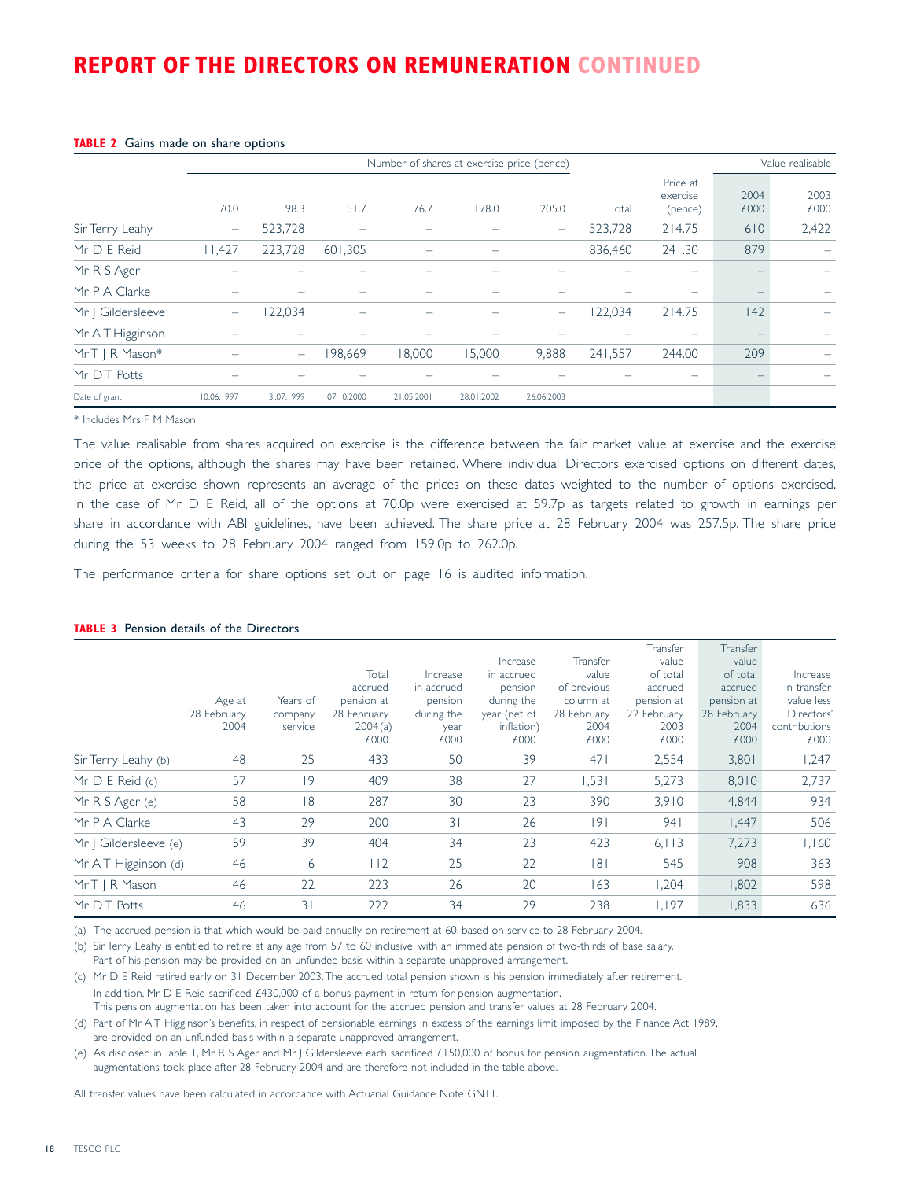# REPORT OF THE DIRECTORS ON REMUNERATION CONTINUED

**TABLE 2** Gains made on share options

| | Number of shares at exercise price (pence) | | | | | | | | Value realisable | |
|---|---|---|---|---|---|---|---|---|---|---|
| | 70.0 | 98.3 | 151.7 | 176.7 | 178.0 | 205.0 | Total | Price at exercise (pence) | 2004 £000 | 2003 £000 |
| Sir Terry Leahy | – | 523,728 | – | – | – | – | 523,728 | 214.75 | 610 | 2,422 |
| Mr D E Reid | 11,427 | 223,728 | 601,305 | – | – | | 836,460 | 241.30 | 879 | – |
| Mr R S Ager | – | – | – | – | – | – | – | – | – | – |
| Mr P A Clarke | – | – | – | – | – | – | – | – | – | – |
| Mr J Gildersleeve | – | 122,034 | – | – | – | – | 122,034 | 214.75 | 142 | – |
| Mr A T Higginson | – | – | – | – | – | – | – | – | – | – |
| Mr T J R Mason* | – | – | 198,669 | 18,000 | 15,000 | 9,888 | 241,557 | 244.00 | 209 | – |
| Mr D T Potts | – | – | – | – | – | – | – | – | – | – |
| Date of grant | 10.06.1997 | 3.07.1999 | 07.10.2000 | 21.05.2001 | 28.01.2002 | 26.06.2003 | | | | |

\* Includes Mrs F M Mason

The value realisable from shares acquired on exercise is the difference between the fair market value at exercise and the exercise price of the options, although the shares may have been retained. Where individual Directors exercised options on different dates, the price at exercise shown represents an average of the prices on these dates weighted to the number of options exercised. In the case of Mr D E Reid, all of the options at 70.0p were exercised at 59.7p as targets related to growth in earnings per share in accordance with ABI guidelines, have been achieved. The share price at 28 February 2004 was 257.5p. The share price during the 53 weeks to 28 February 2004 ranged from 159.0p to 262.0p.

The performance criteria for share options set out on page 16 is audited information.

**TABLE 3** Pension details of the Directors

| | Age at 28 February 2004 | Years of company service | Total accrued pension at 28 February 2004 (a) £000 | Increase in accrued pension during the year £000 | Increase in accrued pension during the year (net of inflation) £000 | Transfer value of previous column at 28 February 2004 £000 | Transfer value of total accrued pension at 22 February 2003 £000 | Transfer value of total accrued pension at 28 February 2004 £000 | Increase in transfer value less Directors' contributions £000 |
|---|---|---|---|---|---|---|---|---|---|
| Sir Terry Leahy (b) | 48 | 25 | 433 | 50 | 39 | 471 | 2,554 | 3,801 | 1,247 |
| Mr D E Reid (c) | 57 | 19 | 409 | 38 | 27 | 1,531 | 5,273 | 8,010 | 2,737 |
| Mr R S Ager (e) | 58 | 18 | 287 | 30 | 23 | 390 | 3,910 | 4,844 | 934 |
| Mr P A Clarke | 43 | 29 | 200 | 31 | 26 | 191 | 941 | 1,447 | 506 |
| Mr J Gildersleeve (e) | 59 | 39 | 404 | 34 | 23 | 423 | 6,113 | 7,273 | 1,160 |
| Mr A T Higginson (d) | 46 | 6 | 112 | 25 | 22 | 181 | 545 | 908 | 363 |
| Mr T J R Mason | 46 | 22 | 223 | 26 | 20 | 163 | 1,204 | 1,802 | 598 |
| Mr D T Potts | 46 | 31 | 222 | 34 | 29 | 238 | 1,197 | 1,833 | 636 |

(a) The accrued pension is that which would be paid annually on retirement at 60, based on service to 28 February 2004.

(b) Sir Terry Leahy is entitled to retire at any age from 57 to 60 inclusive, with an immediate pension of two-thirds of base salary. Part of his pension may be provided on an unfunded basis within a separate unapproved arrangement.

(c) Mr D E Reid retired early on 31 December 2003. The accrued total pension shown is his pension immediately after retirement. In addition, Mr D E Reid sacrificed £430,000 of a bonus payment in return for pension augmentation. This pension augmentation has been taken into account for the accrued pension and transfer values at 28 February 2004.

(d) Part of Mr A T Higginson's benefits, in respect of pensionable earnings in excess of the earnings limit imposed by the Finance Act 1989, are provided on an unfunded basis within a separate unapproved arrangement.

(e) As disclosed in Table 1, Mr R S Ager and Mr J Gildersleeve each sacrificed £150,000 of bonus for pension augmentation. The actual augmentations took place after 28 February 2004 and are therefore not included in the table above.

All transfer values have been calculated in accordance with Actuarial Guidance Note GN11.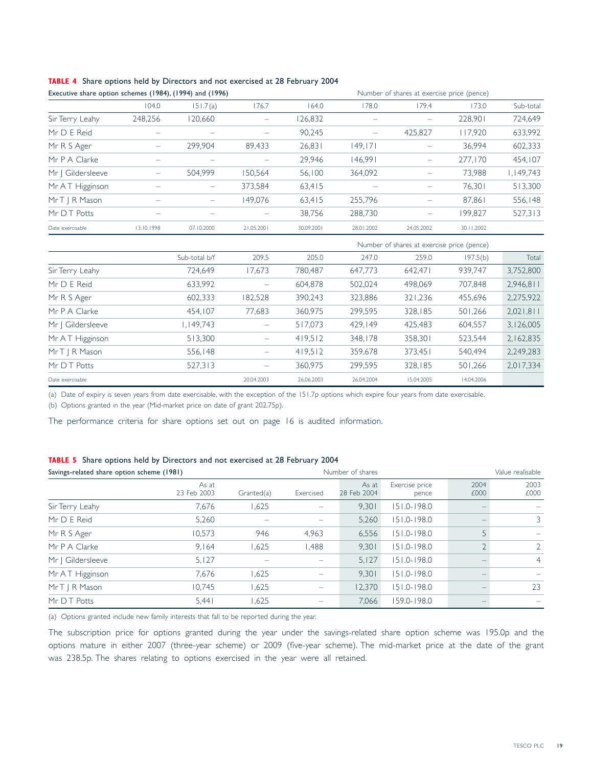**TABLE 4** Share options held by Directors and not exercised at 28 February 2004

Executive share option schemes (1984), (1994) and (1996)

| | Number of shares at exercise price (pence) | | | | | | | |
|---|---|---|---|---|---|---|---|---|
| | 104.0 | 151.7 (a) | 176.7 | 164.0 | 178.0 | 179.4 | 173.0 | Sub-total |
| Sir Terry Leahy | 248,256 | 120,660 | – | 126,832 | – | – | 228,901 | 724,649 |
| Mr D E Reid | – | – | – | 90,245 | – | 425,827 | 117,920 | 633,992 |
| Mr R S Ager | – | 299,904 | 89,433 | 26,831 | 149,171 | – | 36,994 | 602,333 |
| Mr P A Clarke | – | – | – | 29,946 | 146,991 | – | 277,170 | 454,107 |
| Mr J Gildersleeve | – | 504,999 | 150,564 | 56,100 | 364,092 | – | 73,988 | 1,149,743 |
| Mr A T Higginson | – | – | 373,584 | 63,415 | – | – | 76,301 | 513,300 |
| Mr T J R Mason | – | – | 149,076 | 63,415 | 255,796 | – | 87,861 | 556,148 |
| Mr D T Potts | – | – | – | 38,756 | 288,730 | – | 199,827 | 527,313 |
| Date exercisable | 13.10.1998 | 07.10.2000 | 21.05.2001 | 30.09.2001 | 28.01.2002 | 24.05.2002 | 30.11.2002 | |

| | Number of shares at exercise price (pence) | | | | | | |
|---|---|---|---|---|---|---|---|
| | Sub-total b/f | 209.5 | 205.0 | 247.0 | 259.0 | 197.5 (b) | Total |
| Sir Terry Leahy | 724,649 | 17,673 | 780,487 | 647,773 | 642,471 | 939,747 | 3,752,800 |
| Mr D E Reid | 633,992 | – | 604,878 | 502,024 | 498,069 | 707,848 | 2,946,811 |
| Mr R S Ager | 602,333 | 182,528 | 390,243 | 323,886 | 321,236 | 455,696 | 2,275,922 |
| Mr P A Clarke | 454,107 | 77,683 | 360,975 | 299,595 | 328,185 | 501,266 | 2,021,811 |
| Mr J Gildersleeve | 1,149,743 | – | 517,073 | 429,149 | 425,483 | 604,557 | 3,126,005 |
| Mr A T Higginson | 513,300 | – | 419,512 | 348,178 | 358,301 | 523,544 | 2,162,835 |
| Mr T J R Mason | 556,148 | – | 419,512 | 359,678 | 373,451 | 540,494 | 2,249,283 |
| Mr D T Potts | 527,313 | – | 360,975 | 299,595 | 328,185 | 501,266 | 2,017,334 |
| Date exercisable | | 20.04.2003 | 26.06.2003 | 26.04.2004 | 15.04.2005 | 14.04.2006 | |

(a) Date of expiry is seven years from date exercisable, with the exception of the 151.7p options which expire four years from date exercisable.
(b) Options granted in the year (Mid-market price on date of grant 202.75p).

The performance criteria for share options set out on page 16 is audited information.

**TABLE 5** Share options held by Directors and not exercised at 28 February 2004

Savings-related share option scheme (1981)

| | Number of shares | | | | | Value realisable | |
|---|---|---|---|---|---|---|---|
| | As at 23 Feb 2003 | Granted (a) | Exercised | As at 28 Feb 2004 | Exercise price pence | 2004 £000 | 2003 £000 |
| Sir Terry Leahy | 7,676 | 1,625 | – | 9,301 | 151.0-198.0 | – | – |
| Mr D E Reid | 5,260 | – | – | 5,260 | 151.0-198.0 | – | 3 |
| Mr R S Ager | 10,573 | 946 | 4,963 | 6,556 | 151.0-198.0 | 5 | – |
| Mr P A Clarke | 9,164 | 1,625 | 1,488 | 9,301 | 151.0-198.0 | 2 | 2 |
| Mr J Gildersleeve | 5,127 | – | – | 5,127 | 151.0-198.0 | – | 4 |
| Mr A T Higginson | 7,676 | 1,625 | – | 9,301 | 151.0-198.0 | – | – |
| Mr T J R Mason | 10,745 | 1,625 | – | 12,370 | 151.0-198.0 | – | 23 |
| Mr D T Potts | 5,441 | 1,625 | – | 7,066 | 159.0-198.0 | – | – |

(a) Options granted include new family interests that fall to be reported during the year.

The subscription price for options granted during the year under the savings-related share option scheme was 195.0p and the options mature in either 2007 (three-year scheme) or 2009 (five-year scheme). The mid-market price at the date of the grant was 238.5p. The shares relating to options exercised in the year were all retained.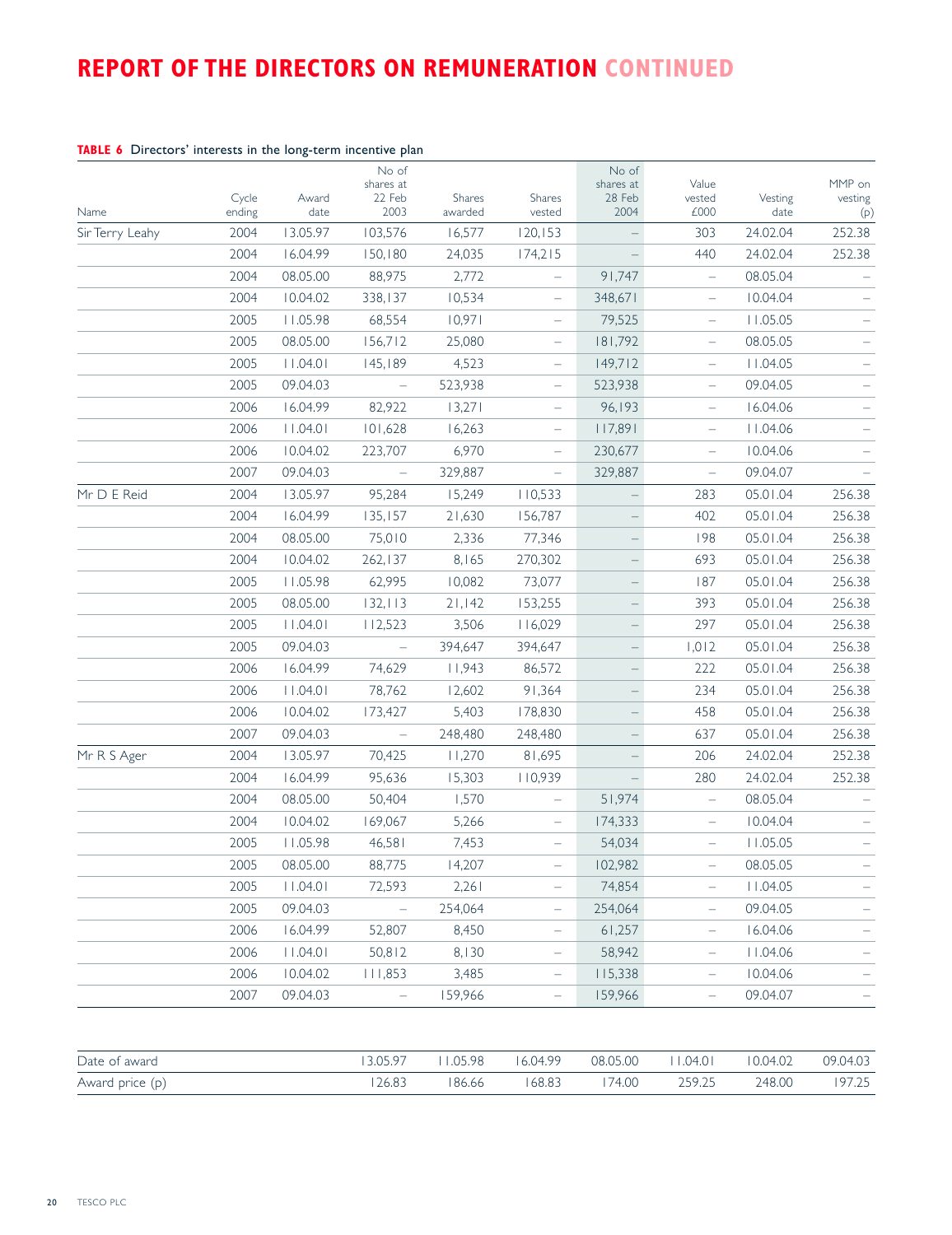# REPORT OF THE DIRECTORS ON REMUNERATION CONTINUED

**TABLE 6** Directors' interests in the long-term incentive plan

| Name | Cycle ending | Award date | No of shares at 22 Feb 2003 | Shares awarded | Shares vested | No of shares at 28 Feb 2004 | Value vested £000 | Vesting date | MMP on vesting (p) |
|---|---|---|---|---|---|---|---|---|---|
| Sir Terry Leahy | 2004 | 13.05.97 | 103,576 | 16,577 | 120,153 | – | 303 | 24.02.04 | 252.38 |
| | 2004 | 16.04.99 | 150,180 | 24,035 | 174,215 | – | 440 | 24.02.04 | 252.38 |
| | 2004 | 08.05.00 | 88,975 | 2,772 | – | 91,747 | – | 08.05.04 | – |
| | 2004 | 10.04.02 | 338,137 | 10,534 | – | 348,671 | – | 10.04.04 | – |
| | 2005 | 11.05.98 | 68,554 | 10,971 | – | 79,525 | – | 11.05.05 | – |
| | 2005 | 08.05.00 | 156,712 | 25,080 | – | 181,792 | – | 08.05.05 | – |
| | 2005 | 11.04.01 | 145,189 | 4,523 | – | 149,712 | – | 11.04.05 | – |
| | 2005 | 09.04.03 | – | 523,938 | – | 523,938 | – | 09.04.05 | – |
| | 2006 | 16.04.99 | 82,922 | 13,271 | – | 96,193 | – | 16.04.06 | – |
| | 2006 | 11.04.01 | 101,628 | 16,263 | – | 117,891 | – | 11.04.06 | – |
| | 2006 | 10.04.02 | 223,707 | 6,970 | – | 230,677 | – | 10.04.06 | – |
| | 2007 | 09.04.03 | – | 329,887 | – | 329,887 | – | 09.04.07 | – |
| Mr D E Reid | 2004 | 13.05.97 | 95,284 | 15,249 | 110,533 | – | 283 | 05.01.04 | 256.38 |
| | 2004 | 16.04.99 | 135,157 | 21,630 | 156,787 | – | 402 | 05.01.04 | 256.38 |
| | 2004 | 08.05.00 | 75,010 | 2,336 | 77,346 | – | 198 | 05.01.04 | 256.38 |
| | 2004 | 10.04.02 | 262,137 | 8,165 | 270,302 | – | 693 | 05.01.04 | 256.38 |
| | 2005 | 11.05.98 | 62,995 | 10,082 | 73,077 | – | 187 | 05.01.04 | 256.38 |
| | 2005 | 08.05.00 | 132,113 | 21,142 | 153,255 | – | 393 | 05.01.04 | 256.38 |
| | 2005 | 11.04.01 | 112,523 | 3,506 | 116,029 | – | 297 | 05.01.04 | 256.38 |
| | 2005 | 09.04.03 | – | 394,647 | 394,647 | – | 1,012 | 05.01.04 | 256.38 |
| | 2006 | 16.04.99 | 74,629 | 11,943 | 86,572 | – | 222 | 05.01.04 | 256.38 |
| | 2006 | 11.04.01 | 78,762 | 12,602 | 91,364 | – | 234 | 05.01.04 | 256.38 |
| | 2006 | 10.04.02 | 173,427 | 5,403 | 178,830 | – | 458 | 05.01.04 | 256.38 |
| | 2007 | 09.04.03 | – | 248,480 | 248,480 | – | 637 | 05.01.04 | 256.38 |
| Mr R S Ager | 2004 | 13.05.97 | 70,425 | 11,270 | 81,695 | – | 206 | 24.02.04 | 252.38 |
| | 2004 | 16.04.99 | 95,636 | 15,303 | 110,939 | – | 280 | 24.02.04 | 252.38 |
| | 2004 | 08.05.00 | 50,404 | 1,570 | – | 51,974 | – | 08.05.04 | – |
| | 2004 | 10.04.02 | 169,067 | 5,266 | – | 174,333 | – | 10.04.04 | – |
| | 2005 | 11.05.98 | 46,581 | 7,453 | – | 54,034 | – | 11.05.05 | – |
| | 2005 | 08.05.00 | 88,775 | 14,207 | – | 102,982 | – | 08.05.05 | – |
| | 2005 | 11.04.01 | 72,593 | 2,261 | – | 74,854 | – | 11.04.05 | – |
| | 2005 | 09.04.03 | – | 254,064 | – | 254,064 | – | 09.04.05 | – |
| | 2006 | 16.04.99 | 52,807 | 8,450 | – | 61,257 | – | 16.04.06 | – |
| | 2006 | 11.04.01 | 50,812 | 8,130 | – | 58,942 | – | 11.04.06 | – |
| | 2006 | 10.04.02 | 111,853 | 3,485 | – | 115,338 | – | 10.04.06 | – |
| | 2007 | 09.04.03 | – | 159,966 | – | 159,966 | – | 09.04.07 | – |

| Date of award | 13.05.97 | 11.05.98 | 16.04.99 | 08.05.00 | 11.04.01 | 10.04.02 | 09.04.03 |
|---|---|---|---|---|---|---|---|
| Award price (p) | 126.83 | 186.66 | 168.83 | 174.00 | 259.25 | 248.00 | 197.25 |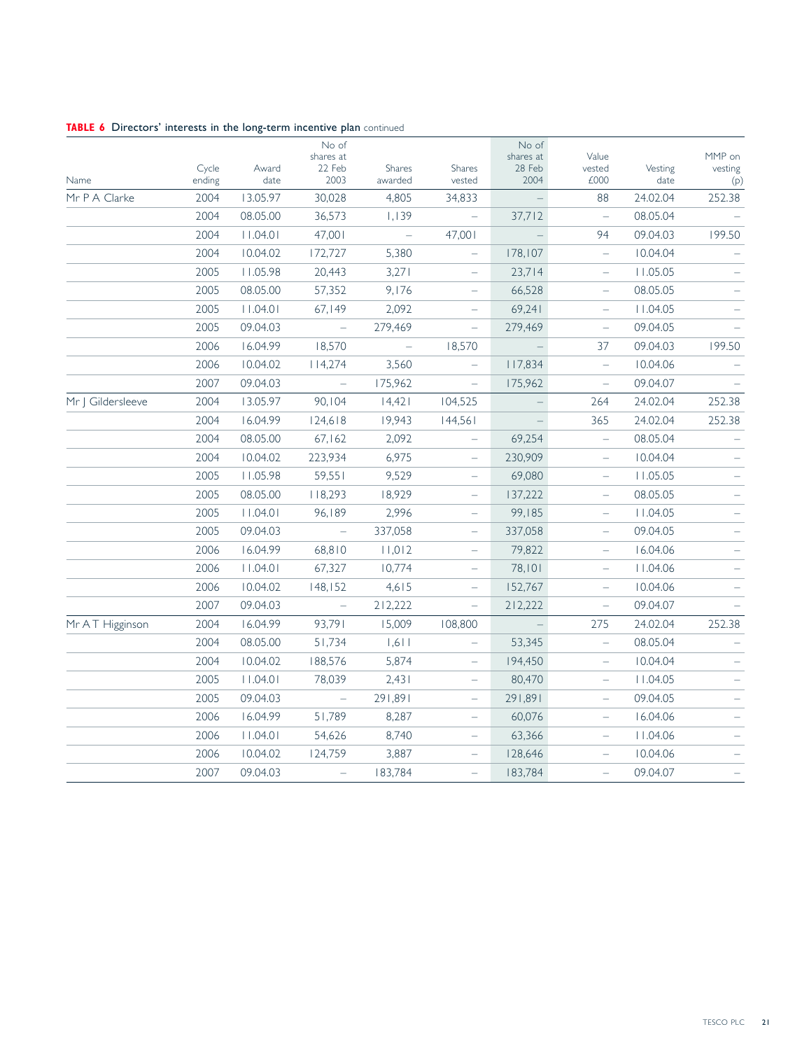**TABLE 6** Directors' interests in the long-term incentive plan continued

| Name | Cycle ending | Award date | No of shares at 22 Feb 2003 | Shares awarded | Shares vested | No of shares at 28 Feb 2004 | Value vested £000 | Vesting date | MMP on vesting (p) |
|---|---|---|---|---|---|---|---|---|---|
| Mr P A Clarke | 2004 | 13.05.97 | 30,028 | 4,805 | 34,833 | – | 88 | 24.02.04 | 252.38 |
| | 2004 | 08.05.00 | 36,573 | 1,139 | – | 37,712 | – | 08.05.04 | – |
| | 2004 | 11.04.01 | 47,001 | – | 47,001 | – | 94 | 09.04.03 | 199.50 |
| | 2004 | 10.04.02 | 172,727 | 5,380 | – | 178,107 | – | 10.04.04 | – |
| | 2005 | 11.05.98 | 20,443 | 3,271 | – | 23,714 | – | 11.05.05 | – |
| | 2005 | 08.05.00 | 57,352 | 9,176 | – | 66,528 | – | 08.05.05 | – |
| | 2005 | 11.04.01 | 67,149 | 2,092 | – | 69,241 | – | 11.04.05 | – |
| | 2005 | 09.04.03 | – | 279,469 | – | 279,469 | – | 09.04.05 | – |
| | 2006 | 16.04.99 | 18,570 | – | 18,570 | – | 37 | 09.04.03 | 199.50 |
| | 2006 | 10.04.02 | 114,274 | 3,560 | – | 117,834 | – | 10.04.06 | – |
| | 2007 | 09.04.03 | – | 175,962 | – | 175,962 | – | 09.04.07 | – |
| Mr J Gildersleeve | 2004 | 13.05.97 | 90,104 | 14,421 | 104,525 | – | 264 | 24.02.04 | 252.38 |
| | 2004 | 16.04.99 | 124,618 | 19,943 | 144,561 | – | 365 | 24.02.04 | 252.38 |
| | 2004 | 08.05.00 | 67,162 | 2,092 | – | 69,254 | – | 08.05.04 | – |
| | 2004 | 10.04.02 | 223,934 | 6,975 | – | 230,909 | – | 10.04.04 | – |
| | 2005 | 11.05.98 | 59,551 | 9,529 | – | 69,080 | – | 11.05.05 | – |
| | 2005 | 08.05.00 | 118,293 | 18,929 | – | 137,222 | – | 08.05.05 | – |
| | 2005 | 11.04.01 | 96,189 | 2,996 | – | 99,185 | – | 11.04.05 | – |
| | 2005 | 09.04.03 | – | 337,058 | – | 337,058 | – | 09.04.05 | – |
| | 2006 | 16.04.99 | 68,810 | 11,012 | – | 79,822 | – | 16.04.06 | – |
| | 2006 | 11.04.01 | 67,327 | 10,774 | – | 78,101 | – | 11.04.06 | – |
| | 2006 | 10.04.02 | 148,152 | 4,615 | – | 152,767 | – | 10.04.06 | – |
| | 2007 | 09.04.03 | – | 212,222 | – | 212,222 | – | 09.04.07 | – |
| Mr A T Higginson | 2004 | 16.04.99 | 93,791 | 15,009 | 108,800 | – | 275 | 24.02.04 | 252.38 |
| | 2004 | 08.05.00 | 51,734 | 1,611 | – | 53,345 | – | 08.05.04 | – |
| | 2004 | 10.04.02 | 188,576 | 5,874 | – | 194,450 | – | 10.04.04 | – |
| | 2005 | 11.04.01 | 78,039 | 2,431 | – | 80,470 | – | 11.04.05 | – |
| | 2005 | 09.04.03 | – | 291,891 | – | 291,891 | – | 09.04.05 | – |
| | 2006 | 16.04.99 | 51,789 | 8,287 | – | 60,076 | – | 16.04.06 | – |
| | 2006 | 11.04.01 | 54,626 | 8,740 | – | 63,366 | – | 11.04.06 | – |
| | 2006 | 10.04.02 | 124,759 | 3,887 | – | 128,646 | – | 10.04.06 | – |
| | 2007 | 09.04.03 | – | 183,784 | – | 183,784 | – | 09.04.07 | – |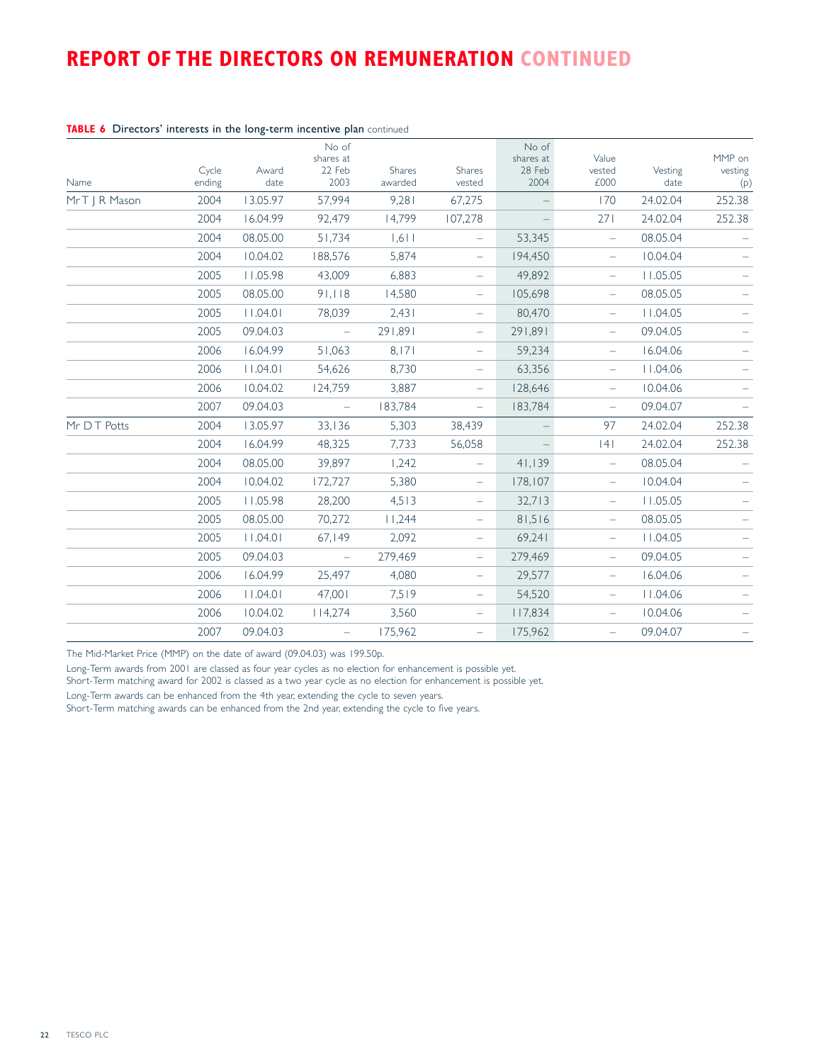# REPORT OF THE DIRECTORS ON REMUNERATION CONTINUED

**TABLE 6** Directors' interests in the long-term incentive plan continued

| Name | Cycle ending | Award date | No of shares at 22 Feb 2003 | Shares awarded | Shares vested | No of shares at 28 Feb 2004 | Value vested £000 | Vesting date | MMP on vesting (p) |
|---|---|---|---|---|---|---|---|---|---|
| Mr T J R Mason | 2004 | 13.05.97 | 57,994 | 9,281 | 67,275 | – | 170 | 24.02.04 | 252.38 |
| | 2004 | 16.04.99 | 92,479 | 14,799 | 107,278 | – | 271 | 24.02.04 | 252.38 |
| | 2004 | 08.05.00 | 51,734 | 1,611 | – | 53,345 | – | 08.05.04 | – |
| | 2004 | 10.04.02 | 188,576 | 5,874 | – | 194,450 | – | 10.04.04 | – |
| | 2005 | 11.05.98 | 43,009 | 6,883 | – | 49,892 | – | 11.05.05 | – |
| | 2005 | 08.05.00 | 91,118 | 14,580 | – | 105,698 | – | 08.05.05 | – |
| | 2005 | 11.04.01 | 78,039 | 2,431 | – | 80,470 | – | 11.04.05 | – |
| | 2005 | 09.04.03 | – | 291,891 | – | 291,891 | – | 09.04.05 | – |
| | 2006 | 16.04.99 | 51,063 | 8,171 | – | 59,234 | – | 16.04.06 | – |
| | 2006 | 11.04.01 | 54,626 | 8,730 | – | 63,356 | – | 11.04.06 | – |
| | 2006 | 10.04.02 | 124,759 | 3,887 | – | 128,646 | – | 10.04.06 | – |
| | 2007 | 09.04.03 | – | 183,784 | – | 183,784 | – | 09.04.07 | – |
| Mr D T Potts | 2004 | 13.05.97 | 33,136 | 5,303 | 38,439 | – | 97 | 24.02.04 | 252.38 |
| | 2004 | 16.04.99 | 48,325 | 7,733 | 56,058 | – | 141 | 24.02.04 | 252.38 |
| | 2004 | 08.05.00 | 39,897 | 1,242 | – | 41,139 | – | 08.05.04 | – |
| | 2004 | 10.04.02 | 172,727 | 5,380 | – | 178,107 | – | 10.04.04 | – |
| | 2005 | 11.05.98 | 28,200 | 4,513 | – | 32,713 | – | 11.05.05 | – |
| | 2005 | 08.05.00 | 70,272 | 11,244 | – | 81,516 | – | 08.05.05 | – |
| | 2005 | 11.04.01 | 67,149 | 2,092 | – | 69,241 | – | 11.04.05 | – |
| | 2005 | 09.04.03 | – | 279,469 | – | 279,469 | – | 09.04.05 | – |
| | 2006 | 16.04.99 | 25,497 | 4,080 | – | 29,577 | – | 16.04.06 | – |
| | 2006 | 11.04.01 | 47,001 | 7,519 | – | 54,520 | – | 11.04.06 | – |
| | 2006 | 10.04.02 | 114,274 | 3,560 | – | 117,834 | – | 10.04.06 | – |
| | 2007 | 09.04.03 | – | 175,962 | – | 175,962 | – | 09.04.07 | – |

The Mid-Market Price (MMP) on the date of award (09.04.03) was 199.50p.

Long-Term awards from 2001 are classed as four year cycles as no election for enhancement is possible yet.
Short-Term matching award for 2002 is classed as a two year cycle as no election for enhancement is possible yet.

Long-Term awards can be enhanced from the 4th year, extending the cycle to seven years.
Short-Term matching awards can be enhanced from the 2nd year, extending the cycle to five years.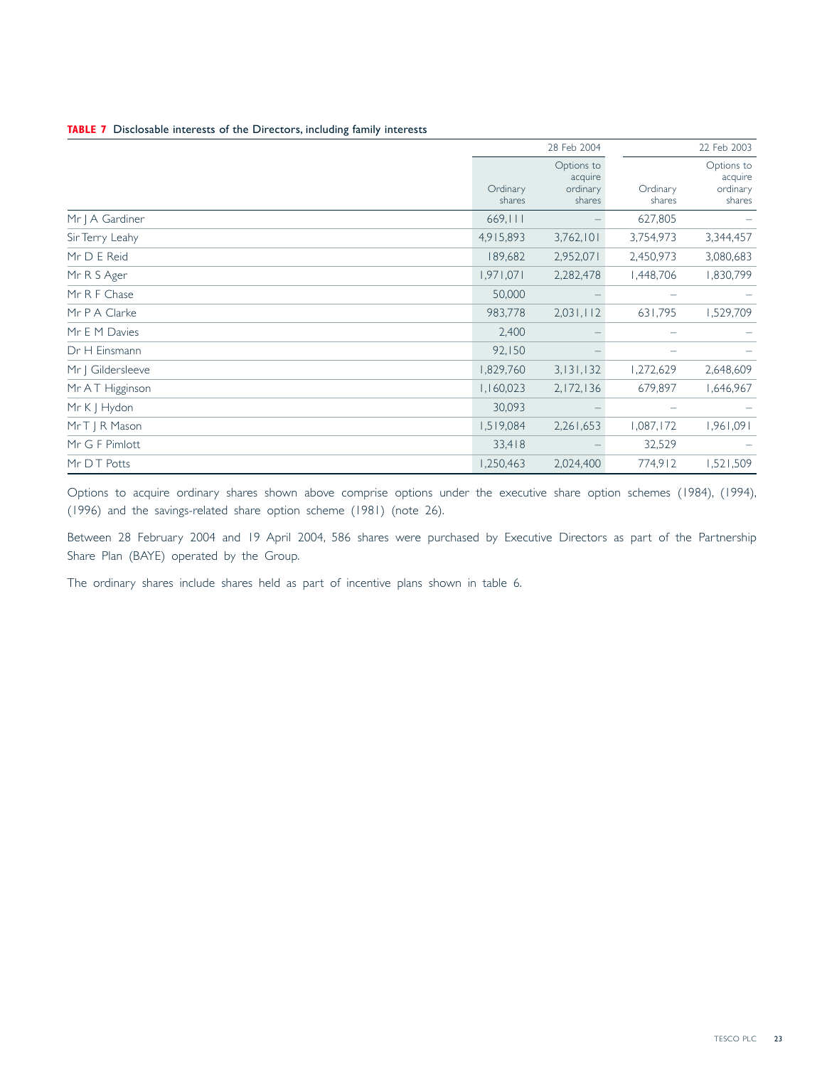**TABLE 7** Disclosable interests of the Directors, including family interests

| | 28 Feb 2004 | | 22 Feb 2003 | |
|---|---|---|---|---|
| | Ordinary shares | Options to acquire ordinary shares | Ordinary shares | Options to acquire ordinary shares |
| Mr J A Gardiner | 669,111 | – | 627,805 | – |
| Sir Terry Leahy | 4,915,893 | 3,762,101 | 3,754,973 | 3,344,457 |
| Mr D E Reid | 189,682 | 2,952,071 | 2,450,973 | 3,080,683 |
| Mr R S Ager | 1,971,071 | 2,282,478 | 1,448,706 | 1,830,799 |
| Mr R F Chase | 50,000 | – | – | – |
| Mr P A Clarke | 983,778 | 2,031,112 | 631,795 | 1,529,709 |
| Mr E M Davies | 2,400 | – | – | – |
| Dr H Einsmann | 92,150 | – | – | – |
| Mr J Gildersleeve | 1,829,760 | 3,131,132 | 1,272,629 | 2,648,609 |
| Mr A T Higginson | 1,160,023 | 2,172,136 | 679,897 | 1,646,967 |
| Mr K J Hydon | 30,093 | – | – | – |
| Mr T J R Mason | 1,519,084 | 2,261,653 | 1,087,172 | 1,961,091 |
| Mr G F Pimlott | 33,418 | – | 32,529 | – |
| Mr D T Potts | 1,250,463 | 2,024,400 | 774,912 | 1,521,509 |

Options to acquire ordinary shares shown above comprise options under the executive share option schemes (1984), (1994), (1996) and the savings-related share option scheme (1981) (note 26).

Between 28 February 2004 and 19 April 2004, 586 shares were purchased by Executive Directors as part of the Partnership Share Plan (BAYE) operated by the Group.

The ordinary shares include shares held as part of incentive plans shown in table 6.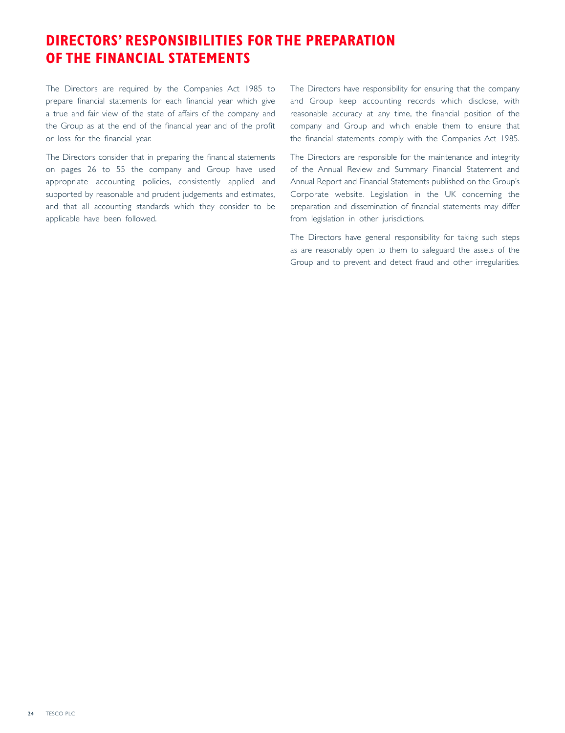# DIRECTORS' RESPONSIBILITIES FOR THE PREPARATION OF THE FINANCIAL STATEMENTS

The Directors are required by the Companies Act 1985 to prepare financial statements for each financial year which give a true and fair view of the state of affairs of the company and the Group as at the end of the financial year and of the profit or loss for the financial year.

The Directors consider that in preparing the financial statements on pages 26 to 55 the company and Group have used appropriate accounting policies, consistently applied and supported by reasonable and prudent judgements and estimates, and that all accounting standards which they consider to be applicable have been followed.

The Directors have responsibility for ensuring that the company and Group keep accounting records which disclose, with reasonable accuracy at any time, the financial position of the company and Group and which enable them to ensure that the financial statements comply with the Companies Act 1985.

The Directors are responsible for the maintenance and integrity of the Annual Review and Summary Financial Statement and Annual Report and Financial Statements published on the Group's Corporate website. Legislation in the UK concerning the preparation and dissemination of financial statements may differ from legislation in other jurisdictions.

The Directors have general responsibility for taking such steps as are reasonably open to them to safeguard the assets of the Group and to prevent and detect fraud and other irregularities.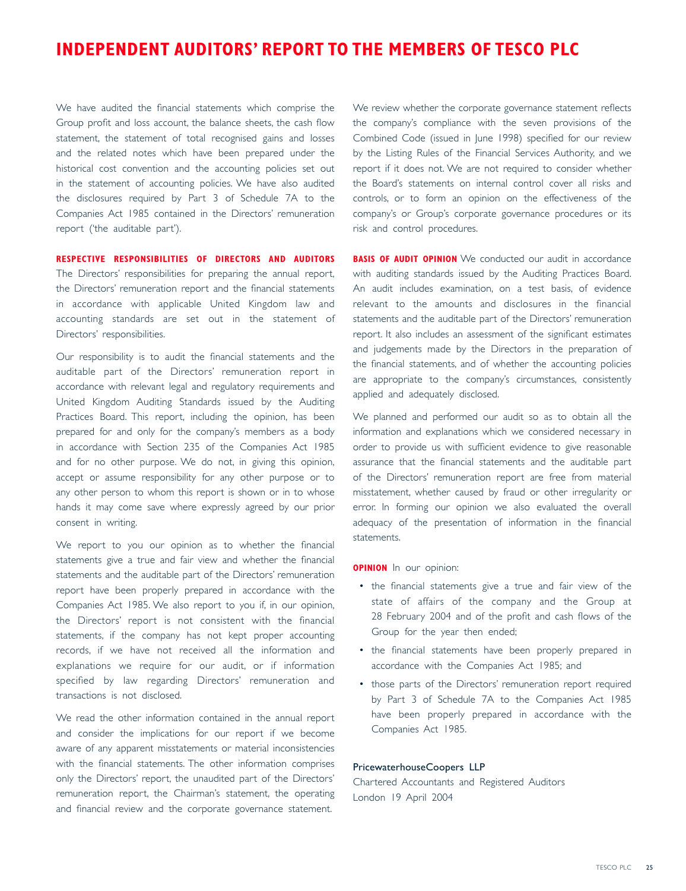# INDEPENDENT AUDITORS' REPORT TO THE MEMBERS OF TESCO PLC

We have audited the financial statements which comprise the Group profit and loss account, the balance sheets, the cash flow statement, the statement of total recognised gains and losses and the related notes which have been prepared under the historical cost convention and the accounting policies set out in the statement of accounting policies. We have also audited the disclosures required by Part 3 of Schedule 7A to the Companies Act 1985 contained in the Directors' remuneration report ('the auditable part').

**RESPECTIVE RESPONSIBILITIES OF DIRECTORS AND AUDITORS** The Directors' responsibilities for preparing the annual report, the Directors' remuneration report and the financial statements in accordance with applicable United Kingdom law and accounting standards are set out in the statement of Directors' responsibilities.

Our responsibility is to audit the financial statements and the auditable part of the Directors' remuneration report in accordance with relevant legal and regulatory requirements and United Kingdom Auditing Standards issued by the Auditing Practices Board. This report, including the opinion, has been prepared for and only for the company's members as a body in accordance with Section 235 of the Companies Act 1985 and for no other purpose. We do not, in giving this opinion, accept or assume responsibility for any other purpose or to any other person to whom this report is shown or in to whose hands it may come save where expressly agreed by our prior consent in writing.

We report to you our opinion as to whether the financial statements give a true and fair view and whether the financial statements and the auditable part of the Directors' remuneration report have been properly prepared in accordance with the Companies Act 1985. We also report to you if, in our opinion, the Directors' report is not consistent with the financial statements, if the company has not kept proper accounting records, if we have not received all the information and explanations we require for our audit, or if information specified by law regarding Directors' remuneration and transactions is not disclosed.

We read the other information contained in the annual report and consider the implications for our report if we become aware of any apparent misstatements or material inconsistencies with the financial statements. The other information comprises only the Directors' report, the unaudited part of the Directors' remuneration report, the Chairman's statement, the operating and financial review and the corporate governance statement.

We review whether the corporate governance statement reflects the company's compliance with the seven provisions of the Combined Code (issued in June 1998) specified for our review by the Listing Rules of the Financial Services Authority, and we report if it does not. We are not required to consider whether the Board's statements on internal control cover all risks and controls, or to form an opinion on the effectiveness of the company's or Group's corporate governance procedures or its risk and control procedures.

**BASIS OF AUDIT OPINION** We conducted our audit in accordance with auditing standards issued by the Auditing Practices Board. An audit includes examination, on a test basis, of evidence relevant to the amounts and disclosures in the financial statements and the auditable part of the Directors' remuneration report. It also includes an assessment of the significant estimates and judgements made by the Directors in the preparation of the financial statements, and of whether the accounting policies are appropriate to the company's circumstances, consistently applied and adequately disclosed.

We planned and performed our audit so as to obtain all the information and explanations which we considered necessary in order to provide us with sufficient evidence to give reasonable assurance that the financial statements and the auditable part of the Directors' remuneration report are free from material misstatement, whether caused by fraud or other irregularity or error. In forming our opinion we also evaluated the overall adequacy of the presentation of information in the financial statements.

**OPINION** In our opinion:

- the financial statements give a true and fair view of the state of affairs of the company and the Group at 28 February 2004 and of the profit and cash flows of the Group for the year then ended;
- the financial statements have been properly prepared in accordance with the Companies Act 1985; and
- those parts of the Directors' remuneration report required by Part 3 of Schedule 7A to the Companies Act 1985 have been properly prepared in accordance with the Companies Act 1985.

PricewaterhouseCoopers LLP
Chartered Accountants and Registered Auditors
London 19 April 2004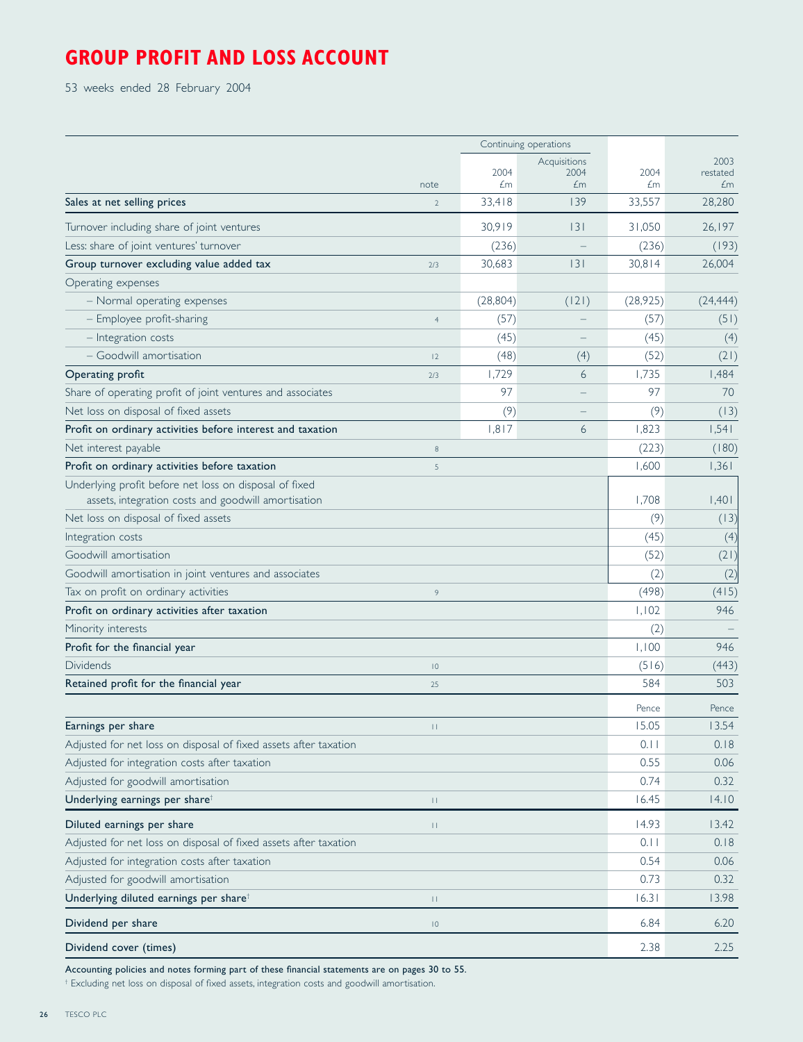# GROUP PROFIT AND LOSS ACCOUNT

53 weeks ended 28 February 2004

| | note | Continuing operations 2004 £m | Continuing operations Acquisitions 2004 £m | 2004 £m | 2003 restated £m |
|---|---|---|---|---|---|
| **Sales at net selling prices** | 2 | 33,418 | 139 | 33,557 | 28,280 |
| Turnover including share of joint ventures | | 30,919 | 131 | 31,050 | 26,197 |
| Less: share of joint ventures' turnover | | (236) | – | (236) | (193) |
| **Group turnover excluding value added tax** | 2/3 | 30,683 | 131 | 30,814 | 26,004 |
| Operating expenses | | | | | |
| – Normal operating expenses | | (28,804) | (121) | (28,925) | (24,444) |
| – Employee profit-sharing | 4 | (57) | – | (57) | (51) |
| – Integration costs | | (45) | – | (45) | (4) |
| – Goodwill amortisation | 12 | (48) | (4) | (52) | (21) |
| **Operating profit** | 2/3 | 1,729 | 6 | 1,735 | 1,484 |
| Share of operating profit of joint ventures and associates | | 97 | – | 97 | 70 |
| Net loss on disposal of fixed assets | | (9) | – | (9) | (13) |
| **Profit on ordinary activities before interest and taxation** | | 1,817 | 6 | 1,823 | 1,541 |
| Net interest payable | 8 | | | (223) | (180) |
| **Profit on ordinary activities before taxation** | 5 | | | 1,600 | 1,361 |
| Underlying profit before net loss on disposal of fixed assets, integration costs and goodwill amortisation | | | | 1,708 | 1,401 |
| Net loss on disposal of fixed assets | | | | (9) | (13) |
| Integration costs | | | | (45) | (4) |
| Goodwill amortisation | | | | (52) | (21) |
| Goodwill amortisation in joint ventures and associates | | | | (2) | (2) |
| Tax on profit on ordinary activities | 9 | | | (498) | (415) |
| **Profit on ordinary activities after taxation** | | | | 1,102 | 946 |
| Minority interests | | | | (2) | – |
| **Profit for the financial year** | | | | 1,100 | 946 |
| Dividends | 10 | | | (516) | (443) |
| **Retained profit for the financial year** | 25 | | | 584 | 503 |
| | | | | Pence | Pence |
| **Earnings per share** | 11 | | | 15.05 | 13.54 |
| Adjusted for net loss on disposal of fixed assets after taxation | | | | 0.11 | 0.18 |
| Adjusted for integration costs after taxation | | | | 0.55 | 0.06 |
| Adjusted for goodwill amortisation | | | | 0.74 | 0.32 |
| **Underlying earnings per share†** | 11 | | | 16.45 | 14.10 |
| **Diluted earnings per share** | 11 | | | 14.93 | 13.42 |
| Adjusted for net loss on disposal of fixed assets after taxation | | | | 0.11 | 0.18 |
| Adjusted for integration costs after taxation | | | | 0.54 | 0.06 |
| Adjusted for goodwill amortisation | | | | 0.73 | 0.32 |
| **Underlying diluted earnings per share†** | 11 | | | 16.31 | 13.98 |
| **Dividend per share** | 10 | | | 6.84 | 6.20 |
| **Dividend cover (times)** | | | | 2.38 | 2.25 |

**Accounting policies and notes forming part of these financial statements are on pages 30 to 55.**

† Excluding net loss on disposal of fixed assets, integration costs and goodwill amortisation.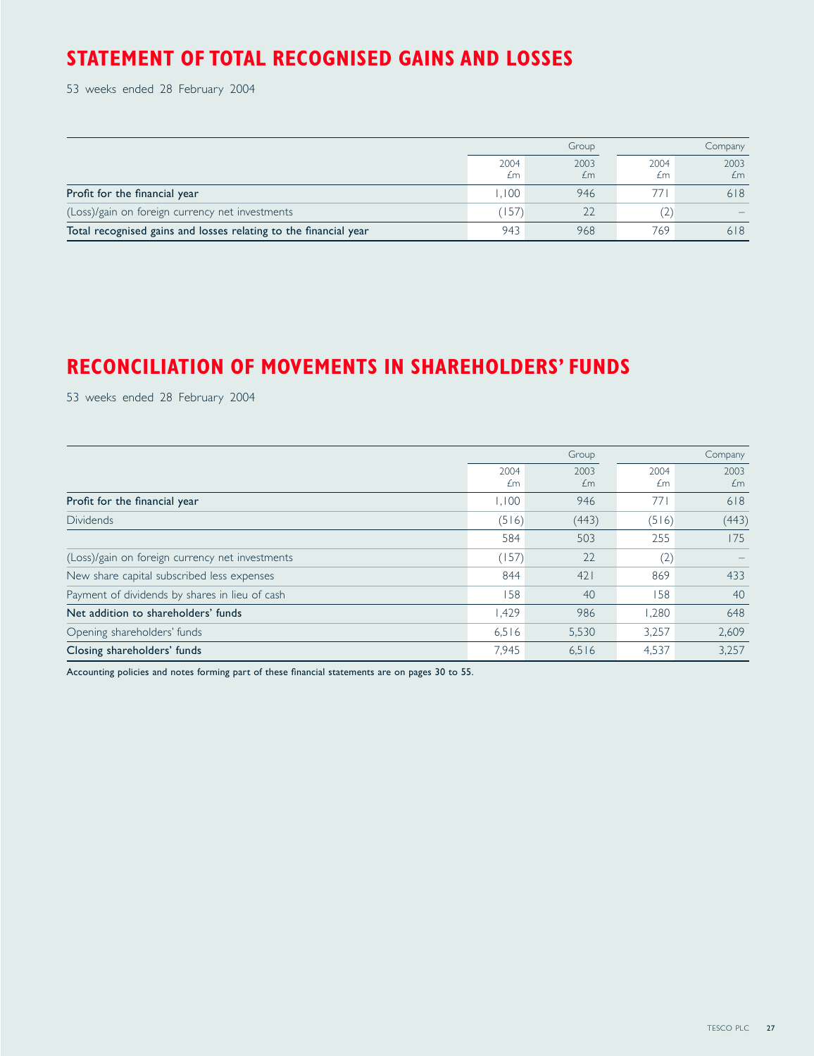# STATEMENT OF TOTAL RECOGNISED GAINS AND LOSSES

53 weeks ended 28 February 2004

| | Group | | Company | |
|---|---|---|---|---|
| | 2004 £m | 2003 £m | 2004 £m | 2003 £m |
| **Profit for the financial year** | 1,100 | 946 | 771 | 618 |
| (Loss)/gain on foreign currency net investments | (157) | 22 | (2) | – |
| **Total recognised gains and losses relating to the financial year** | 943 | 968 | 769 | 618 |

# RECONCILIATION OF MOVEMENTS IN SHAREHOLDERS' FUNDS

53 weeks ended 28 February 2004

| | Group | | Company | |
|---|---|---|---|---|
| | 2004 £m | 2003 £m | 2004 £m | 2003 £m |
| **Profit for the financial year** | 1,100 | 946 | 771 | 618 |
| Dividends | (516) | (443) | (516) | (443) |
| | 584 | 503 | 255 | 175 |
| (Loss)/gain on foreign currency net investments | (157) | 22 | (2) | – |
| New share capital subscribed less expenses | 844 | 421 | 869 | 433 |
| Payment of dividends by shares in lieu of cash | 158 | 40 | 158 | 40 |
| **Net addition to shareholders' funds** | 1,429 | 986 | 1,280 | 648 |
| Opening shareholders' funds | 6,516 | 5,530 | 3,257 | 2,609 |
| **Closing shareholders' funds** | 7,945 | 6,516 | 4,537 | 3,257 |

Accounting policies and notes forming part of these financial statements are on pages 30 to 55.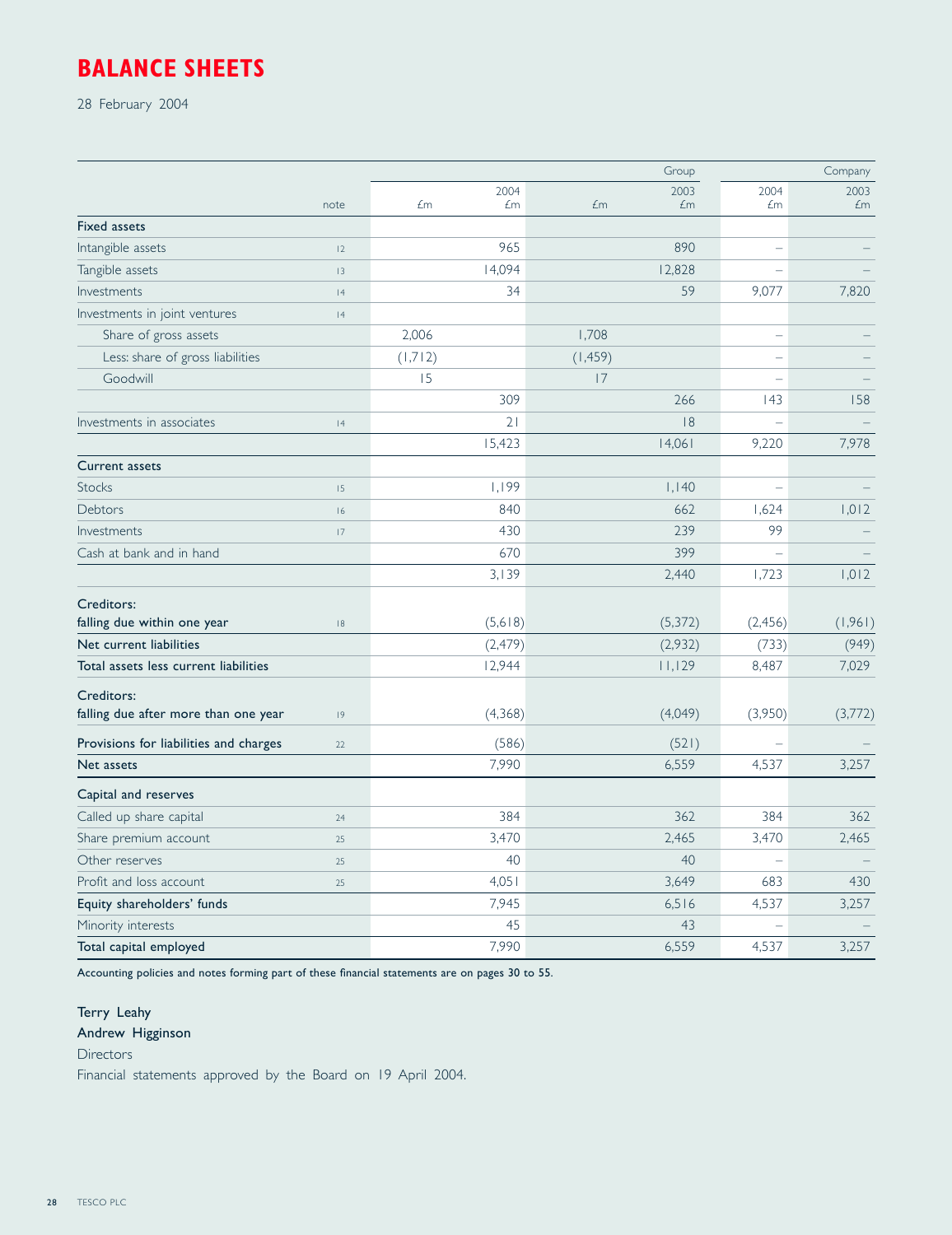# BALANCE SHEETS

28 February 2004

| | note | Group | | | | Company | |
|---|---|---|---|---|---|---|---|
| | | £m | 2004 £m | £m | 2003 £m | 2004 £m | 2003 £m |
| **Fixed assets** | | | | | | | |
| Intangible assets | 12 | | 965 | | 890 | – | – |
| Tangible assets | 13 | | 14,094 | | 12,828 | – | – |
| Investments | 14 | | 34 | | 59 | 9,077 | 7,820 |
| Investments in joint ventures | 14 | | | | | | |
| Share of gross assets | | 2,006 | | 1,708 | | – | – |
| Less: share of gross liabilities | | (1,712) | | (1,459) | | – | – |
| Goodwill | | 15 | | 17 | | – | – |
| | | | 309 | | 266 | 143 | 158 |
| Investments in associates | 14 | | 21 | | 18 | – | – |
| | | | 15,423 | | 14,061 | 9,220 | 7,978 |
| **Current assets** | | | | | | | |
| Stocks | 15 | | 1,199 | | 1,140 | – | – |
| Debtors | 16 | | 840 | | 662 | 1,624 | 1,012 |
| Investments | 17 | | 430 | | 239 | 99 | – |
| Cash at bank and in hand | | | 670 | | 399 | – | – |
| | | | 3,139 | | 2,440 | 1,723 | 1,012 |
| **Creditors: falling due within one year** | 18 | | (5,618) | | (5,372) | (2,456) | (1,961) |
| **Net current liabilities** | | | (2,479) | | (2,932) | (733) | (949) |
| **Total assets less current liabilities** | | | 12,944 | | 11,129 | 8,487 | 7,029 |
| **Creditors: falling due after more than one year** | 19 | | (4,368) | | (4,049) | (3,950) | (3,772) |
| **Provisions for liabilities and charges** | 22 | | (586) | | (521) | – | – |
| **Net assets** | | | 7,990 | | 6,559 | 4,537 | 3,257 |
| **Capital and reserves** | | | | | | | |
| Called up share capital | 24 | | 384 | | 362 | 384 | 362 |
| Share premium account | 25 | | 3,470 | | 2,465 | 3,470 | 2,465 |
| Other reserves | 25 | | 40 | | 40 | – | – |
| Profit and loss account | 25 | | 4,051 | | 3,649 | 683 | 430 |
| **Equity shareholders' funds** | | | 7,945 | | 6,516 | 4,537 | 3,257 |
| Minority interests | | | 45 | | 43 | – | – |
| **Total capital employed** | | | 7,990 | | 6,559 | 4,537 | 3,257 |

**Accounting policies and notes forming part of these financial statements are on pages 30 to 55.**

**Terry Leahy**

**Andrew Higginson**

Directors

Financial statements approved by the Board on 19 April 2004.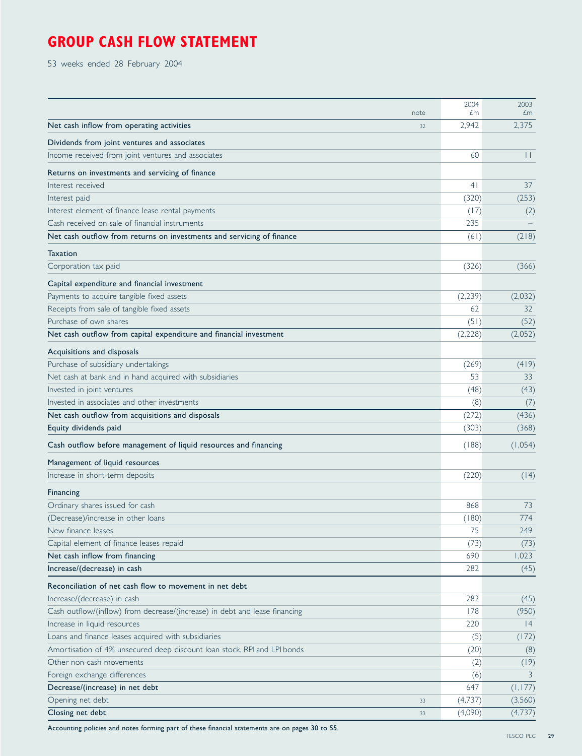# GROUP CASH FLOW STATEMENT

53 weeks ended 28 February 2004

| | note | 2004 £m | 2003 £m |
|---|---|---|---|
| **Net cash inflow from operating activities** | 32 | 2,942 | 2,375 |
| **Dividends from joint ventures and associates** | | | |
| Income received from joint ventures and associates | | 60 | 11 |
| **Returns on investments and servicing of finance** | | | |
| Interest received | | 41 | 37 |
| Interest paid | | (320) | (253) |
| Interest element of finance lease rental payments | | (17) | (2) |
| Cash received on sale of financial instruments | | 235 | – |
| **Net cash outflow from returns on investments and servicing of finance** | | (61) | (218) |
| **Taxation** | | | |
| Corporation tax paid | | (326) | (366) |
| **Capital expenditure and financial investment** | | | |
| Payments to acquire tangible fixed assets | | (2,239) | (2,032) |
| Receipts from sale of tangible fixed assets | | 62 | 32 |
| Purchase of own shares | | (51) | (52) |
| **Net cash outflow from capital expenditure and financial investment** | | (2,228) | (2,052) |
| **Acquisitions and disposals** | | | |
| Purchase of subsidiary undertakings | | (269) | (419) |
| Net cash at bank and in hand acquired with subsidiaries | | 53 | 33 |
| Invested in joint ventures | | (48) | (43) |
| Invested in associates and other investments | | (8) | (7) |
| **Net cash outflow from acquisitions and disposals** | | (272) | (436) |
| **Equity dividends paid** | | (303) | (368) |
| **Cash outflow before management of liquid resources and financing** | | (188) | (1,054) |
| **Management of liquid resources** | | | |
| Increase in short-term deposits | | (220) | (14) |
| **Financing** | | | |
| Ordinary shares issued for cash | | 868 | 73 |
| (Decrease)/increase in other loans | | (180) | 774 |
| New finance leases | | 75 | 249 |
| Capital element of finance leases repaid | | (73) | (73) |
| **Net cash inflow from financing** | | 690 | 1,023 |
| **Increase/(decrease) in cash** | | 282 | (45) |
| **Reconciliation of net cash flow to movement in net debt** | | | |
| Increase/(decrease) in cash | | 282 | (45) |
| Cash outflow/(inflow) from decrease/(increase) in debt and lease financing | | 178 | (950) |
| Increase in liquid resources | | 220 | 14 |
| Loans and finance leases acquired with subsidiaries | | (5) | (172) |
| Amortisation of 4% unsecured deep discount loan stock, RPI and LPI bonds | | (20) | (8) |
| Other non-cash movements | | (2) | (19) |
| Foreign exchange differences | | (6) | 3 |
| **Decrease/(increase) in net debt** | | 647 | (1,177) |
| Opening net debt | 33 | (4,737) | (3,560) |
| **Closing net debt** | 33 | (4,090) | (4,737) |

**Accounting policies and notes forming part of these financial statements are on pages 30 to 55.**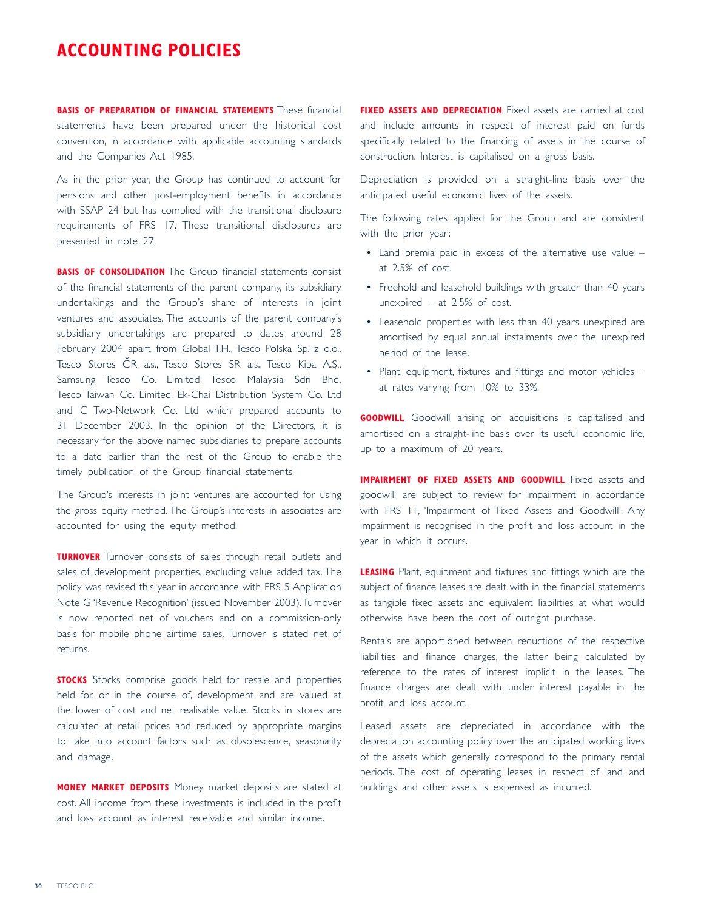# ACCOUNTING POLICIES

**BASIS OF PREPARATION OF FINANCIAL STATEMENTS** These financial statements have been prepared under the historical cost convention, in accordance with applicable accounting standards and the Companies Act 1985.

As in the prior year, the Group has continued to account for pensions and other post-employment benefits in accordance with SSAP 24 but has complied with the transitional disclosure requirements of FRS 17. These transitional disclosures are presented in note 27.

**BASIS OF CONSOLIDATION** The Group financial statements consist of the financial statements of the parent company, its subsidiary undertakings and the Group's share of interests in joint ventures and associates. The accounts of the parent company's subsidiary undertakings are prepared to dates around 28 February 2004 apart from Global T.H., Tesco Polska Sp. z o.o., Tesco Stores ČR a.s., Tesco Stores SR a.s., Tesco Kipa A.Ş., Samsung Tesco Co. Limited, Tesco Malaysia Sdn Bhd, Tesco Taiwan Co. Limited, Ek-Chai Distribution System Co. Ltd and C Two-Network Co. Ltd which prepared accounts to 31 December 2003. In the opinion of the Directors, it is necessary for the above named subsidiaries to prepare accounts to a date earlier than the rest of the Group to enable the timely publication of the Group financial statements.

The Group's interests in joint ventures are accounted for using the gross equity method. The Group's interests in associates are accounted for using the equity method.

**TURNOVER** Turnover consists of sales through retail outlets and sales of development properties, excluding value added tax. The policy was revised this year in accordance with FRS 5 Application Note G 'Revenue Recognition' (issued November 2003). Turnover is now reported net of vouchers and on a commission-only basis for mobile phone airtime sales. Turnover is stated net of returns.

**STOCKS** Stocks comprise goods held for resale and properties held for, or in the course of, development and are valued at the lower of cost and net realisable value. Stocks in stores are calculated at retail prices and reduced by appropriate margins to take into account factors such as obsolescence, seasonality and damage.

**MONEY MARKET DEPOSITS** Money market deposits are stated at cost. All income from these investments is included in the profit and loss account as interest receivable and similar income.

**FIXED ASSETS AND DEPRECIATION** Fixed assets are carried at cost and include amounts in respect of interest paid on funds specifically related to the financing of assets in the course of construction. Interest is capitalised on a gross basis.

Depreciation is provided on a straight-line basis over the anticipated useful economic lives of the assets.

The following rates applied for the Group and are consistent with the prior year:

- Land premia paid in excess of the alternative use value – at 2.5% of cost.
- Freehold and leasehold buildings with greater than 40 years unexpired – at 2.5% of cost.
- Leasehold properties with less than 40 years unexpired are amortised by equal annual instalments over the unexpired period of the lease.
- Plant, equipment, fixtures and fittings and motor vehicles – at rates varying from 10% to 33%.

**GOODWILL** Goodwill arising on acquisitions is capitalised and amortised on a straight-line basis over its useful economic life, up to a maximum of 20 years.

**IMPAIRMENT OF FIXED ASSETS AND GOODWILL** Fixed assets and goodwill are subject to review for impairment in accordance with FRS 11, 'Impairment of Fixed Assets and Goodwill'. Any impairment is recognised in the profit and loss account in the year in which it occurs.

**LEASING** Plant, equipment and fixtures and fittings which are the subject of finance leases are dealt with in the financial statements as tangible fixed assets and equivalent liabilities at what would otherwise have been the cost of outright purchase.

Rentals are apportioned between reductions of the respective liabilities and finance charges, the latter being calculated by reference to the rates of interest implicit in the leases. The finance charges are dealt with under interest payable in the profit and loss account.

Leased assets are depreciated in accordance with the depreciation accounting policy over the anticipated working lives of the assets which generally correspond to the primary rental periods. The cost of operating leases in respect of land and buildings and other assets is expensed as incurred.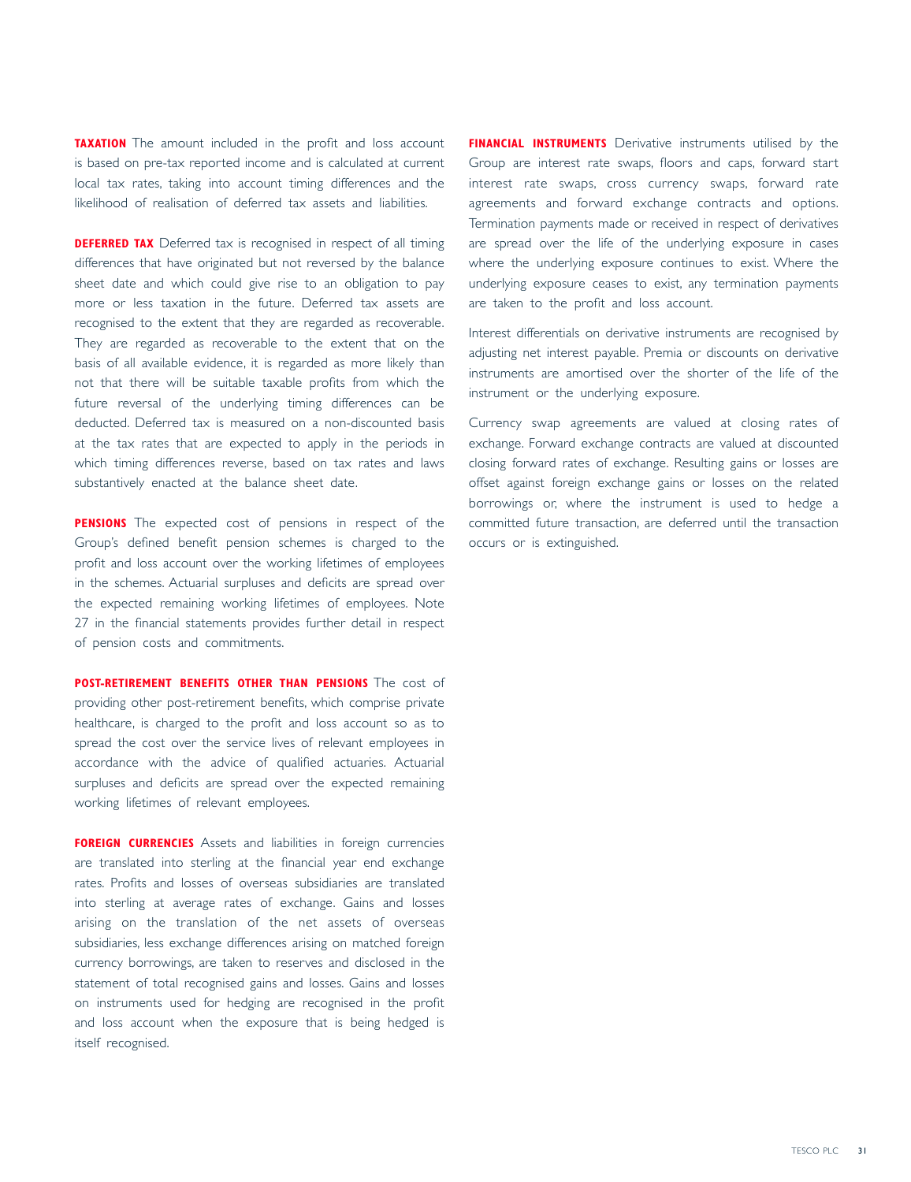**TAXATION** The amount included in the profit and loss account is based on pre-tax reported income and is calculated at current local tax rates, taking into account timing differences and the likelihood of realisation of deferred tax assets and liabilities.

**DEFERRED TAX** Deferred tax is recognised in respect of all timing differences that have originated but not reversed by the balance sheet date and which could give rise to an obligation to pay more or less taxation in the future. Deferred tax assets are recognised to the extent that they are regarded as recoverable. They are regarded as recoverable to the extent that on the basis of all available evidence, it is regarded as more likely than not that there will be suitable taxable profits from which the future reversal of the underlying timing differences can be deducted. Deferred tax is measured on a non-discounted basis at the tax rates that are expected to apply in the periods in which timing differences reverse, based on tax rates and laws substantively enacted at the balance sheet date.

**PENSIONS** The expected cost of pensions in respect of the Group's defined benefit pension schemes is charged to the profit and loss account over the working lifetimes of employees in the schemes. Actuarial surpluses and deficits are spread over the expected remaining working lifetimes of employees. Note 27 in the financial statements provides further detail in respect of pension costs and commitments.

**POST-RETIREMENT BENEFITS OTHER THAN PENSIONS** The cost of providing other post-retirement benefits, which comprise private healthcare, is charged to the profit and loss account so as to spread the cost over the service lives of relevant employees in accordance with the advice of qualified actuaries. Actuarial surpluses and deficits are spread over the expected remaining working lifetimes of relevant employees.

**FOREIGN CURRENCIES** Assets and liabilities in foreign currencies are translated into sterling at the financial year end exchange rates. Profits and losses of overseas subsidiaries are translated into sterling at average rates of exchange. Gains and losses arising on the translation of the net assets of overseas subsidiaries, less exchange differences arising on matched foreign currency borrowings, are taken to reserves and disclosed in the statement of total recognised gains and losses. Gains and losses on instruments used for hedging are recognised in the profit and loss account when the exposure that is being hedged is itself recognised.

**FINANCIAL INSTRUMENTS** Derivative instruments utilised by the Group are interest rate swaps, floors and caps, forward start interest rate swaps, cross currency swaps, forward rate agreements and forward exchange contracts and options. Termination payments made or received in respect of derivatives are spread over the life of the underlying exposure in cases where the underlying exposure continues to exist. Where the underlying exposure ceases to exist, any termination payments are taken to the profit and loss account.

Interest differentials on derivative instruments are recognised by adjusting net interest payable. Premia or discounts on derivative instruments are amortised over the shorter of the life of the instrument or the underlying exposure.

Currency swap agreements are valued at closing rates of exchange. Forward exchange contracts are valued at discounted closing forward rates of exchange. Resulting gains or losses are offset against foreign exchange gains or losses on the related borrowings or, where the instrument is used to hedge a committed future transaction, are deferred until the transaction occurs or is extinguished.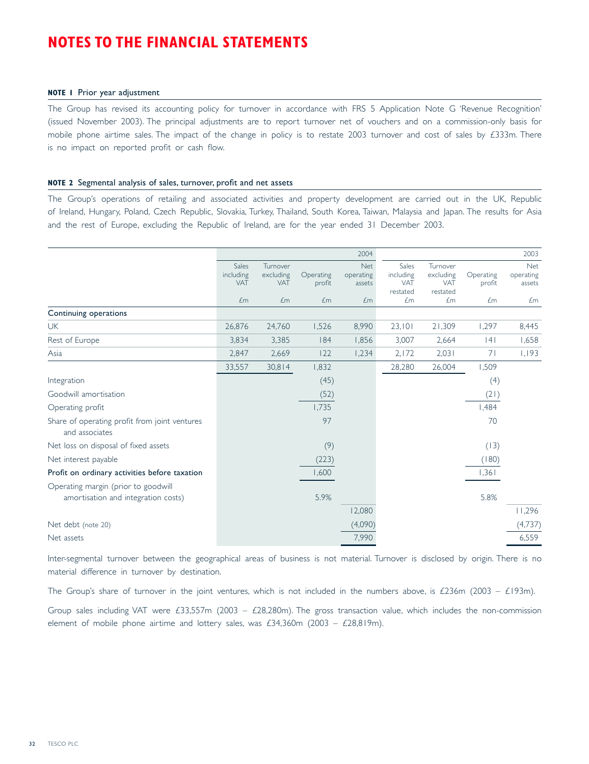# NOTES TO THE FINANCIAL STATEMENTS

**NOTE 1** Prior year adjustment

The Group has revised its accounting policy for turnover in accordance with FRS 5 Application Note G 'Revenue Recognition' (issued November 2003). The principal adjustments are to report turnover net of vouchers and on a commission-only basis for mobile phone airtime sales. The impact of the change in policy is to restate 2003 turnover and cost of sales by £333m. There is no impact on reported profit or cash flow.

**NOTE 2** Segmental analysis of sales, turnover, profit and net assets

The Group's operations of retailing and associated activities and property development are carried out in the UK, Republic of Ireland, Hungary, Poland, Czech Republic, Slovakia, Turkey, Thailand, South Korea, Taiwan, Malaysia and Japan. The results for Asia and the rest of Europe, excluding the Republic of Ireland, are for the year ended 31 December 2003.

| | 2004 | | | | 2003 | | | |
|---|---|---|---|---|---|---|---|---|
| | Sales including VAT £m | Turnover excluding VAT £m | Operating profit £m | Net operating assets £m | Sales including VAT restated £m | Turnover excluding VAT restated £m | Operating profit £m | Net operating assets £m |
| **Continuing operations** | | | | | | | | |
| UK | 26,876 | 24,760 | 1,526 | 8,990 | 23,101 | 21,309 | 1,297 | 8,445 |
| Rest of Europe | 3,834 | 3,385 | 184 | 1,856 | 3,007 | 2,664 | 141 | 1,658 |
| Asia | 2,847 | 2,669 | 122 | 1,234 | 2,172 | 2,031 | 71 | 1,193 |
| | 33,557 | 30,814 | 1,832 | | 28,280 | 26,004 | 1,509 | |
| Integration | | | (45) | | | | (4) | |
| Goodwill amortisation | | | (52) | | | | (21) | |
| Operating profit | | | 1,735 | | | | 1,484 | |
| Share of operating profit from joint ventures and associates | | | 97 | | | | 70 | |
| Net loss on disposal of fixed assets | | | (9) | | | | (13) | |
| Net interest payable | | | (223) | | | | (180) | |
| **Profit on ordinary activities before taxation** | | | 1,600 | | | | 1,361 | |
| Operating margin (prior to goodwill amortisation and integration costs) | | | 5.9% | | | | 5.8% | |
| | | | | 12,080 | | | | 11,296 |
| Net debt (note 20) | | | | (4,090) | | | | (4,737) |
| Net assets | | | | 7,990 | | | | 6,559 |

Inter-segmental turnover between the geographical areas of business is not material. Turnover is disclosed by origin. There is no material difference in turnover by destination.

The Group's share of turnover in the joint ventures, which is not included in the numbers above, is £236m (2003 – £193m).

Group sales including VAT were £33,557m (2003 – £28,280m). The gross transaction value, which includes the non-commission element of mobile phone airtime and lottery sales, was £34,360m (2003 – £28,819m).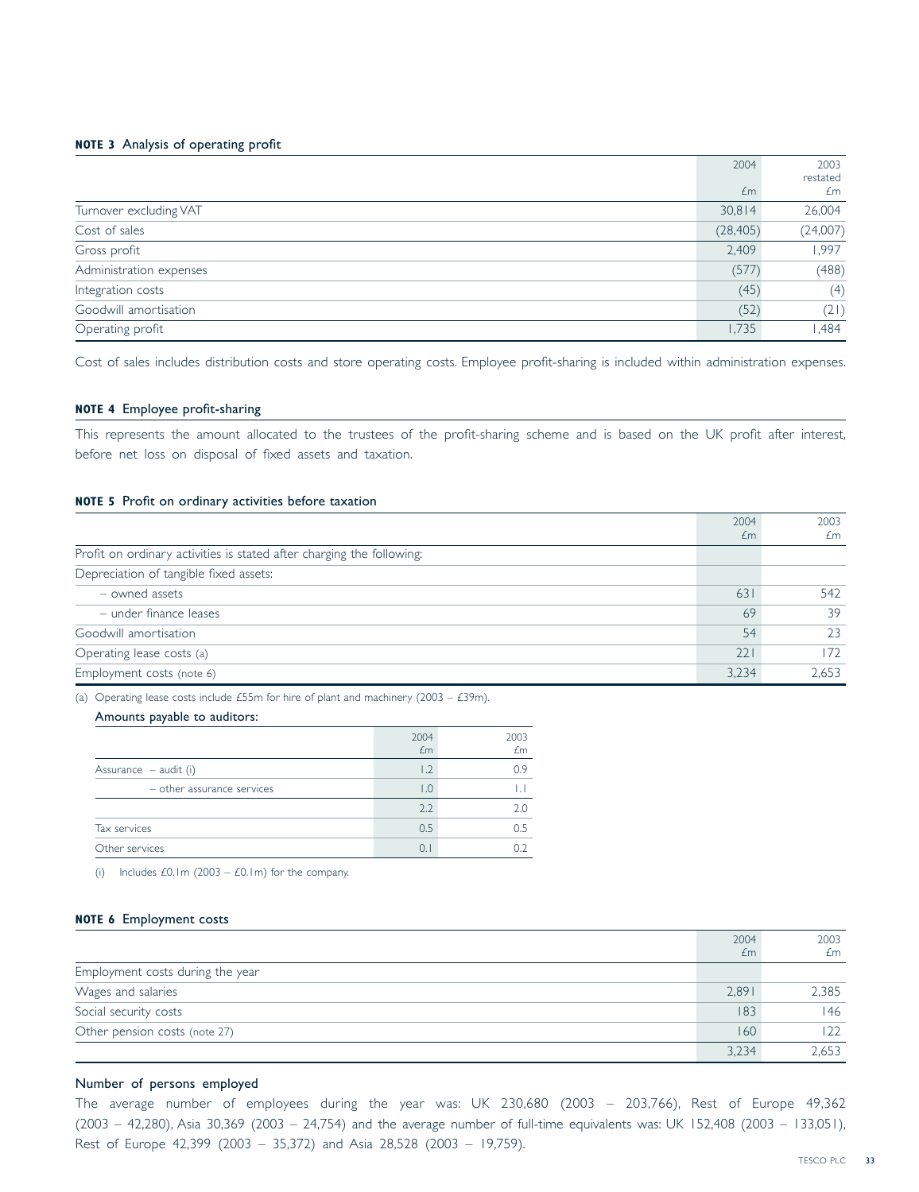### NOTE 3 Analysis of operating profit

| | 2004 £m | 2003 restated £m |
|---|---|---|
| Turnover excluding VAT | 30,814 | 26,004 |
| Cost of sales | (28,405) | (24,007) |
| Gross profit | 2,409 | 1,997 |
| Administration expenses | (577) | (488) |
| Integration costs | (45) | (4) |
| Goodwill amortisation | (52) | (21) |
| Operating profit | 1,735 | 1,484 |

Cost of sales includes distribution costs and store operating costs. Employee profit-sharing is included within administration expenses.

### NOTE 4 Employee profit-sharing

This represents the amount allocated to the trustees of the profit-sharing scheme and is based on the UK profit after interest, before net loss on disposal of fixed assets and taxation.

### NOTE 5 Profit on ordinary activities before taxation

| | 2004 £m | 2003 £m |
|---|---|---|
| Profit on ordinary activities is stated after charging the following: | | |
| Depreciation of tangible fixed assets: | | |
| – owned assets | 631 | 542 |
| – under finance leases | 69 | 39 |
| Goodwill amortisation | 54 | 23 |
| Operating lease costs (a) | 221 | 172 |
| Employment costs (note 6) | 3,234 | 2,653 |

(a) Operating lease costs include £55m for hire of plant and machinery (2003 – £39m).

**Amounts payable to auditors:**

| | 2004 £m | 2003 £m |
|---|---|---|
| Assurance – audit (i) | 1.2 | 0.9 |
| – other assurance services | 1.0 | 1.1 |
| | 2.2 | 2.0 |
| Tax services | 0.5 | 0.5 |
| Other services | 0.1 | 0.2 |

(i) Includes £0.1m (2003 – £0.1m) for the company.

### NOTE 6 Employment costs

| | 2004 £m | 2003 £m |
|---|---|---|
| Employment costs during the year | | |
| Wages and salaries | 2,891 | 2,385 |
| Social security costs | 183 | 146 |
| Other pension costs (note 27) | 160 | 122 |
| | 3,234 | 2,653 |

**Number of persons employed**

The average number of employees during the year was: UK 230,680 (2003 – 203,766), Rest of Europe 49,362 (2003 – 42,280), Asia 30,369 (2003 – 24,754) and the average number of full-time equivalents was: UK 152,408 (2003 – 133,051), Rest of Europe 42,399 (2003 – 35,372) and Asia 28,528 (2003 – 19,759).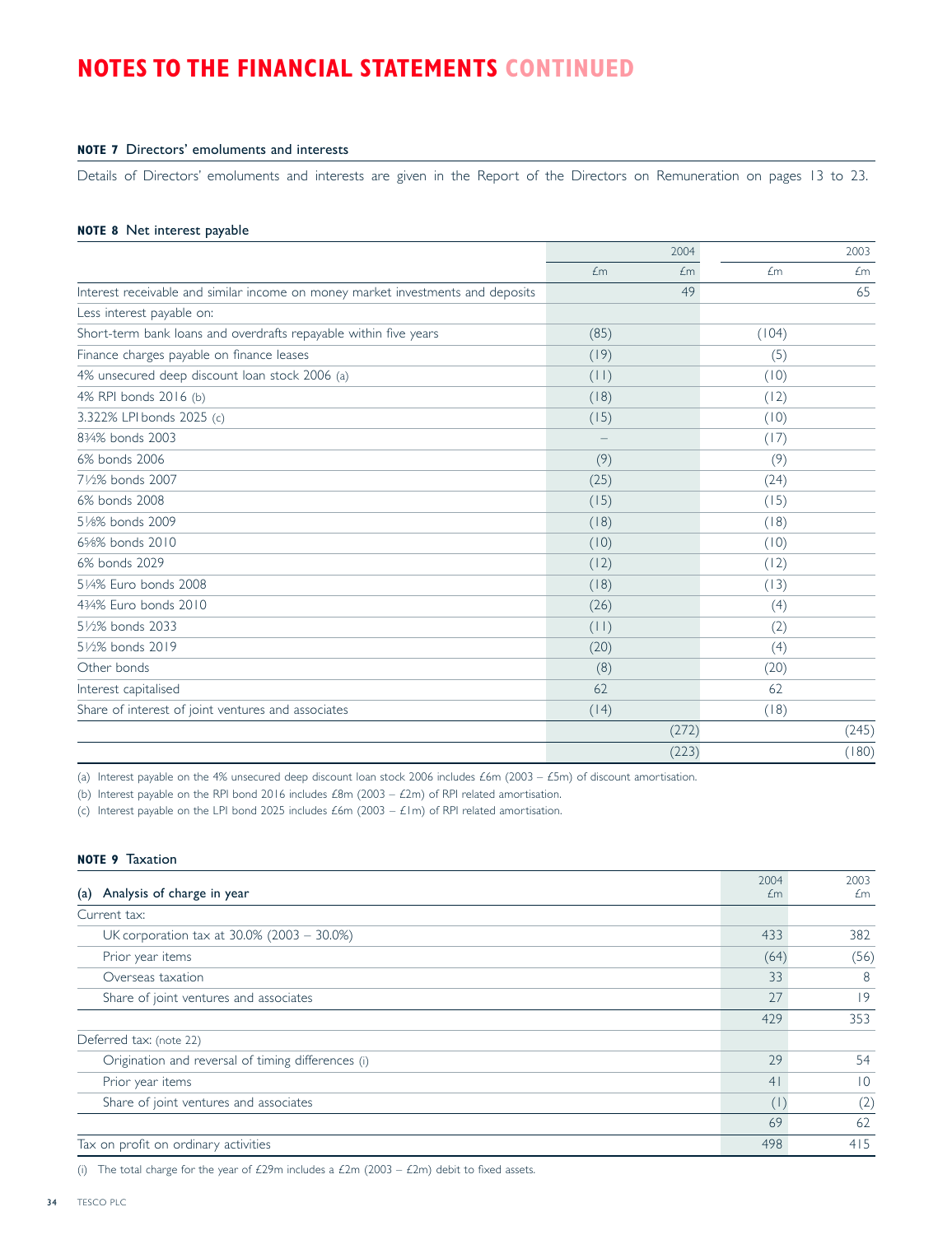# NOTES TO THE FINANCIAL STATEMENTS CONTINUED

### NOTE 7 Directors' emoluments and interests

Details of Directors' emoluments and interests are given in the Report of the Directors on Remuneration on pages 13 to 23.

### NOTE 8 Net interest payable

| | 2004 | | 2003 | |
|---|---|---|---|---|
| | £m | £m | £m | £m |
| Interest receivable and similar income on money market investments and deposits | | 49 | | 65 |
| Less interest payable on: | | | | |
| Short-term bank loans and overdrafts repayable within five years | (85) | | (104) | |
| Finance charges payable on finance leases | (19) | | (5) | |
| 4% unsecured deep discount loan stock 2006 (a) | (11) | | (10) | |
| 4% RPI bonds 2016 (b) | (18) | | (12) | |
| 3.322% LPI bonds 2025 (c) | (15) | | (10) | |
| 8¾% bonds 2003 | – | | (17) | |
| 6% bonds 2006 | (9) | | (9) | |
| 7½% bonds 2007 | (25) | | (24) | |
| 6% bonds 2008 | (15) | | (15) | |
| 5⅛% bonds 2009 | (18) | | (18) | |
| 6⅝% bonds 2010 | (10) | | (10) | |
| 6% bonds 2029 | (12) | | (12) | |
| 5¼% Euro bonds 2008 | (18) | | (13) | |
| 4¾% Euro bonds 2010 | (26) | | (4) | |
| 5½% bonds 2033 | (11) | | (2) | |
| 5½% bonds 2019 | (20) | | (4) | |
| Other bonds | (8) | | (20) | |
| Interest capitalised | 62 | | 62 | |
| Share of interest of joint ventures and associates | (14) | | (18) | |
| | | (272) | | (245) |
| | | (223) | | (180) |

(a) Interest payable on the 4% unsecured deep discount loan stock 2006 includes £6m (2003 – £5m) of discount amortisation.

(b) Interest payable on the RPI bond 2016 includes £8m (2003 – £2m) of RPI related amortisation.

(c) Interest payable on the LPI bond 2025 includes £6m (2003 – £1m) of RPI related amortisation.

### NOTE 9 Taxation

| (a) Analysis of charge in year | 2004 £m | 2003 £m |
|---|---|---|
| Current tax: | | |
| UK corporation tax at 30.0% (2003 – 30.0%) | 433 | 382 |
| Prior year items | (64) | (56) |
| Overseas taxation | 33 | 8 |
| Share of joint ventures and associates | 27 | 19 |
| | 429 | 353 |
| Deferred tax: (note 22) | | |
| Origination and reversal of timing differences (i) | 29 | 54 |
| Prior year items | 41 | 10 |
| Share of joint ventures and associates | (1) | (2) |
| | 69 | 62 |
| Tax on profit on ordinary activities | 498 | 415 |

(i) The total charge for the year of £29m includes a £2m (2003 – £2m) debit to fixed assets.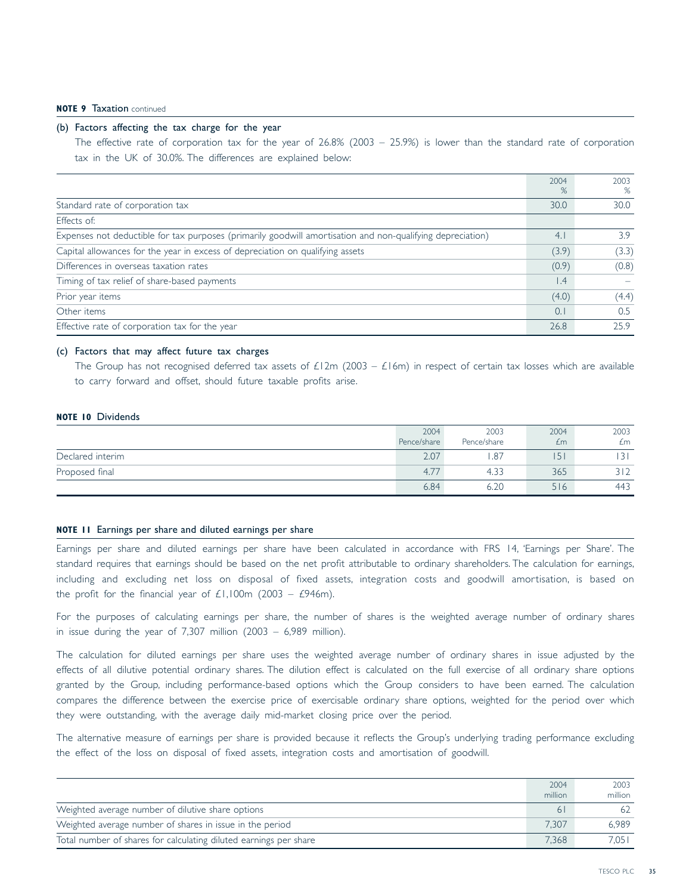**NOTE 9** Taxation continued

(b) Factors affecting the tax charge for the year

The effective rate of corporation tax for the year of 26.8% (2003 – 25.9%) is lower than the standard rate of corporation tax in the UK of 30.0%. The differences are explained below:

| | 2004 % | 2003 % |
|---|---|---|
| Standard rate of corporation tax | 30.0 | 30.0 |
| Effects of: | | |
| Expenses not deductible for tax purposes (primarily goodwill amortisation and non-qualifying depreciation) | 4.1 | 3.9 |
| Capital allowances for the year in excess of depreciation on qualifying assets | (3.9) | (3.3) |
| Differences in overseas taxation rates | (0.9) | (0.8) |
| Timing of tax relief of share-based payments | 1.4 | – |
| Prior year items | (4.0) | (4.4) |
| Other items | 0.1 | 0.5 |
| Effective rate of corporation tax for the year | 26.8 | 25.9 |

(c) Factors that may affect future tax charges

The Group has not recognised deferred tax assets of £12m (2003 – £16m) in respect of certain tax losses which are available to carry forward and offset, should future taxable profits arise.

**NOTE 10** Dividends

| | 2004 Pence/share | 2003 Pence/share | 2004 £m | 2003 £m |
|---|---|---|---|---|
| Declared interim | 2.07 | 1.87 | 151 | 131 |
| Proposed final | 4.77 | 4.33 | 365 | 312 |
| | 6.84 | 6.20 | 516 | 443 |

**NOTE 11** Earnings per share and diluted earnings per share

Earnings per share and diluted earnings per share have been calculated in accordance with FRS 14, 'Earnings per Share'. The standard requires that earnings should be based on the net profit attributable to ordinary shareholders. The calculation for earnings, including and excluding net loss on disposal of fixed assets, integration costs and goodwill amortisation, is based on the profit for the financial year of £1,100m (2003 – £946m).

For the purposes of calculating earnings per share, the number of shares is the weighted average number of ordinary shares in issue during the year of 7,307 million (2003 – 6,989 million).

The calculation for diluted earnings per share uses the weighted average number of ordinary shares in issue adjusted by the effects of all dilutive potential ordinary shares. The dilution effect is calculated on the full exercise of all ordinary share options granted by the Group, including performance-based options which the Group considers to have been earned. The calculation compares the difference between the exercise price of exercisable ordinary share options, weighted for the period over which they were outstanding, with the average daily mid-market closing price over the period.

The alternative measure of earnings per share is provided because it reflects the Group's underlying trading performance excluding the effect of the loss on disposal of fixed assets, integration costs and amortisation of goodwill.

| | 2004 million | 2003 million |
|---|---|---|
| Weighted average number of dilutive share options | 61 | 62 |
| Weighted average number of shares in issue in the period | 7,307 | 6,989 |
| Total number of shares for calculating diluted earnings per share | 7,368 | 7,051 |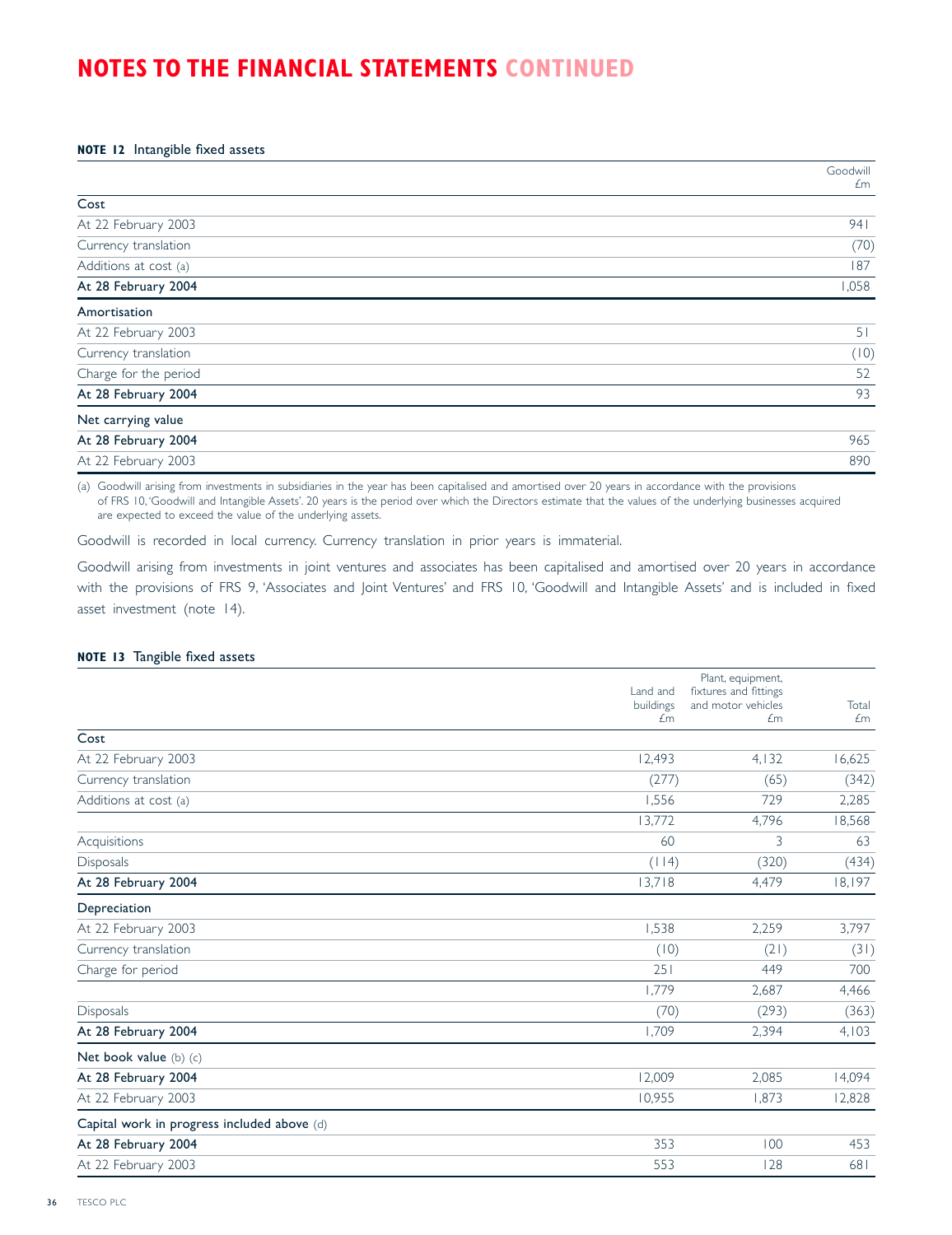# NOTES TO THE FINANCIAL STATEMENTS CONTINUED

## NOTE 12 Intangible fixed assets

| | Goodwill £m |
|---|---|
| **Cost** | |
| At 22 February 2003 | 941 |
| Currency translation | (70) |
| Additions at cost (a) | 187 |
| **At 28 February 2004** | 1,058 |
| **Amortisation** | |
| At 22 February 2003 | 51 |
| Currency translation | (10) |
| Charge for the period | 52 |
| **At 28 February 2004** | 93 |
| **Net carrying value** | |
| **At 28 February 2004** | 965 |
| At 22 February 2003 | 890 |

(a) Goodwill arising from investments in subsidiaries in the year has been capitalised and amortised over 20 years in accordance with the provisions of FRS 10, 'Goodwill and Intangible Assets'. 20 years is the period over which the Directors estimate that the values of the underlying businesses acquired are expected to exceed the value of the underlying assets.

Goodwill is recorded in local currency. Currency translation in prior years is immaterial.

Goodwill arising from investments in joint ventures and associates has been capitalised and amortised over 20 years in accordance with the provisions of FRS 9, 'Associates and Joint Ventures' and FRS 10, 'Goodwill and Intangible Assets' and is included in fixed asset investment (note 14).

## NOTE 13 Tangible fixed assets

| | Land and buildings £m | Plant, equipment, fixtures and fittings and motor vehicles £m | Total £m |
|---|---|---|---|
| **Cost** | | | |
| At 22 February 2003 | 12,493 | 4,132 | 16,625 |
| Currency translation | (277) | (65) | (342) |
| Additions at cost (a) | 1,556 | 729 | 2,285 |
| | 13,772 | 4,796 | 18,568 |
| Acquisitions | 60 | 3 | 63 |
| Disposals | (114) | (320) | (434) |
| **At 28 February 2004** | 13,718 | 4,479 | 18,197 |
| **Depreciation** | | | |
| At 22 February 2003 | 1,538 | 2,259 | 3,797 |
| Currency translation | (10) | (21) | (31) |
| Charge for period | 251 | 449 | 700 |
| | 1,779 | 2,687 | 4,466 |
| Disposals | (70) | (293) | (363) |
| **At 28 February 2004** | 1,709 | 2,394 | 4,103 |
| **Net book value** (b) (c) | | | |
| **At 28 February 2004** | 12,009 | 2,085 | 14,094 |
| At 22 February 2003 | 10,955 | 1,873 | 12,828 |
| **Capital work in progress included above** (d) | | | |
| **At 28 February 2004** | 353 | 100 | 453 |
| At 22 February 2003 | 553 | 128 | 681 |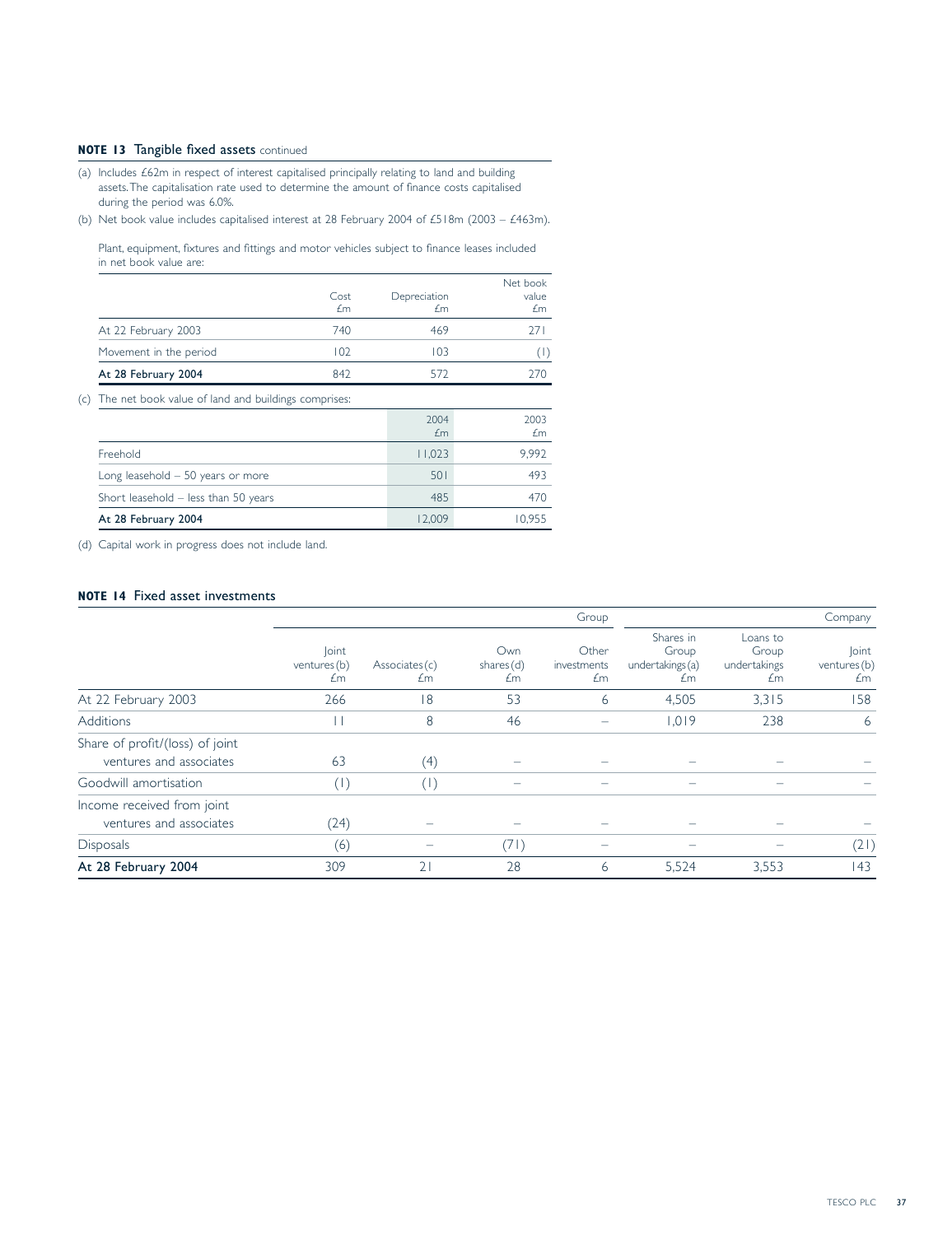## NOTE 13 Tangible fixed assets continued

(a) Includes £62m in respect of interest capitalised principally relating to land and building assets. The capitalisation rate used to determine the amount of finance costs capitalised during the period was 6.0%.

(b) Net book value includes capitalised interest at 28 February 2004 of £518m (2003 – £463m).

Plant, equipment, fixtures and fittings and motor vehicles subject to finance leases included in net book value are:

| | Cost £m | Depreciation £m | Net book value £m |
|---|---|---|---|
| At 22 February 2003 | 740 | 469 | 271 |
| Movement in the period | 102 | 103 | (1) |
| **At 28 February 2004** | 842 | 572 | 270 |

(c) The net book value of land and buildings comprises:

| | 2004 £m | 2003 £m |
|---|---|---|
| Freehold | 11,023 | 9,992 |
| Long leasehold – 50 years or more | 501 | 493 |
| Short leasehold – less than 50 years | 485 | 470 |
| **At 28 February 2004** | 12,009 | 10,955 |

(d) Capital work in progress does not include land.

## NOTE 14 Fixed asset investments

| | Group | | | | Company | | |
|---|---|---|---|---|---|---|---|
| | Joint ventures (b) £m | Associates (c) £m | Own shares (d) £m | Other investments £m | Shares in Group undertakings (a) £m | Loans to Group undertakings £m | Joint ventures (b) £m |
| At 22 February 2003 | 266 | 18 | 53 | 6 | 4,505 | 3,315 | 158 |
| Additions | 11 | 8 | 46 | – | 1,019 | 238 | 6 |
| Share of profit/(loss) of joint ventures and associates | 63 | (4) | – | – | – | – | – |
| Goodwill amortisation | (1) | (1) | – | – | – | – | – |
| Income received from joint ventures and associates | (24) | – | – | – | – | – | – |
| Disposals | (6) | – | (71) | – | – | – | (21) |
| **At 28 February 2004** | 309 | 21 | 28 | 6 | 5,524 | 3,553 | 143 |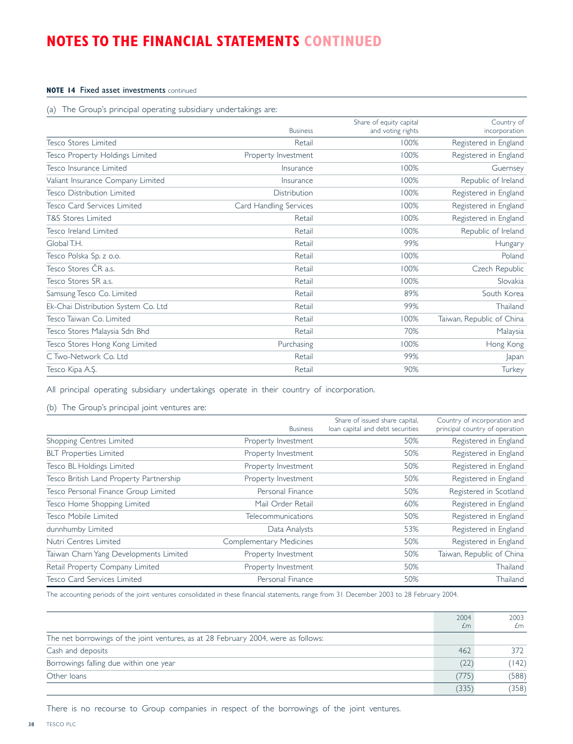# NOTES TO THE FINANCIAL STATEMENTS CONTINUED

**NOTE 14 Fixed asset investments** continued

(a) The Group's principal operating subsidiary undertakings are:

| | Business | Share of equity capital and voting rights | Country of incorporation |
|---|---|---|---|
| Tesco Stores Limited | Retail | 100% | Registered in England |
| Tesco Property Holdings Limited | Property Investment | 100% | Registered in England |
| Tesco Insurance Limited | Insurance | 100% | Guernsey |
| Valiant Insurance Company Limited | Insurance | 100% | Republic of Ireland |
| Tesco Distribution Limited | Distribution | 100% | Registered in England |
| Tesco Card Services Limited | Card Handling Services | 100% | Registered in England |
| T&S Stores Limited | Retail | 100% | Registered in England |
| Tesco Ireland Limited | Retail | 100% | Republic of Ireland |
| Global T.H. | Retail | 99% | Hungary |
| Tesco Polska Sp. z o.o. | Retail | 100% | Poland |
| Tesco Stores ČR a.s. | Retail | 100% | Czech Republic |
| Tesco Stores SR a.s. | Retail | 100% | Slovakia |
| Samsung Tesco Co. Limited | Retail | 89% | South Korea |
| Ek-Chai Distribution System Co. Ltd | Retail | 99% | Thailand |
| Tesco Taiwan Co. Limited | Retail | 100% | Taiwan, Republic of China |
| Tesco Stores Malaysia Sdn Bhd | Retail | 70% | Malaysia |
| Tesco Stores Hong Kong Limited | Purchasing | 100% | Hong Kong |
| C Two-Network Co. Ltd | Retail | 99% | Japan |
| Tesco Kipa A.Ş. | Retail | 90% | Turkey |

All principal operating subsidiary undertakings operate in their country of incorporation.

(b) The Group's principal joint ventures are:

| | Business | Share of issued share capital, loan capital and debt securities | Country of incorporation and principal country of operation |
|---|---|---|---|
| Shopping Centres Limited | Property Investment | 50% | Registered in England |
| BLT Properties Limited | Property Investment | 50% | Registered in England |
| Tesco BL Holdings Limited | Property Investment | 50% | Registered in England |
| Tesco British Land Property Partnership | Property Investment | 50% | Registered in England |
| Tesco Personal Finance Group Limited | Personal Finance | 50% | Registered in Scotland |
| Tesco Home Shopping Limited | Mail Order Retail | 60% | Registered in England |
| Tesco Mobile Limited | Telecommunications | 50% | Registered in England |
| dunnhumby Limited | Data Analysts | 53% | Registered in England |
| Nutri Centres Limited | Complementary Medicines | 50% | Registered in England |
| Taiwan Charn Yang Developments Limited | Property Investment | 50% | Taiwan, Republic of China |
| Retail Property Company Limited | Property Investment | 50% | Thailand |
| Tesco Card Services Limited | Personal Finance | 50% | Thailand |

The accounting periods of the joint ventures consolidated in these financial statements, range from 31 December 2003 to 28 February 2004.

| | 2004 £m | 2003 £m |
|---|---|---|
| The net borrowings of the joint ventures, as at 28 February 2004, were as follows: | | |
| Cash and deposits | 462 | 372 |
| Borrowings falling due within one year | (22) | (142) |
| Other loans | (775) | (588) |
| | (335) | (358) |

There is no recourse to Group companies in respect of the borrowings of the joint ventures.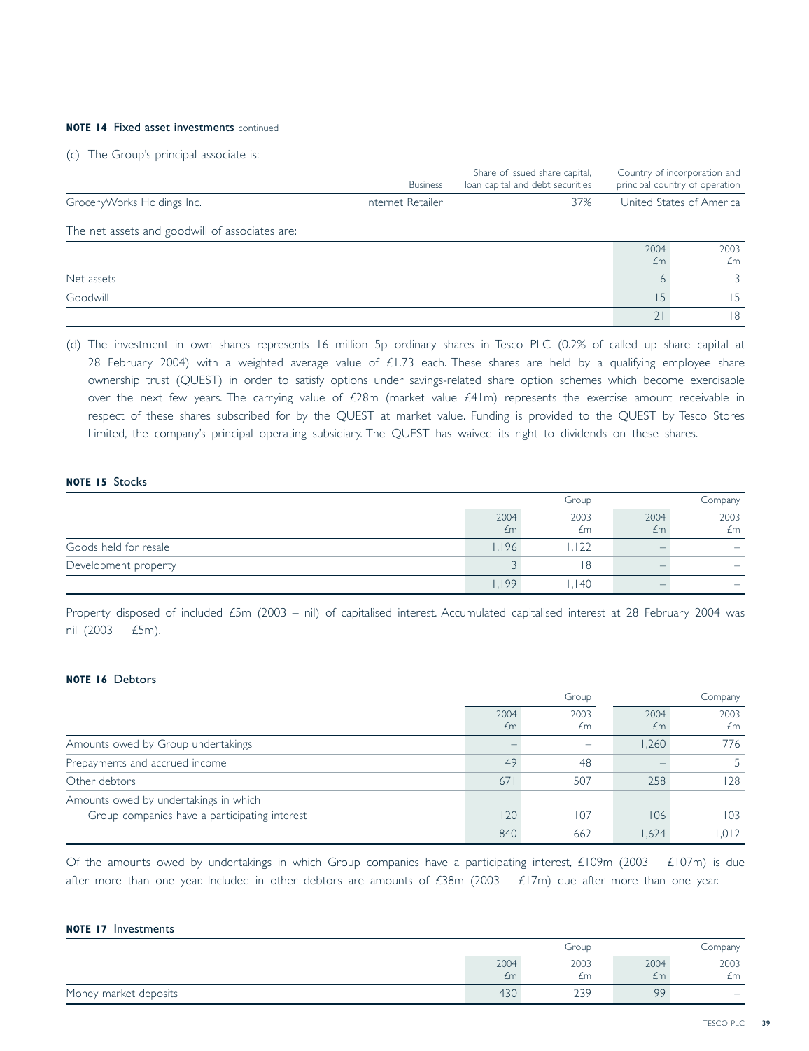**NOTE 14** Fixed asset investments continued

(c) The Group's principal associate is:

| | Business | Share of issued share capital, loan capital and debt securities | Country of incorporation and principal country of operation |
|---|---|---|---|
| GroceryWorks Holdings Inc. | Internet Retailer | 37% | United States of America |

The net assets and goodwill of associates are:

| | 2004 £m | 2003 £m |
|---|---|---|
| Net assets | 6 | 3 |
| Goodwill | 15 | 15 |
| | 21 | 18 |

(d) The investment in own shares represents 16 million 5p ordinary shares in Tesco PLC (0.2% of called up share capital at 28 February 2004) with a weighted average value of £1.73 each. These shares are held by a qualifying employee share ownership trust (QUEST) in order to satisfy options under savings-related share option schemes which become exercisable over the next few years. The carrying value of £28m (market value £41m) represents the exercise amount receivable in respect of these shares subscribed for by the QUEST at market value. Funding is provided to the QUEST by Tesco Stores Limited, the company's principal operating subsidiary. The QUEST has waived its right to dividends on these shares.

**NOTE 15** Stocks

| | Group | | Company | |
|---|---|---|---|---|
| | 2004 £m | 2003 £m | 2004 £m | 2003 £m |
| Goods held for resale | 1,196 | 1,122 | – | – |
| Development property | 3 | 18 | – | – |
| | 1,199 | 1,140 | – | – |

Property disposed of included £5m (2003 – nil) of capitalised interest. Accumulated capitalised interest at 28 February 2004 was nil (2003 – £5m).

**NOTE 16** Debtors

| | Group | | Company | |
|---|---|---|---|---|
| | 2004 £m | 2003 £m | 2004 £m | 2003 £m |
| Amounts owed by Group undertakings | – | – | 1,260 | 776 |
| Prepayments and accrued income | 49 | 48 | – | 5 |
| Other debtors | 671 | 507 | 258 | 128 |
| Amounts owed by undertakings in which Group companies have a participating interest | 120 | 107 | 106 | 103 |
| | 840 | 662 | 1,624 | 1,012 |

Of the amounts owed by undertakings in which Group companies have a participating interest, £109m (2003 – £107m) is due after more than one year. Included in other debtors are amounts of £38m (2003 – £17m) due after more than one year.

**NOTE 17** Investments

| | Group | | Company | |
|---|---|---|---|---|
| | 2004 £m | 2003 £m | 2004 £m | 2003 £m |
| Money market deposits | 430 | 239 | 99 | – |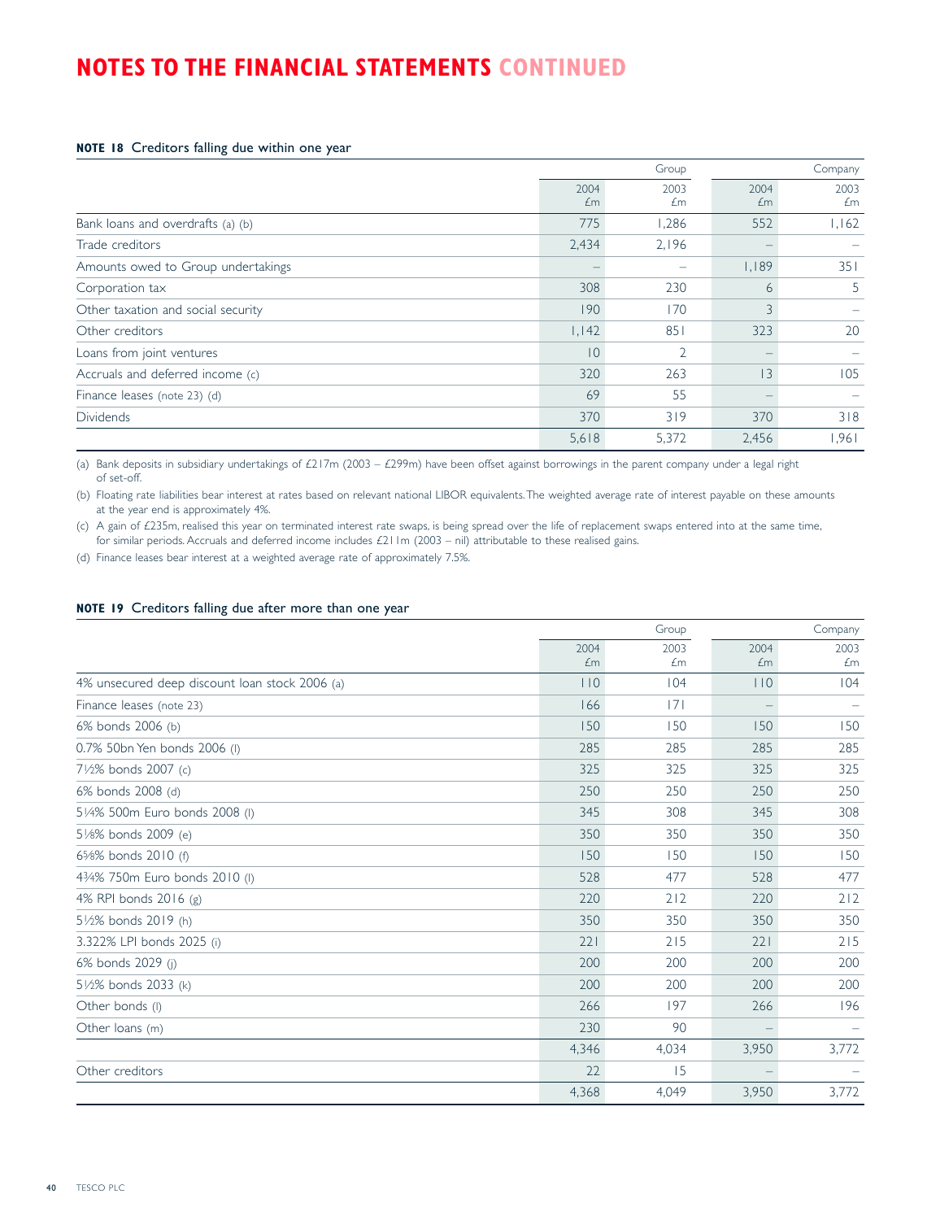# NOTES TO THE FINANCIAL STATEMENTS CONTINUED

**NOTE 18** Creditors falling due within one year

| | Group | | Company | |
|---|---|---|---|---|
| | 2004 £m | 2003 £m | 2004 £m | 2003 £m |
| Bank loans and overdrafts (a) (b) | 775 | 1,286 | 552 | 1,162 |
| Trade creditors | 2,434 | 2,196 | – | – |
| Amounts owed to Group undertakings | – | – | 1,189 | 351 |
| Corporation tax | 308 | 230 | 6 | 5 |
| Other taxation and social security | 190 | 170 | 3 | – |
| Other creditors | 1,142 | 851 | 323 | 20 |
| Loans from joint ventures | 10 | 2 | – | – |
| Accruals and deferred income (c) | 320 | 263 | 13 | 105 |
| Finance leases (note 23) (d) | 69 | 55 | – | – |
| Dividends | 370 | 319 | 370 | 318 |
| | 5,618 | 5,372 | 2,456 | 1,961 |

(a) Bank deposits in subsidiary undertakings of £217m (2003 – £299m) have been offset against borrowings in the parent company under a legal right of set-off.

(b) Floating rate liabilities bear interest at rates based on relevant national LIBOR equivalents. The weighted average rate of interest payable on these amounts at the year end is approximately 4%.

(c) A gain of £235m, realised this year on terminated interest rate swaps, is being spread over the life of replacement swaps entered into at the same time, for similar periods. Accruals and deferred income includes £211m (2003 – nil) attributable to these realised gains.

(d) Finance leases bear interest at a weighted average rate of approximately 7.5%.

**NOTE 19** Creditors falling due after more than one year

| | Group | | Company | |
|---|---|---|---|---|
| | 2004 £m | 2003 £m | 2004 £m | 2003 £m |
| 4% unsecured deep discount loan stock 2006 (a) | 110 | 104 | 110 | 104 |
| Finance leases (note 23) | 166 | 171 | – | – |
| 6% bonds 2006 (b) | 150 | 150 | 150 | 150 |
| 0.7% 50bn Yen bonds 2006 (l) | 285 | 285 | 285 | 285 |
| 7½% bonds 2007 (c) | 325 | 325 | 325 | 325 |
| 6% bonds 2008 (d) | 250 | 250 | 250 | 250 |
| 5¼% 500m Euro bonds 2008 (l) | 345 | 308 | 345 | 308 |
| 5⅛% bonds 2009 (e) | 350 | 350 | 350 | 350 |
| 6⅝% bonds 2010 (f) | 150 | 150 | 150 | 150 |
| 4¾% 750m Euro bonds 2010 (l) | 528 | 477 | 528 | 477 |
| 4% RPI bonds 2016 (g) | 220 | 212 | 220 | 212 |
| 5½% bonds 2019 (h) | 350 | 350 | 350 | 350 |
| 3.322% LPI bonds 2025 (i) | 221 | 215 | 221 | 215 |
| 6% bonds 2029 (j) | 200 | 200 | 200 | 200 |
| 5½% bonds 2033 (k) | 200 | 200 | 200 | 200 |
| Other bonds (l) | 266 | 197 | 266 | 196 |
| Other loans (m) | 230 | 90 | – | – |
| | 4,346 | 4,034 | 3,950 | 3,772 |
| Other creditors | 22 | 15 | – | – |
| | 4,368 | 4,049 | 3,950 | 3,772 |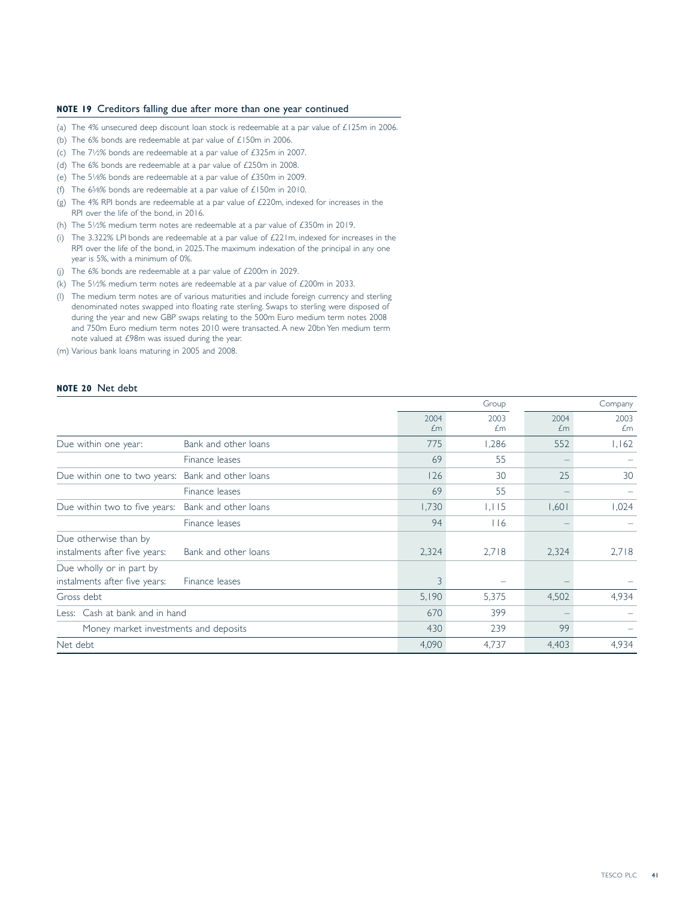### NOTE 19 Creditors falling due after more than one year continued

(a) The 4% unsecured deep discount loan stock is redeemable at a par value of £125m in 2006.
(b) The 6% bonds are redeemable at par value of £150m in 2006.
(c) The 7½% bonds are redeemable at a par value of £325m in 2007.
(d) The 6% bonds are redeemable at a par value of £250m in 2008.
(e) The 5⅛% bonds are redeemable at a par value of £350m in 2009.
(f) The 6⅝% bonds are redeemable at a par value of £150m in 2010.
(g) The 4% RPI bonds are redeemable at a par value of £220m, indexed for increases in the RPI over the life of the bond, in 2016.
(h) The 5½% medium term notes are redeemable at a par value of £350m in 2019.
(i) The 3.322% LPI bonds are redeemable at a par value of £221m, indexed for increases in the RPI over the life of the bond, in 2025. The maximum indexation of the principal in any one year is 5%, with a minimum of 0%.
(j) The 6% bonds are redeemable at a par value of £200m in 2029.
(k) The 5½% medium term notes are redeemable at a par value of £200m in 2033.
(l) The medium term notes are of various maturities and include foreign currency and sterling denominated notes swapped into floating rate sterling. Swaps to sterling were disposed of during the year and new GBP swaps relating to the 500m Euro medium term notes 2008 and 750m Euro medium term notes 2010 were transacted. A new 20bn Yen medium term note valued at £98m was issued during the year.
(m) Various bank loans maturing in 2005 and 2008.

### NOTE 20 Net debt

| | | Group | | Company | |
|---|---|---|---|---|---|
| | | 2004 £m | 2003 £m | 2004 £m | 2003 £m |
| Due within one year: | Bank and other loans | 775 | 1,286 | 552 | 1,162 |
| | Finance leases | 69 | 55 | – | – |
| Due within one to two years: | Bank and other loans | 126 | 30 | 25 | 30 |
| | Finance leases | 69 | 55 | – | – |
| Due within two to five years: | Bank and other loans | 1,730 | 1,115 | 1,601 | 1,024 |
| | Finance leases | 94 | 116 | – | – |
| Due otherwise than by instalments after five years: | Bank and other loans | 2,324 | 2,718 | 2,324 | 2,718 |
| Due wholly or in part by instalments after five years: | Finance leases | 3 | – | – | – |
| Gross debt | | 5,190 | 5,375 | 4,502 | 4,934 |
| Less: Cash at bank and in hand | | 670 | 399 | – | – |
| Money market investments and deposits | | 430 | 239 | 99 | – |
| Net debt | | 4,090 | 4,737 | 4,403 | 4,934 |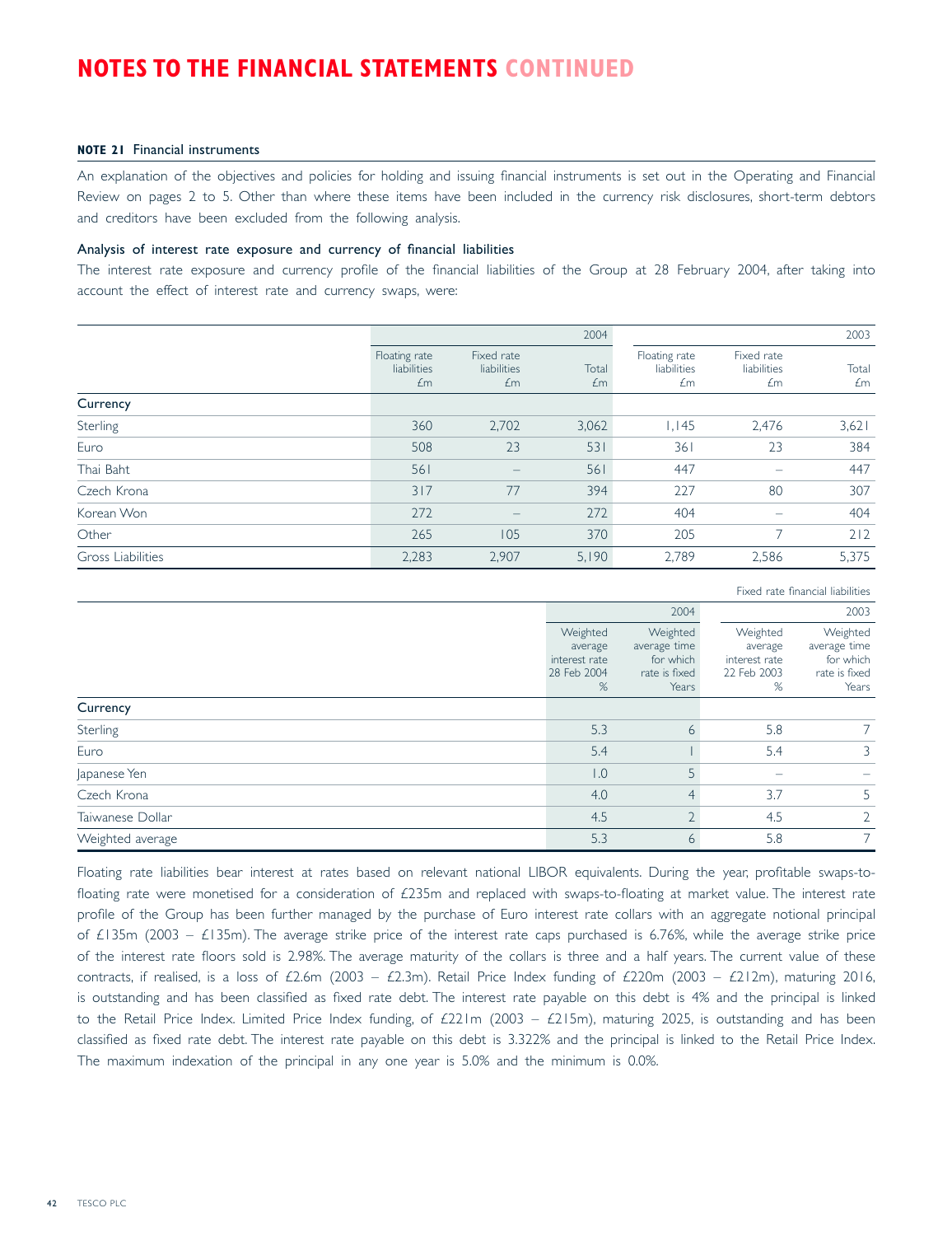# NOTES TO THE FINANCIAL STATEMENTS CONTINUED

**NOTE 21** Financial instruments

An explanation of the objectives and policies for holding and issuing financial instruments is set out in the Operating and Financial Review on pages 2 to 5. Other than where these items have been included in the currency risk disclosures, short-term debtors and creditors have been excluded from the following analysis.

### Analysis of interest rate exposure and currency of financial liabilities

The interest rate exposure and currency profile of the financial liabilities of the Group at 28 February 2004, after taking into account the effect of interest rate and currency swaps, were:

| | | | 2004 | | | 2003 |
|---|---|---|---|---|---|---|
| | Floating rate liabilities £m | Fixed rate liabilities £m | Total £m | Floating rate liabilities £m | Fixed rate liabilities £m | Total £m |
| **Currency** | | | | | | |
| Sterling | 360 | 2,702 | 3,062 | 1,145 | 2,476 | 3,621 |
| Euro | 508 | 23 | 531 | 361 | 23 | 384 |
| Thai Baht | 561 | – | 561 | 447 | – | 447 |
| Czech Krona | 317 | 77 | 394 | 227 | 80 | 307 |
| Korean Won | 272 | – | 272 | 404 | – | 404 |
| Other | 265 | 105 | 370 | 205 | 7 | 212 |
| Gross Liabilities | 2,283 | 2,907 | 5,190 | 2,789 | 2,586 | 5,375 |

Fixed rate financial liabilities

| | | 2004 | | 2003 |
|---|---|---|---|---|
| | Weighted average interest rate 28 Feb 2004 % | Weighted average time for which rate is fixed Years | Weighted average interest rate 22 Feb 2003 % | Weighted average time for which rate is fixed Years |
| **Currency** | | | | |
| Sterling | 5.3 | 6 | 5.8 | 7 |
| Euro | 5.4 | 1 | 5.4 | 3 |
| Japanese Yen | 1.0 | 5 | – | – |
| Czech Krona | 4.0 | 4 | 3.7 | 5 |
| Taiwanese Dollar | 4.5 | 2 | 4.5 | 2 |
| Weighted average | 5.3 | 6 | 5.8 | 7 |

Floating rate liabilities bear interest at rates based on relevant national LIBOR equivalents. During the year, profitable swaps-to-floating rate were monetised for a consideration of £235m and replaced with swaps-to-floating at market value. The interest rate profile of the Group has been further managed by the purchase of Euro interest rate collars with an aggregate notional principal of £135m (2003 – £135m). The average strike price of the interest rate caps purchased is 6.76%, while the average strike price of the interest rate floors sold is 2.98%. The average maturity of the collars is three and a half years. The current value of these contracts, if realised, is a loss of £2.6m (2003 – £2.3m). Retail Price Index funding of £220m (2003 – £212m), maturing 2016, is outstanding and has been classified as fixed rate debt. The interest rate payable on this debt is 4% and the principal is linked to the Retail Price Index. Limited Price Index funding, of £221m (2003 – £215m), maturing 2025, is outstanding and has been classified as fixed rate debt. The interest rate payable on this debt is 3.322% and the principal is linked to the Retail Price Index. The maximum indexation of the principal in any one year is 5.0% and the minimum is 0.0%.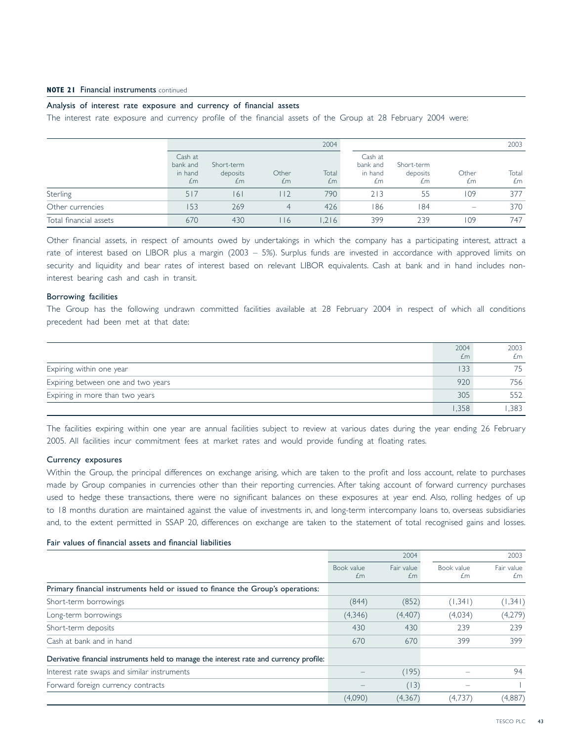**NOTE 21** Financial instruments continued

### Analysis of interest rate exposure and currency of financial assets

The interest rate exposure and currency profile of the financial assets of the Group at 28 February 2004 were:

| | 2004 | | | | 2003 | | | |
|---|---|---|---|---|---|---|---|---|
| | Cash at bank and in hand £m | Short-term deposits £m | Other £m | Total £m | Cash at bank and in hand £m | Short-term deposits £m | Other £m | Total £m |
| Sterling | 517 | 161 | 112 | 790 | 213 | 55 | 109 | 377 |
| Other currencies | 153 | 269 | 4 | 426 | 186 | 184 | – | 370 |
| Total financial assets | 670 | 430 | 116 | 1,216 | 399 | 239 | 109 | 747 |

Other financial assets, in respect of amounts owed by undertakings in which the company has a participating interest, attract a rate of interest based on LIBOR plus a margin (2003 – 5%). Surplus funds are invested in accordance with approved limits on security and liquidity and bear rates of interest based on relevant LIBOR equivalents. Cash at bank and in hand includes non-interest bearing cash and cash in transit.

### Borrowing facilities

The Group has the following undrawn committed facilities available at 28 February 2004 in respect of which all conditions precedent had been met at that date:

| | 2004 £m | 2003 £m |
|---|---|---|
| Expiring within one year | 133 | 75 |
| Expiring between one and two years | 920 | 756 |
| Expiring in more than two years | 305 | 552 |
| | 1,358 | 1,383 |

The facilities expiring within one year are annual facilities subject to review at various dates during the year ending 26 February 2005. All facilities incur commitment fees at market rates and would provide funding at floating rates.

### Currency exposures

Within the Group, the principal differences on exchange arising, which are taken to the profit and loss account, relate to purchases made by Group companies in currencies other than their reporting currencies. After taking account of forward currency purchases used to hedge these transactions, there were no significant balances on these exposures at year end. Also, rolling hedges of up to 18 months duration are maintained against the value of investments in, and long-term intercompany loans to, overseas subsidiaries and, to the extent permitted in SSAP 20, differences on exchange are taken to the statement of total recognised gains and losses.

### Fair values of financial assets and financial liabilities

| | 2004 | | 2003 | |
|---|---|---|---|---|
| | Book value £m | Fair value £m | Book value £m | Fair value £m |
| **Primary financial instruments held or issued to finance the Group's operations:** | | | | |
| Short-term borrowings | (844) | (852) | (1,341) | (1,341) |
| Long-term borrowings | (4,346) | (4,407) | (4,034) | (4,279) |
| Short-term deposits | 430 | 430 | 239 | 239 |
| Cash at bank and in hand | 670 | 670 | 399 | 399 |
| **Derivative financial instruments held to manage the interest rate and currency profile:** | | | | |
| Interest rate swaps and similar instruments | – | (195) | – | 94 |
| Forward foreign currency contracts | – | (13) | – | 1 |
| | (4,090) | (4,367) | (4,737) | (4,887) |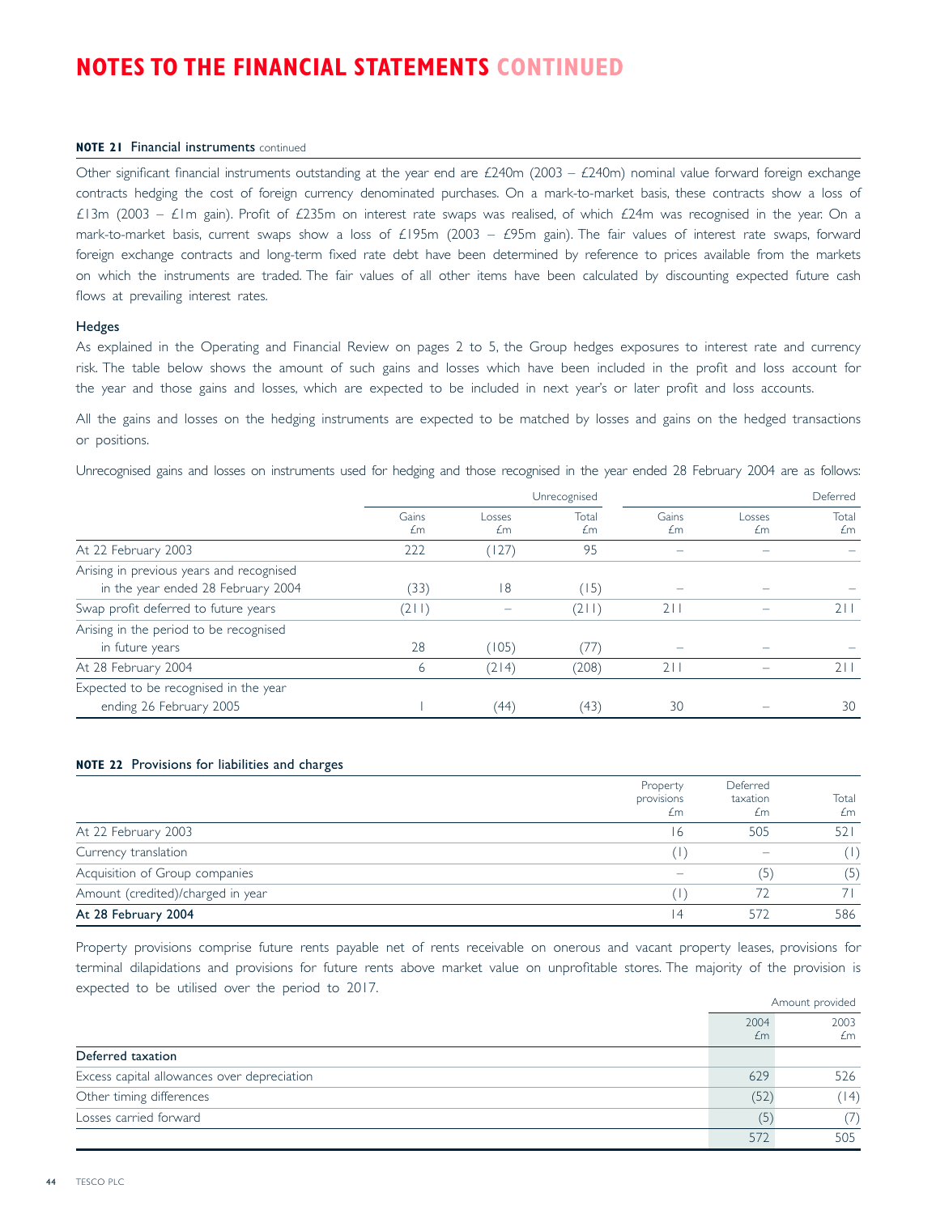# NOTES TO THE FINANCIAL STATEMENTS CONTINUED

**NOTE 21** Financial instruments continued

Other significant financial instruments outstanding at the year end are £240m (2003 – £240m) nominal value forward foreign exchange contracts hedging the cost of foreign currency denominated purchases. On a mark-to-market basis, these contracts show a loss of £13m (2003 – £1m gain). Profit of £235m on interest rate swaps was realised, of which £24m was recognised in the year. On a mark-to-market basis, current swaps show a loss of £195m (2003 – £95m gain). The fair values of interest rate swaps, forward foreign exchange contracts and long-term fixed rate debt have been determined by reference to prices available from the markets on which the instruments are traded. The fair values of all other items have been calculated by discounting expected future cash flows at prevailing interest rates.

### Hedges

As explained in the Operating and Financial Review on pages 2 to 5, the Group hedges exposures to interest rate and currency risk. The table below shows the amount of such gains and losses which have been included in the profit and loss account for the year and those gains and losses, which are expected to be included in next year's or later profit and loss accounts.

All the gains and losses on the hedging instruments are expected to be matched by losses and gains on the hedged transactions or positions.

Unrecognised gains and losses on instruments used for hedging and those recognised in the year ended 28 February 2004 are as follows:

| | Unrecognised | | | Deferred | | |
|---|---|---|---|---|---|---|
| | Gains £m | Losses £m | Total £m | Gains £m | Losses £m | Total £m |
| At 22 February 2003 | 222 | (127) | 95 | – | – | – |
| Arising in previous years and recognised in the year ended 28 February 2004 | (33) | 18 | (15) | – | – | – |
| Swap profit deferred to future years | (211) | – | (211) | 211 | – | 211 |
| Arising in the period to be recognised in future years | 28 | (105) | (77) | – | – | – |
| At 28 February 2004 | 6 | (214) | (208) | 211 | – | 211 |
| Expected to be recognised in the year ending 26 February 2005 | 1 | (44) | (43) | 30 | – | 30 |

**NOTE 22** Provisions for liabilities and charges

| | Property provisions £m | Deferred taxation £m | Total £m |
|---|---|---|---|
| At 22 February 2003 | 16 | 505 | 521 |
| Currency translation | (1) | – | (1) |
| Acquisition of Group companies | – | (5) | (5) |
| Amount (credited)/charged in year | (1) | 72 | 71 |
| **At 28 February 2004** | 14 | 572 | 586 |

Property provisions comprise future rents payable net of rents receivable on onerous and vacant property leases, provisions for terminal dilapidations and provisions for future rents above market value on unprofitable stores. The majority of the provision is expected to be utilised over the period to 2017.

| | Amount provided | |
|---|---|---|
| | 2004 £m | 2003 £m |
| **Deferred taxation** | | |
| Excess capital allowances over depreciation | 629 | 526 |
| Other timing differences | (52) | (14) |
| Losses carried forward | (5) | (7) |
| | 572 | 505 |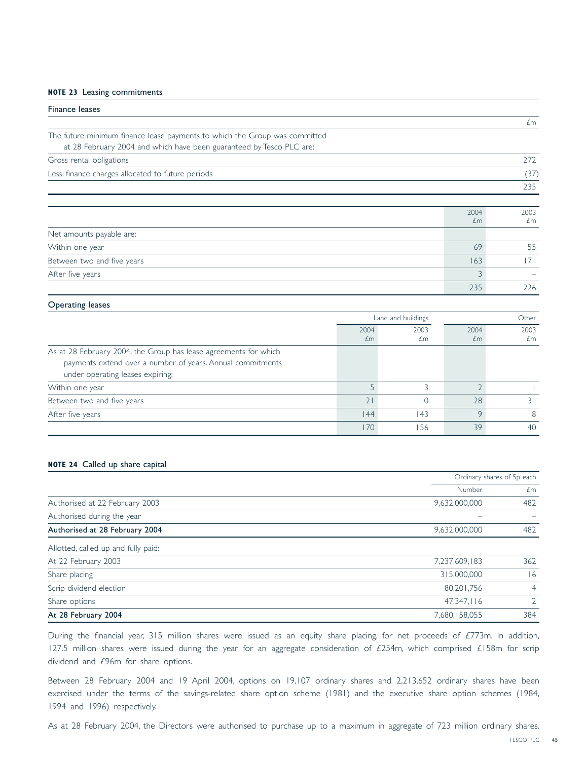### NOTE 23 Leasing commitments

#### Finance leases

| | £m |
|---|---|
| The future minimum finance lease payments to which the Group was committed at 28 February 2004 and which have been guaranteed by Tesco PLC are: | |
| Gross rental obligations | 272 |
| Less: finance charges allocated to future periods | (37) |
| | 235 |

| | 2004 £m | 2003 £m |
|---|---|---|
| Net amounts payable are: | | |
| Within one year | 69 | 55 |
| Between two and five years | 163 | 171 |
| After five years | 3 | – |
| | 235 | 226 |

#### Operating leases

| | Land and buildings | | Other | |
|---|---|---|---|---|
| | 2004 £m | 2003 £m | 2004 £m | 2003 £m |
| As at 28 February 2004, the Group has lease agreements for which payments extend over a number of years. Annual commitments under operating leases expiring: | | | | |
| Within one year | 5 | 3 | 2 | 1 |
| Between two and five years | 21 | 10 | 28 | 31 |
| After five years | 144 | 143 | 9 | 8 |
| | 170 | 156 | 39 | 40 |

### NOTE 24 Called up share capital

| | Ordinary shares of 5p each | |
|---|---|---|
| | Number | £m |
| Authorised at 22 February 2003 | 9,632,000,000 | 482 |
| Authorised during the year | – | – |
| **Authorised at 28 February 2004** | **9,632,000,000** | **482** |
| Allotted, called up and fully paid: | | |
| At 22 February 2003 | 7,237,609,183 | 362 |
| Share placing | 315,000,000 | 16 |
| Scrip dividend election | 80,201,756 | 4 |
| Share options | 47,347,116 | 2 |
| **At 28 February 2004** | **7,680,158,055** | **384** |

During the financial year, 315 million shares were issued as an equity share placing, for net proceeds of £773m. In addition, 127.5 million shares were issued during the year for an aggregate consideration of £254m, which comprised £158m for scrip dividend and £96m for share options.

Between 28 February 2004 and 19 April 2004, options on 19,107 ordinary shares and 2,213,652 ordinary shares have been exercised under the terms of the savings-related share option scheme (1981) and the executive share option schemes (1984, 1994 and 1996) respectively.

As at 28 February 2004, the Directors were authorised to purchase up to a maximum in aggregate of 723 million ordinary shares.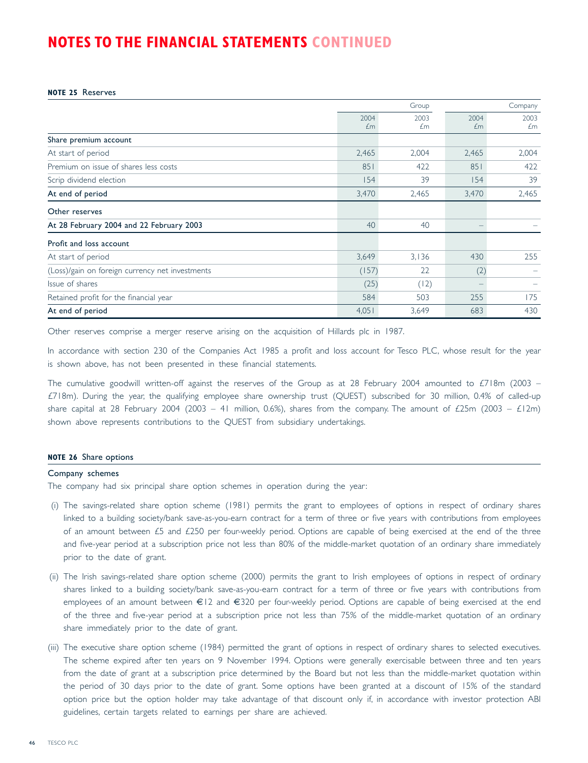# NOTES TO THE FINANCIAL STATEMENTS CONTINUED

**NOTE 25** Reserves

| | Group | | Company | |
|---|---|---|---|---|
| | 2004 £m | 2003 £m | 2004 £m | 2003 £m |
| **Share premium account** | | | | |
| At start of period | 2,465 | 2,004 | 2,465 | 2,004 |
| Premium on issue of shares less costs | 851 | 422 | 851 | 422 |
| Scrip dividend election | 154 | 39 | 154 | 39 |
| **At end of period** | 3,470 | 2,465 | 3,470 | 2,465 |
| **Other reserves** | | | | |
| **At 28 February 2004 and 22 February 2003** | 40 | 40 | – | – |
| **Profit and loss account** | | | | |
| At start of period | 3,649 | 3,136 | 430 | 255 |
| (Loss)/gain on foreign currency net investments | (157) | 22 | (2) | – |
| Issue of shares | (25) | (12) | – | – |
| Retained profit for the financial year | 584 | 503 | 255 | 175 |
| **At end of period** | 4,051 | 3,649 | 683 | 430 |

Other reserves comprise a merger reserve arising on the acquisition of Hillards plc in 1987.

In accordance with section 230 of the Companies Act 1985 a profit and loss account for Tesco PLC, whose result for the year is shown above, has not been presented in these financial statements.

The cumulative goodwill written-off against the reserves of the Group as at 28 February 2004 amounted to £718m (2003 – £718m). During the year, the qualifying employee share ownership trust (QUEST) subscribed for 30 million, 0.4% of called-up share capital at 28 February 2004 (2003 – 41 million, 0.6%), shares from the company. The amount of £25m (2003 – £12m) shown above represents contributions to the QUEST from subsidiary undertakings.

**NOTE 26** Share options

**Company schemes**

The company had six principal share option schemes in operation during the year:

(i) The savings-related share option scheme (1981) permits the grant to employees of options in respect of ordinary shares linked to a building society/bank save-as-you-earn contract for a term of three or five years with contributions from employees of an amount between £5 and £250 per four-weekly period. Options are capable of being exercised at the end of the three and five-year period at a subscription price not less than 80% of the middle-market quotation of an ordinary share immediately prior to the date of grant.

(ii) The Irish savings-related share option scheme (2000) permits the grant to Irish employees of options in respect of ordinary shares linked to a building society/bank save-as-you-earn contract for a term of three or five years with contributions from employees of an amount between €12 and €320 per four-weekly period. Options are capable of being exercised at the end of the three and five-year period at a subscription price not less than 75% of the middle-market quotation of an ordinary share immediately prior to the date of grant.

(iii) The executive share option scheme (1984) permitted the grant of options in respect of ordinary shares to selected executives. The scheme expired after ten years on 9 November 1994. Options were generally exercisable between three and ten years from the date of grant at a subscription price determined by the Board but not less than the middle-market quotation within the period of 30 days prior to the date of grant. Some options have been granted at a discount of 15% of the standard option price but the option holder may take advantage of that discount only if, in accordance with investor protection ABI guidelines, certain targets related to earnings per share are achieved.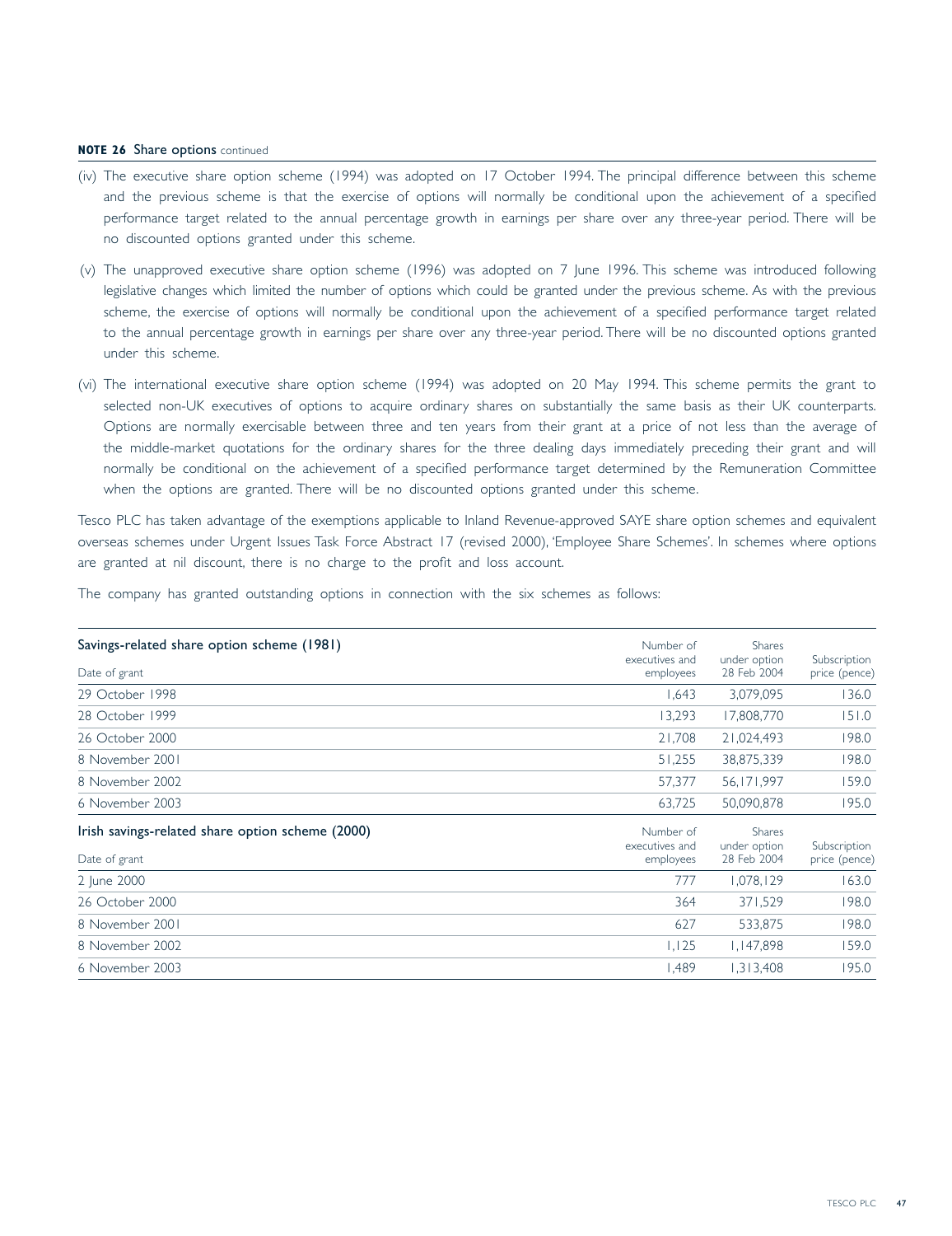**NOTE 26** Share options continued

(iv) The executive share option scheme (1994) was adopted on 17 October 1994. The principal difference between this scheme and the previous scheme is that the exercise of options will normally be conditional upon the achievement of a specified performance target related to the annual percentage growth in earnings per share over any three-year period. There will be no discounted options granted under this scheme.

(v) The unapproved executive share option scheme (1996) was adopted on 7 June 1996. This scheme was introduced following legislative changes which limited the number of options which could be granted under the previous scheme. As with the previous scheme, the exercise of options will normally be conditional upon the achievement of a specified performance target related to the annual percentage growth in earnings per share over any three-year period. There will be no discounted options granted under this scheme.

(vi) The international executive share option scheme (1994) was adopted on 20 May 1994. This scheme permits the grant to selected non-UK executives of options to acquire ordinary shares on substantially the same basis as their UK counterparts. Options are normally exercisable between three and ten years from their grant at a price of not less than the average of the middle-market quotations for the ordinary shares for the three dealing days immediately preceding their grant and will normally be conditional on the achievement of a specified performance target determined by the Remuneration Committee when the options are granted. There will be no discounted options granted under this scheme.

Tesco PLC has taken advantage of the exemptions applicable to Inland Revenue-approved SAYE share option schemes and equivalent overseas schemes under Urgent Issues Task Force Abstract 17 (revised 2000), 'Employee Share Schemes'. In schemes where options are granted at nil discount, there is no charge to the profit and loss account.

The company has granted outstanding options in connection with the six schemes as follows:

| Savings-related share option scheme (1981)<br>Date of grant | Number of executives and employees | Shares under option 28 Feb 2004 | Subscription price (pence) |
|---|---|---|---|
| 29 October 1998 | 1,643 | 3,079,095 | 136.0 |
| 28 October 1999 | 13,293 | 17,808,770 | 151.0 |
| 26 October 2000 | 21,708 | 21,024,493 | 198.0 |
| 8 November 2001 | 51,255 | 38,875,339 | 198.0 |
| 8 November 2002 | 57,377 | 56,171,997 | 159.0 |
| 6 November 2003 | 63,725 | 50,090,878 | 195.0 |

| Irish savings-related share option scheme (2000)<br>Date of grant | Number of executives and employees | Shares under option 28 Feb 2004 | Subscription price (pence) |
|---|---|---|---|
| 2 June 2000 | 777 | 1,078,129 | 163.0 |
| 26 October 2000 | 364 | 371,529 | 198.0 |
| 8 November 2001 | 627 | 533,875 | 198.0 |
| 8 November 2002 | 1,125 | 1,147,898 | 159.0 |
| 6 November 2003 | 1,489 | 1,313,408 | 195.0 |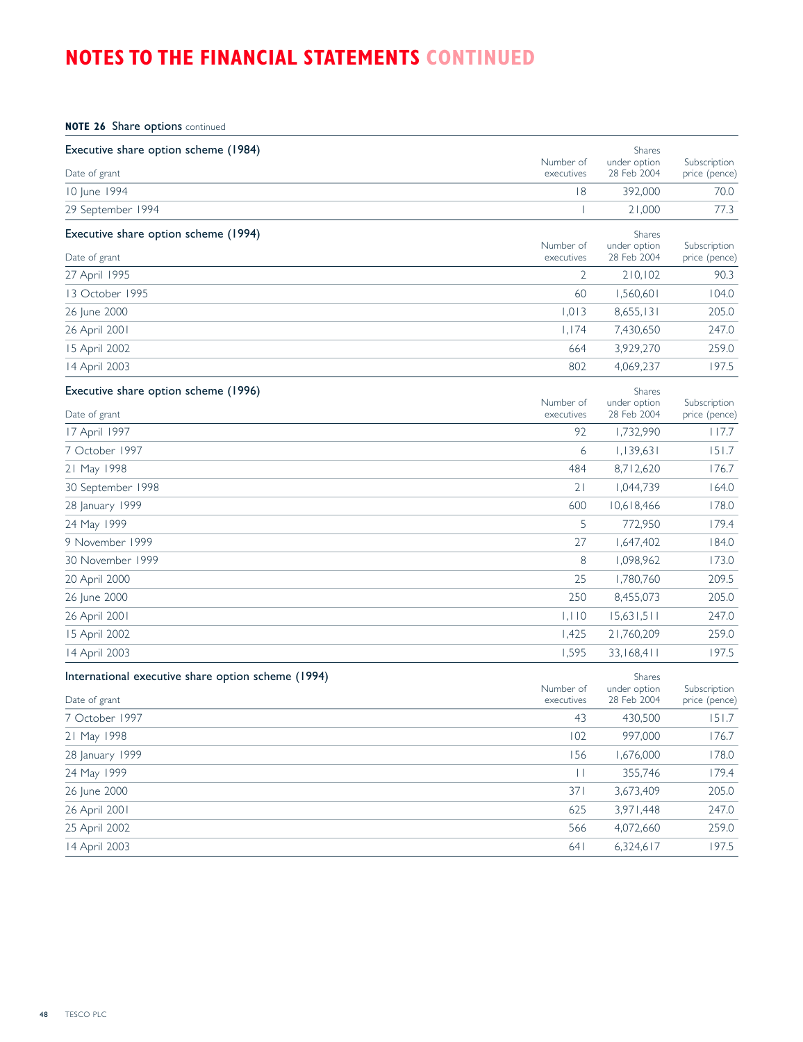# NOTES TO THE FINANCIAL STATEMENTS CONTINUED

**NOTE 26** Share options continued

**Executive share option scheme (1984)**

| Date of grant | Number of executives | Shares under option 28 Feb 2004 | Subscription price (pence) |
|---|---|---|---|
| 10 June 1994 | 18 | 392,000 | 70.0 |
| 29 September 1994 | 1 | 21,000 | 77.3 |

**Executive share option scheme (1994)**

| Date of grant | Number of executives | Shares under option 28 Feb 2004 | Subscription price (pence) |
|---|---|---|---|
| 27 April 1995 | 2 | 210,102 | 90.3 |
| 13 October 1995 | 60 | 1,560,601 | 104.0 |
| 26 June 2000 | 1,013 | 8,655,131 | 205.0 |
| 26 April 2001 | 1,174 | 7,430,650 | 247.0 |
| 15 April 2002 | 664 | 3,929,270 | 259.0 |
| 14 April 2003 | 802 | 4,069,237 | 197.5 |

**Executive share option scheme (1996)**

| Date of grant | Number of executives | Shares under option 28 Feb 2004 | Subscription price (pence) |
|---|---|---|---|
| 17 April 1997 | 92 | 1,732,990 | 117.7 |
| 7 October 1997 | 6 | 1,139,631 | 151.7 |
| 21 May 1998 | 484 | 8,712,620 | 176.7 |
| 30 September 1998 | 21 | 1,044,739 | 164.0 |
| 28 January 1999 | 600 | 10,618,466 | 178.0 |
| 24 May 1999 | 5 | 772,950 | 179.4 |
| 9 November 1999 | 27 | 1,647,402 | 184.0 |
| 30 November 1999 | 8 | 1,098,962 | 173.0 |
| 20 April 2000 | 25 | 1,780,760 | 209.5 |
| 26 June 2000 | 250 | 8,455,073 | 205.0 |
| 26 April 2001 | 1,110 | 15,631,511 | 247.0 |
| 15 April 2002 | 1,425 | 21,760,209 | 259.0 |
| 14 April 2003 | 1,595 | 33,168,411 | 197.5 |

**International executive share option scheme (1994)**

| Date of grant | Number of executives | Shares under option 28 Feb 2004 | Subscription price (pence) |
|---|---|---|---|
| 7 October 1997 | 43 | 430,500 | 151.7 |
| 21 May 1998 | 102 | 997,000 | 176.7 |
| 28 January 1999 | 156 | 1,676,000 | 178.0 |
| 24 May 1999 | 11 | 355,746 | 179.4 |
| 26 June 2000 | 371 | 3,673,409 | 205.0 |
| 26 April 2001 | 625 | 3,971,448 | 247.0 |
| 25 April 2002 | 566 | 4,072,660 | 259.0 |
| 14 April 2003 | 641 | 6,324,617 | 197.5 |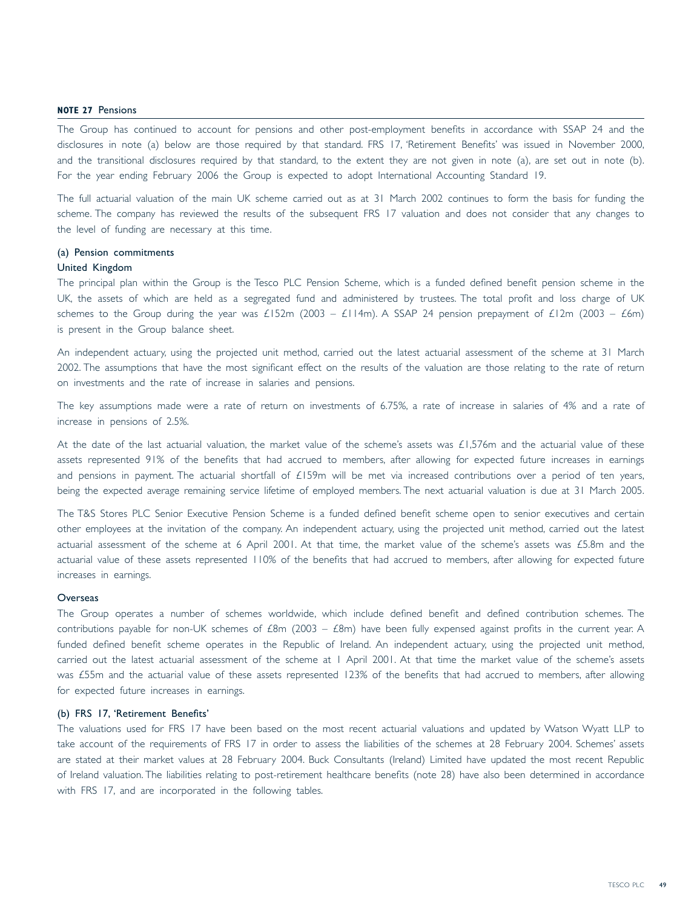## NOTE 27 Pensions

The Group has continued to account for pensions and other post-employment benefits in accordance with SSAP 24 and the disclosures in note (a) below are those required by that standard. FRS 17, 'Retirement Benefits' was issued in November 2000, and the transitional disclosures required by that standard, to the extent they are not given in note (a), are set out in note (b). For the year ending February 2006 the Group is expected to adopt International Accounting Standard 19.

The full actuarial valuation of the main UK scheme carried out as at 31 March 2002 continues to form the basis for funding the scheme. The company has reviewed the results of the subsequent FRS 17 valuation and does not consider that any changes to the level of funding are necessary at this time.

### (a) Pension commitments

#### United Kingdom

The principal plan within the Group is the Tesco PLC Pension Scheme, which is a funded defined benefit pension scheme in the UK, the assets of which are held as a segregated fund and administered by trustees. The total profit and loss charge of UK schemes to the Group during the year was £152m (2003 – £114m). A SSAP 24 pension prepayment of £12m (2003 – £6m) is present in the Group balance sheet.

An independent actuary, using the projected unit method, carried out the latest actuarial assessment of the scheme at 31 March 2002. The assumptions that have the most significant effect on the results of the valuation are those relating to the rate of return on investments and the rate of increase in salaries and pensions.

The key assumptions made were a rate of return on investments of 6.75%, a rate of increase in salaries of 4% and a rate of increase in pensions of 2.5%.

At the date of the last actuarial valuation, the market value of the scheme's assets was £1,576m and the actuarial value of these assets represented 91% of the benefits that had accrued to members, after allowing for expected future increases in earnings and pensions in payment. The actuarial shortfall of £159m will be met via increased contributions over a period of ten years, being the expected average remaining service lifetime of employed members. The next actuarial valuation is due at 31 March 2005.

The T&S Stores PLC Senior Executive Pension Scheme is a funded defined benefit scheme open to senior executives and certain other employees at the invitation of the company. An independent actuary, using the projected unit method, carried out the latest actuarial assessment of the scheme at 6 April 2001. At that time, the market value of the scheme's assets was £5.8m and the actuarial value of these assets represented 110% of the benefits that had accrued to members, after allowing for expected future increases in earnings.

#### Overseas

The Group operates a number of schemes worldwide, which include defined benefit and defined contribution schemes. The contributions payable for non-UK schemes of £8m (2003 – £8m) have been fully expensed against profits in the current year. A funded defined benefit scheme operates in the Republic of Ireland. An independent actuary, using the projected unit method, carried out the latest actuarial assessment of the scheme at 1 April 2001. At that time the market value of the scheme's assets was £55m and the actuarial value of these assets represented 123% of the benefits that had accrued to members, after allowing for expected future increases in earnings.

### (b) FRS 17, 'Retirement Benefits'

The valuations used for FRS 17 have been based on the most recent actuarial valuations and updated by Watson Wyatt LLP to take account of the requirements of FRS 17 in order to assess the liabilities of the schemes at 28 February 2004. Schemes' assets are stated at their market values at 28 February 2004. Buck Consultants (Ireland) Limited have updated the most recent Republic of Ireland valuation. The liabilities relating to post-retirement healthcare benefits (note 28) have also been determined in accordance with FRS 17, and are incorporated in the following tables.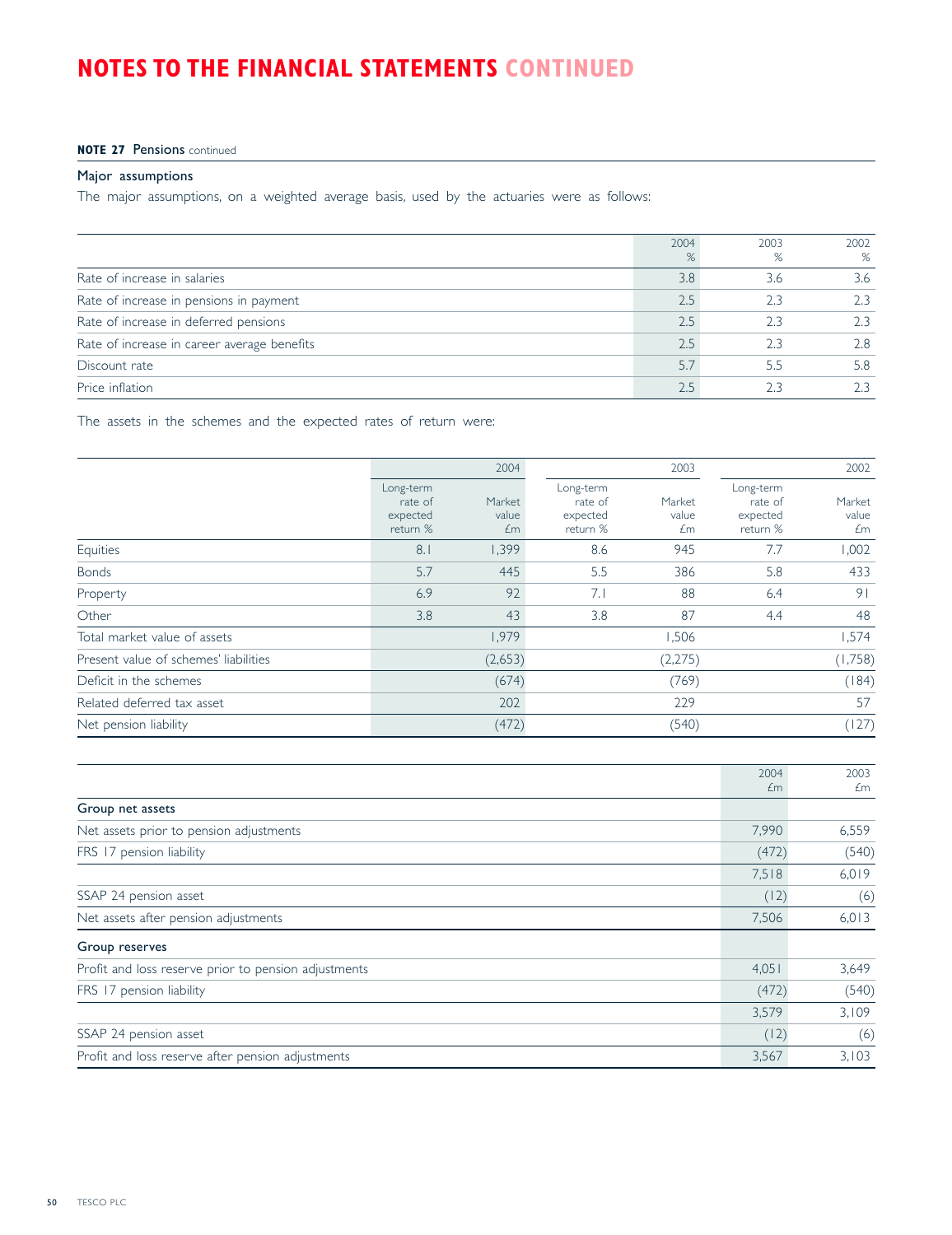# NOTES TO THE FINANCIAL STATEMENTS CONTINUED

**NOTE 27** Pensions continued

## Major assumptions

The major assumptions, on a weighted average basis, used by the actuaries were as follows:

| | 2004 % | 2003 % | 2002 % |
|---|---|---|---|
| Rate of increase in salaries | 3.8 | 3.6 | 3.6 |
| Rate of increase in pensions in payment | 2.5 | 2.3 | 2.3 |
| Rate of increase in deferred pensions | 2.5 | 2.3 | 2.3 |
| Rate of increase in career average benefits | 2.5 | 2.3 | 2.8 |
| Discount rate | 5.7 | 5.5 | 5.8 |
| Price inflation | 2.5 | 2.3 | 2.3 |

The assets in the schemes and the expected rates of return were:

| | 2004 | | 2003 | | 2002 | |
|---|---|---|---|---|---|---|
| | Long-term rate of expected return % | Market value £m | Long-term rate of expected return % | Market value £m | Long-term rate of expected return % | Market value £m |
| Equities | 8.1 | 1,399 | 8.6 | 945 | 7.7 | 1,002 |
| Bonds | 5.7 | 445 | 5.5 | 386 | 5.8 | 433 |
| Property | 6.9 | 92 | 7.1 | 88 | 6.4 | 91 |
| Other | 3.8 | 43 | 3.8 | 87 | 4.4 | 48 |
| Total market value of assets | | 1,979 | | 1,506 | | 1,574 |
| Present value of schemes' liabilities | | (2,653) | | (2,275) | | (1,758) |
| Deficit in the schemes | | (674) | | (769) | | (184) |
| Related deferred tax asset | | 202 | | 229 | | 57 |
| Net pension liability | | (472) | | (540) | | (127) |

| | 2004 £m | 2003 £m |
|---|---|---|
| **Group net assets** | | |
| Net assets prior to pension adjustments | 7,990 | 6,559 |
| FRS 17 pension liability | (472) | (540) |
| | 7,518 | 6,019 |
| SSAP 24 pension asset | (12) | (6) |
| Net assets after pension adjustments | 7,506 | 6,013 |
| **Group reserves** | | |
| Profit and loss reserve prior to pension adjustments | 4,051 | 3,649 |
| FRS 17 pension liability | (472) | (540) |
| | 3,579 | 3,109 |
| SSAP 24 pension asset | (12) | (6) |
| Profit and loss reserve after pension adjustments | 3,567 | 3,103 |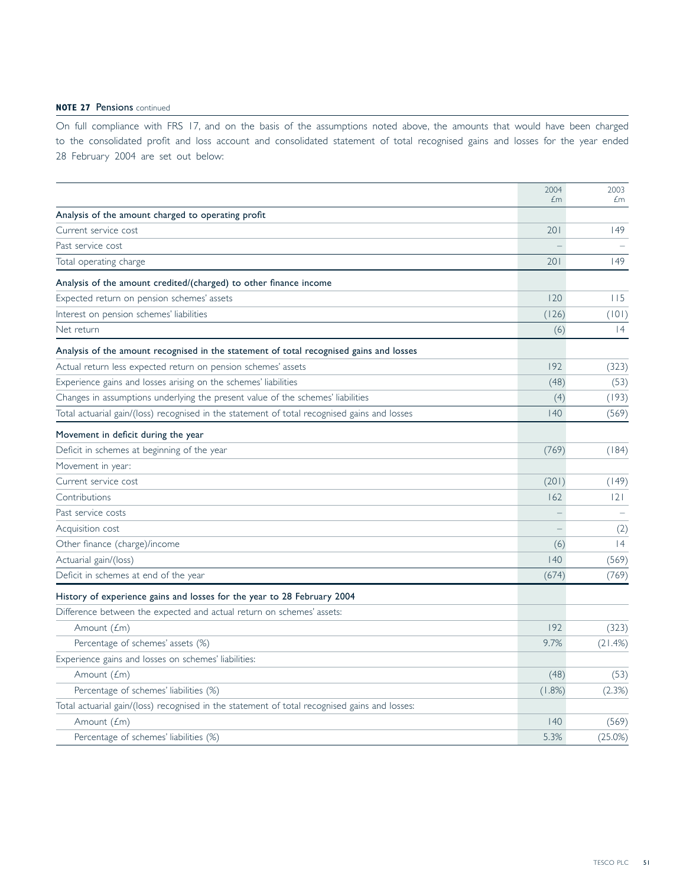**NOTE 27 Pensions** continued

On full compliance with FRS 17, and on the basis of the assumptions noted above, the amounts that would have been charged to the consolidated profit and loss account and consolidated statement of total recognised gains and losses for the year ended 28 February 2004 are set out below:

| | 2004 £m | 2003 £m |
|---|---|---|
| **Analysis of the amount charged to operating profit** | | |
| Current service cost | 201 | 149 |
| Past service cost | – | – |
| Total operating charge | 201 | 149 |
| **Analysis of the amount credited/(charged) to other finance income** | | |
| Expected return on pension schemes' assets | 120 | 115 |
| Interest on pension schemes' liabilities | (126) | (101) |
| Net return | (6) | 14 |
| **Analysis of the amount recognised in the statement of total recognised gains and losses** | | |
| Actual return less expected return on pension schemes' assets | 192 | (323) |
| Experience gains and losses arising on the schemes' liabilities | (48) | (53) |
| Changes in assumptions underlying the present value of the schemes' liabilities | (4) | (193) |
| Total actuarial gain/(loss) recognised in the statement of total recognised gains and losses | 140 | (569) |
| **Movement in deficit during the year** | | |
| Deficit in schemes at beginning of the year | (769) | (184) |
| Movement in year: | | |
| Current service cost | (201) | (149) |
| Contributions | 162 | 121 |
| Past service costs | – | – |
| Acquisition cost | – | (2) |
| Other finance (charge)/income | (6) | 14 |
| Actuarial gain/(loss) | 140 | (569) |
| Deficit in schemes at end of the year | (674) | (769) |
| **History of experience gains and losses for the year to 28 February 2004** | | |
| Difference between the expected and actual return on schemes' assets: | | |
| Amount (£m) | 192 | (323) |
| Percentage of schemes' assets (%) | 9.7% | (21.4%) |
| Experience gains and losses on schemes' liabilities: | | |
| Amount (£m) | (48) | (53) |
| Percentage of schemes' liabilities (%) | (1.8%) | (2.3%) |
| Total actuarial gain/(loss) recognised in the statement of total recognised gains and losses: | | |
| Amount (£m) | 140 | (569) |
| Percentage of schemes' liabilities (%) | 5.3% | (25.0%) |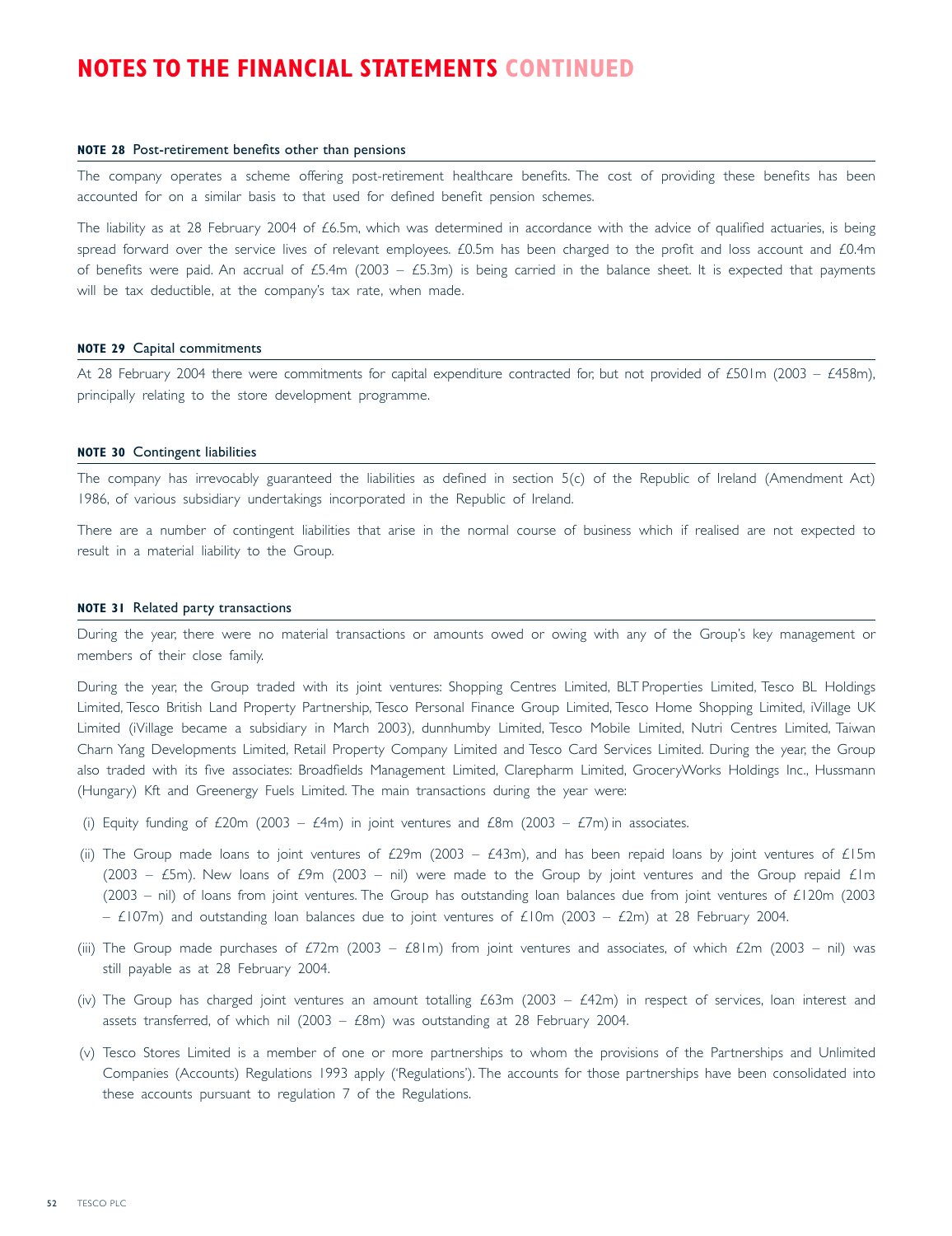# NOTES TO THE FINANCIAL STATEMENTS CONTINUED

### NOTE 28 Post-retirement benefits other than pensions

The company operates a scheme offering post-retirement healthcare benefits. The cost of providing these benefits has been accounted for on a similar basis to that used for defined benefit pension schemes.

The liability as at 28 February 2004 of £6.5m, which was determined in accordance with the advice of qualified actuaries, is being spread forward over the service lives of relevant employees. £0.5m has been charged to the profit and loss account and £0.4m of benefits were paid. An accrual of £5.4m (2003 – £5.3m) is being carried in the balance sheet. It is expected that payments will be tax deductible, at the company's tax rate, when made.

### NOTE 29 Capital commitments

At 28 February 2004 there were commitments for capital expenditure contracted for, but not provided of £501m (2003 – £458m), principally relating to the store development programme.

### NOTE 30 Contingent liabilities

The company has irrevocably guaranteed the liabilities as defined in section 5(c) of the Republic of Ireland (Amendment Act) 1986, of various subsidiary undertakings incorporated in the Republic of Ireland.

There are a number of contingent liabilities that arise in the normal course of business which if realised are not expected to result in a material liability to the Group.

### NOTE 31 Related party transactions

During the year, there were no material transactions or amounts owed or owing with any of the Group's key management or members of their close family.

During the year, the Group traded with its joint ventures: Shopping Centres Limited, BLT Properties Limited, Tesco BL Holdings Limited, Tesco British Land Property Partnership, Tesco Personal Finance Group Limited, Tesco Home Shopping Limited, iVillage UK Limited (iVillage became a subsidiary in March 2003), dunnhumby Limited, Tesco Mobile Limited, Nutri Centres Limited, Taiwan Charn Yang Developments Limited, Retail Property Company Limited and Tesco Card Services Limited. During the year, the Group also traded with its five associates: Broadfields Management Limited, Clarepharm Limited, GroceryWorks Holdings Inc., Hussmann (Hungary) Kft and Greenergy Fuels Limited. The main transactions during the year were:

(i) Equity funding of £20m (2003 – £4m) in joint ventures and £8m (2003 – £7m) in associates.

(ii) The Group made loans to joint ventures of £29m (2003 – £43m), and has been repaid loans by joint ventures of £15m (2003 – £5m). New loans of £9m (2003 – nil) were made to the Group by joint ventures and the Group repaid £1m (2003 – nil) of loans from joint ventures. The Group has outstanding loan balances due from joint ventures of £120m (2003 – £107m) and outstanding loan balances due to joint ventures of £10m (2003 – £2m) at 28 February 2004.

(iii) The Group made purchases of £72m (2003 – £81m) from joint ventures and associates, of which £2m (2003 – nil) was still payable as at 28 February 2004.

(iv) The Group has charged joint ventures an amount totalling £63m (2003 – £42m) in respect of services, loan interest and assets transferred, of which nil (2003 – £8m) was outstanding at 28 February 2004.

(v) Tesco Stores Limited is a member of one or more partnerships to whom the provisions of the Partnerships and Unlimited Companies (Accounts) Regulations 1993 apply ('Regulations'). The accounts for those partnerships have been consolidated into these accounts pursuant to regulation 7 of the Regulations.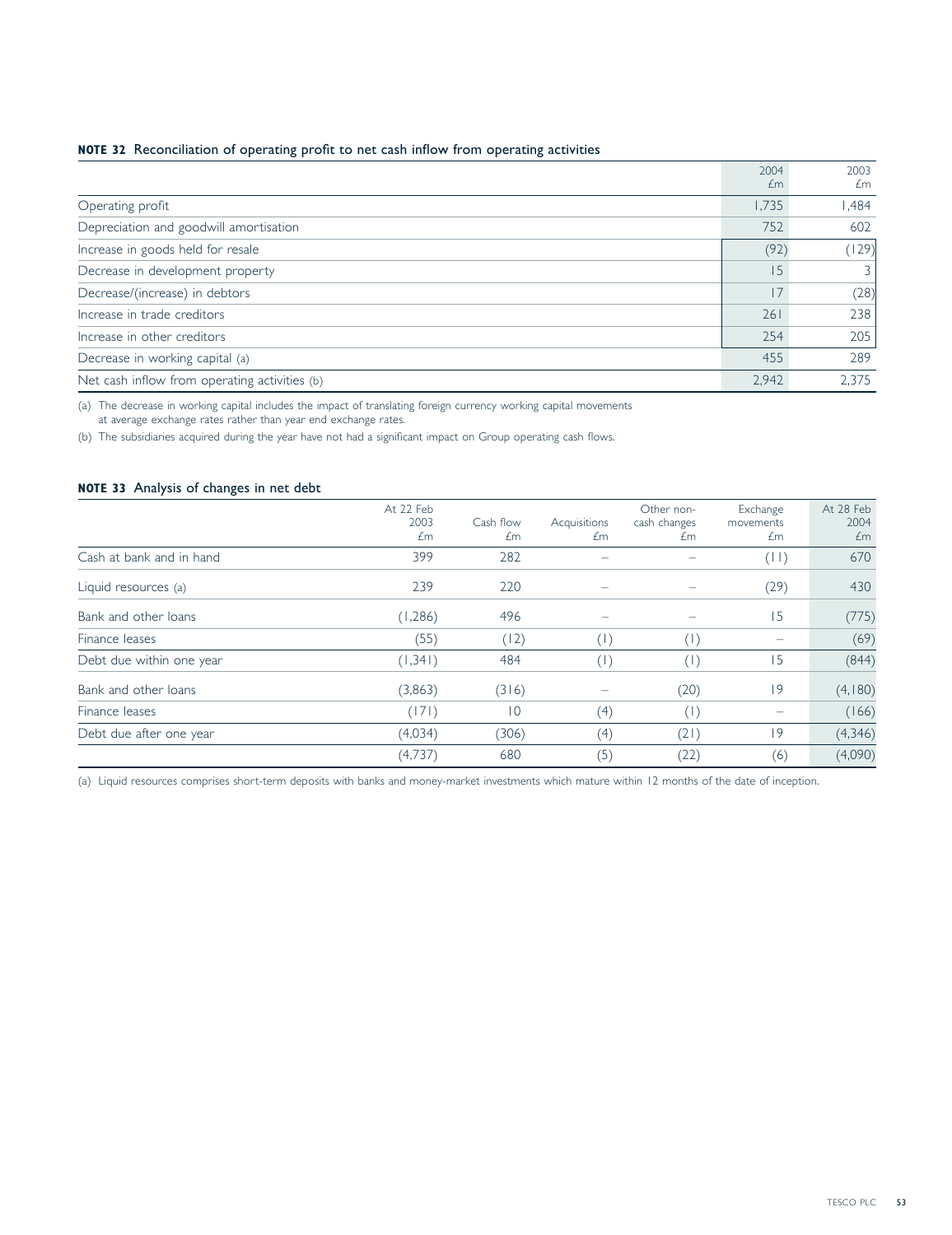### NOTE 32 Reconciliation of operating profit to net cash inflow from operating activities

| | 2004 £m | 2003 £m |
|---|---|---|
| Operating profit | 1,735 | 1,484 |
| Depreciation and goodwill amortisation | 752 | 602 |
| Increase in goods held for resale | (92) | (129) |
| Decrease in development property | 15 | 3 |
| Decrease/(increase) in debtors | 17 | (28) |
| Increase in trade creditors | 261 | 238 |
| Increase in other creditors | 254 | 205 |
| Decrease in working capital (a) | 455 | 289 |
| Net cash inflow from operating activities (b) | 2,942 | 2,375 |

(a) The decrease in working capital includes the impact of translating foreign currency working capital movements at average exchange rates rather than year end exchange rates.

(b) The subsidiaries acquired during the year have not had a significant impact on Group operating cash flows.

### NOTE 33 Analysis of changes in net debt

| | At 22 Feb 2003 £m | Cash flow £m | Acquisitions £m | Other non-cash changes £m | Exchange movements £m | At 28 Feb 2004 £m |
|---|---|---|---|---|---|---|
| Cash at bank and in hand | 399 | 282 | – | – | (11) | 670 |
| Liquid resources (a) | 239 | 220 | – | – | (29) | 430 |
| Bank and other loans | (1,286) | 496 | – | – | 15 | (775) |
| Finance leases | (55) | (12) | (1) | (1) | – | (69) |
| Debt due within one year | (1,341) | 484 | (1) | (1) | 15 | (844) |
| Bank and other loans | (3,863) | (316) | – | (20) | 19 | (4,180) |
| Finance leases | (171) | 10 | (4) | (1) | – | (166) |
| Debt due after one year | (4,034) | (306) | (4) | (21) | 19 | (4,346) |
| | (4,737) | 680 | (5) | (22) | (6) | (4,090) |

(a) Liquid resources comprises short-term deposits with banks and money-market investments which mature within 12 months of the date of inception.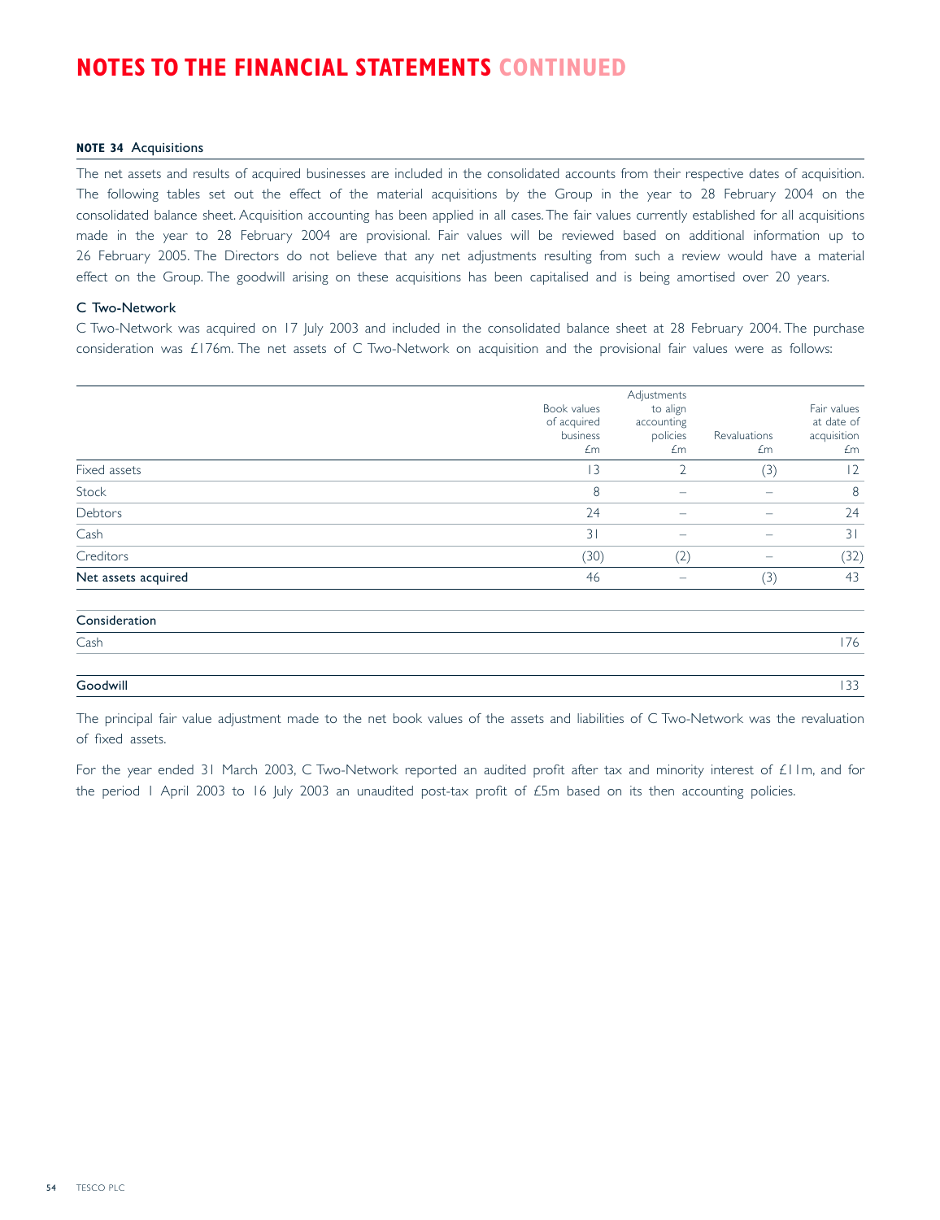# NOTES TO THE FINANCIAL STATEMENTS CONTINUED

**NOTE 34** Acquisitions

The net assets and results of acquired businesses are included in the consolidated accounts from their respective dates of acquisition. The following tables set out the effect of the material acquisitions by the Group in the year to 28 February 2004 on the consolidated balance sheet. Acquisition accounting has been applied in all cases. The fair values currently established for all acquisitions made in the year to 28 February 2004 are provisional. Fair values will be reviewed based on additional information up to 26 February 2005. The Directors do not believe that any net adjustments resulting from such a review would have a material effect on the Group. The goodwill arising on these acquisitions has been capitalised and is being amortised over 20 years.

### C Two-Network

C Two-Network was acquired on 17 July 2003 and included in the consolidated balance sheet at 28 February 2004. The purchase consideration was £176m. The net assets of C Two-Network on acquisition and the provisional fair values were as follows:

| | Book values of acquired business £m | Adjustments to align accounting policies £m | Revaluations £m | Fair values at date of acquisition £m |
|---|---|---|---|---|
| Fixed assets | 13 | 2 | (3) | 12 |
| Stock | 8 | – | – | 8 |
| Debtors | 24 | – | – | 24 |
| Cash | 31 | – | – | 31 |
| Creditors | (30) | (2) | – | (32) |
| **Net assets acquired** | 46 | – | (3) | 43 |
| **Consideration** | | | | |
| Cash | | | | 176 |
| **Goodwill** | | | | 133 |

The principal fair value adjustment made to the net book values of the assets and liabilities of C Two-Network was the revaluation of fixed assets.

For the year ended 31 March 2003, C Two-Network reported an audited profit after tax and minority interest of £11m, and for the period 1 April 2003 to 16 July 2003 an unaudited post-tax profit of £5m based on its then accounting policies.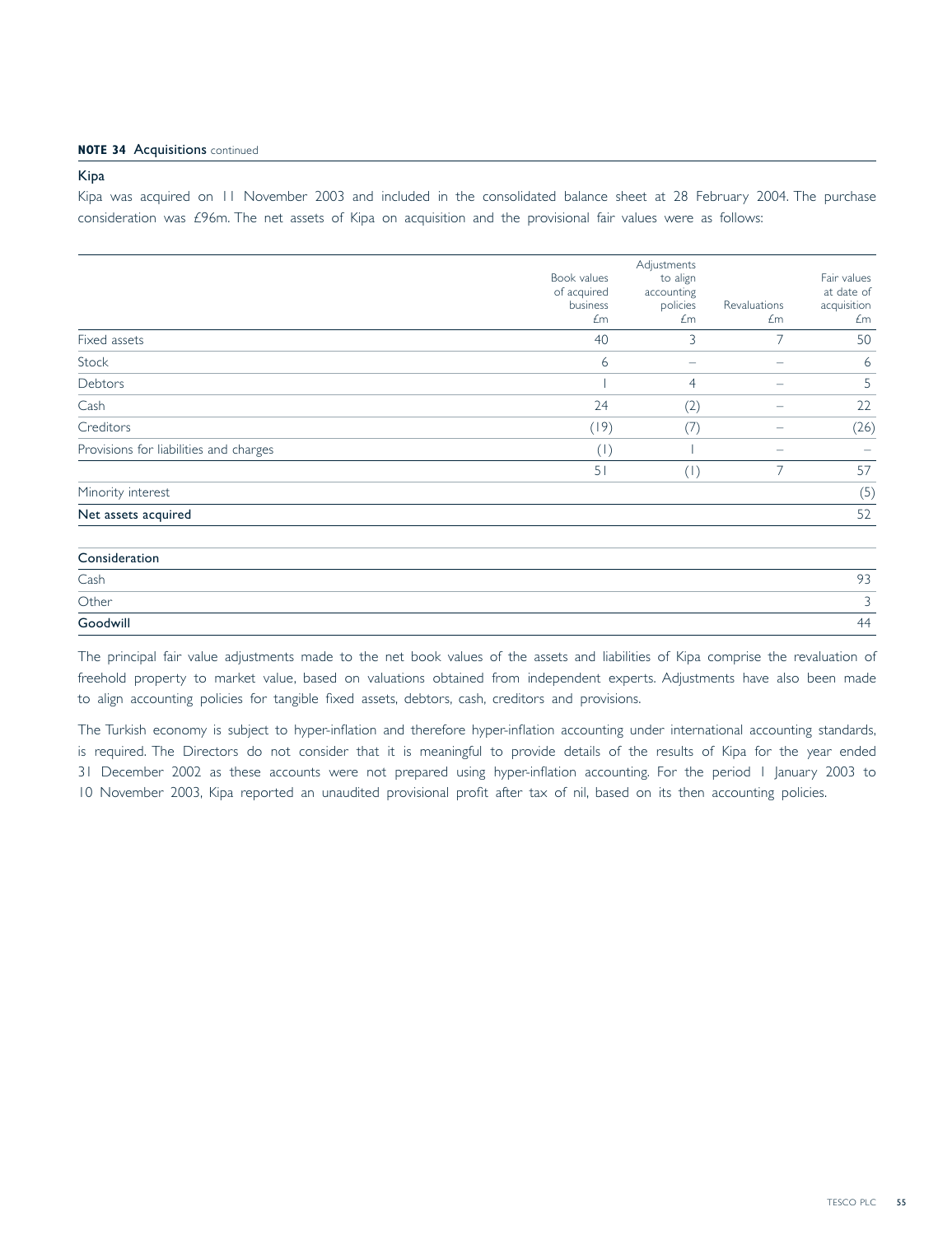**NOTE 34** Acquisitions *continued*

### Kipa

Kipa was acquired on 11 November 2003 and included in the consolidated balance sheet at 28 February 2004. The purchase consideration was £96m. The net assets of Kipa on acquisition and the provisional fair values were as follows:

| | Book values of acquired business £m | Adjustments to align accounting policies £m | Revaluations £m | Fair values at date of acquisition £m |
|---|---|---|---|---|
| Fixed assets | 40 | 3 | 7 | 50 |
| Stock | 6 | – | – | 6 |
| Debtors | 1 | 4 | – | 5 |
| Cash | 24 | (2) | – | 22 |
| Creditors | (19) | (7) | – | (26) |
| Provisions for liabilities and charges | (1) | 1 | – | – |
| | 51 | (1) | 7 | 57 |
| Minority interest | | | | (5) |
| **Net assets acquired** | | | | 52 |
| **Consideration** | | | | |
| Cash | | | | 93 |
| Other | | | | 3 |
| **Goodwill** | | | | 44 |

The principal fair value adjustments made to the net book values of the assets and liabilities of Kipa comprise the revaluation of freehold property to market value, based on valuations obtained from independent experts. Adjustments have also been made to align accounting policies for tangible fixed assets, debtors, cash, creditors and provisions.

The Turkish economy is subject to hyper-inflation and therefore hyper-inflation accounting under international accounting standards, is required. The Directors do not consider that it is meaningful to provide details of the results of Kipa for the year ended 31 December 2002 as these accounts were not prepared using hyper-inflation accounting. For the period 1 January 2003 to 10 November 2003, Kipa reported an unaudited provisional profit after tax of nil, based on its then accounting policies.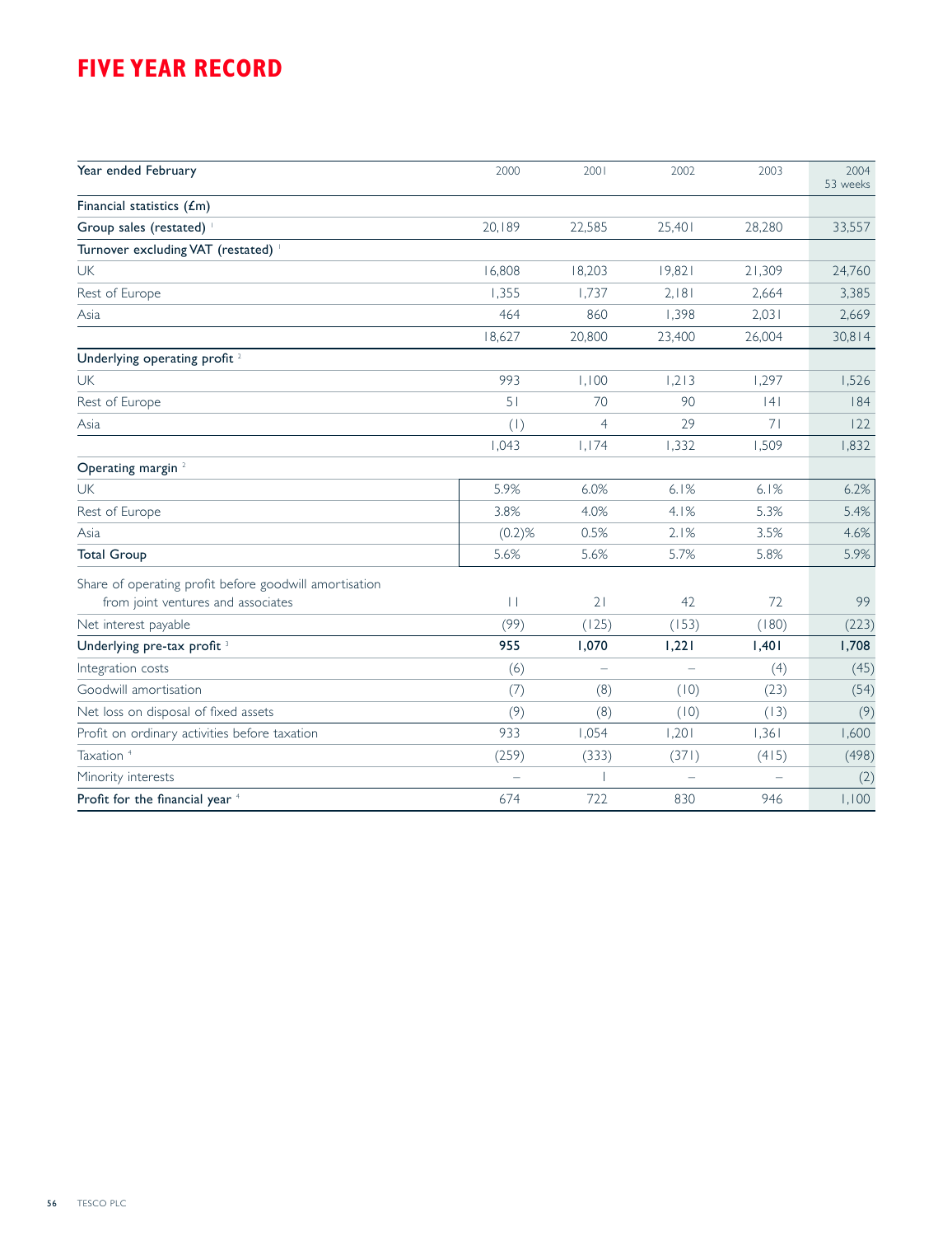# FIVE YEAR RECORD

| Year ended February | 2000 | 2001 | 2002 | 2003 | 2004 53 weeks |
|---|---|---|---|---|---|
| **Financial statistics (£m)** | | | | | |
| **Group sales (restated)** [1] | 20,189 | 22,585 | 25,401 | 28,280 | 33,557 |
| **Turnover excluding VAT (restated)** [1] | | | | | |
| UK | 16,808 | 18,203 | 19,821 | 21,309 | 24,760 |
| Rest of Europe | 1,355 | 1,737 | 2,181 | 2,664 | 3,385 |
| Asia | 464 | 860 | 1,398 | 2,031 | 2,669 |
| | 18,627 | 20,800 | 23,400 | 26,004 | 30,814 |
| **Underlying operating profit** [2] | | | | | |
| UK | 993 | 1,100 | 1,213 | 1,297 | 1,526 |
| Rest of Europe | 51 | 70 | 90 | 141 | 184 |
| Asia | (1) | 4 | 29 | 71 | 122 |
| | 1,043 | 1,174 | 1,332 | 1,509 | 1,832 |
| **Operating margin** [2] | | | | | |
| UK | 5.9% | 6.0% | 6.1% | 6.1% | 6.2% |
| Rest of Europe | 3.8% | 4.0% | 4.1% | 5.3% | 5.4% |
| Asia | (0.2)% | 0.5% | 2.1% | 3.5% | 4.6% |
| **Total Group** | 5.6% | 5.6% | 5.7% | 5.8% | 5.9% |
| Share of operating profit before goodwill amortisation from joint ventures and associates | 11 | 21 | 42 | 72 | 99 |
| Net interest payable | (99) | (125) | (153) | (180) | (223) |
| **Underlying pre-tax profit** [3] | **955** | **1,070** | **1,221** | **1,401** | **1,708** |
| Integration costs | (6) | – | – | (4) | (45) |
| Goodwill amortisation | (7) | (8) | (10) | (23) | (54) |
| Net loss on disposal of fixed assets | (9) | (8) | (10) | (13) | (9) |
| Profit on ordinary activities before taxation | 933 | 1,054 | 1,201 | 1,361 | 1,600 |
| Taxation [4] | (259) | (333) | (371) | (415) | (498) |
| Minority interests | – | 1 | – | – | (2) |
| **Profit for the financial year** [4] | 674 | 722 | 830 | 946 | 1,100 |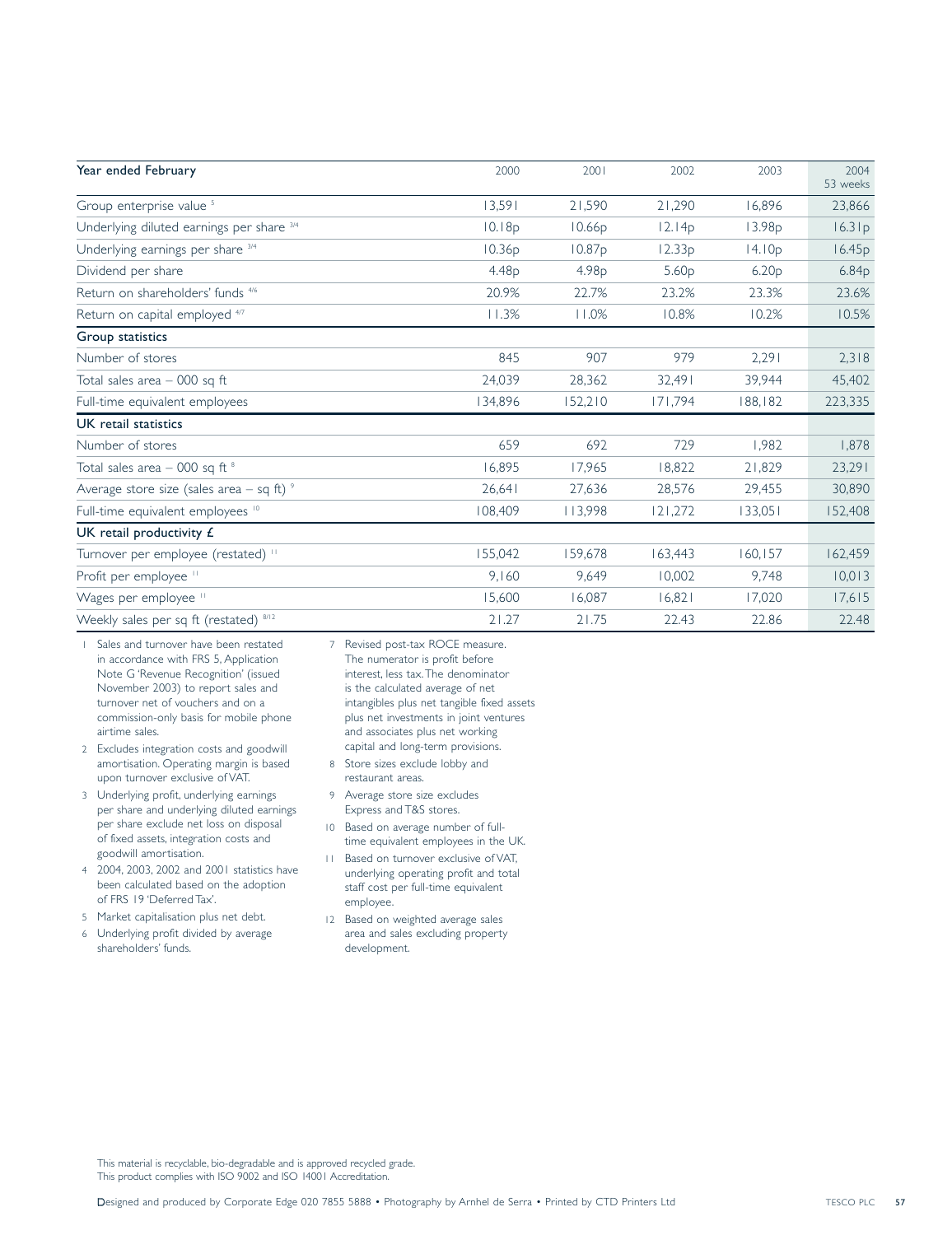| Year ended February | 2000 | 2001 | 2002 | 2003 | 2004 53 weeks |
|---|---|---|---|---|---|
| Group enterprise value [5] | 13,591 | 21,590 | 21,290 | 16,896 | 23,866 |
| Underlying diluted earnings per share [3/4] | 10.18p | 10.66p | 12.14p | 13.98p | 16.31p |
| Underlying earnings per share [3/4] | 10.36p | 10.87p | 12.33p | 14.10p | 16.45p |
| Dividend per share | 4.48p | 4.98p | 5.60p | 6.20p | 6.84p |
| Return on shareholders' funds [4/6] | 20.9% | 22.7% | 23.2% | 23.3% | 23.6% |
| Return on capital employed [4/7] | 11.3% | 11.0% | 10.8% | 10.2% | 10.5% |
| **Group statistics** | | | | | |
| Number of stores | 845 | 907 | 979 | 2,291 | 2,318 |
| Total sales area – 000 sq ft | 24,039 | 28,362 | 32,491 | 39,944 | 45,402 |
| Full-time equivalent employees | 134,896 | 152,210 | 171,794 | 188,182 | 223,335 |
| **UK retail statistics** | | | | | |
| Number of stores | 659 | 692 | 729 | 1,982 | 1,878 |
| Total sales area – 000 sq ft [8] | 16,895 | 17,965 | 18,822 | 21,829 | 23,291 |
| Average store size (sales area – sq ft) [9] | 26,641 | 27,636 | 28,576 | 29,455 | 30,890 |
| Full-time equivalent employees [10] | 108,409 | 113,998 | 121,272 | 133,051 | 152,408 |
| **UK retail productivity £** | | | | | |
| Turnover per employee (restated) [11] | 155,042 | 159,678 | 163,443 | 160,157 | 162,459 |
| Profit per employee [11] | 9,160 | 9,649 | 10,002 | 9,748 | 10,013 |
| Wages per employee [11] | 15,600 | 16,087 | 16,821 | 17,020 | 17,615 |
| Weekly sales per sq ft (restated) [8/12] | 21.27 | 21.75 | 22.43 | 22.86 | 22.48 |

1. Sales and turnover have been restated in accordance with FRS 5, Application Note G 'Revenue Recognition' (issued November 2003) to report sales and turnover net of vouchers and on a commission-only basis for mobile phone airtime sales.
2. Excludes integration costs and goodwill amortisation. Operating margin is based upon turnover exclusive of VAT.
3. Underlying profit, underlying earnings per share and underlying diluted earnings per share exclude net loss on disposal of fixed assets, integration costs and goodwill amortisation.
4. 2004, 2003, 2002 and 2001 statistics have been calculated based on the adoption of FRS 19 'Deferred Tax'.
5. Market capitalisation plus net debt.
6. Underlying profit divided by average shareholders' funds.
7. Revised post-tax ROCE measure. The numerator is profit before interest, less tax. The denominator is the calculated average of net intangibles plus net tangible fixed assets plus net investments in joint ventures and associates plus net working capital and long-term provisions.
8. Store sizes exclude lobby and restaurant areas.
9. Average store size excludes Express and T&S stores.
10. Based on average number of full-time equivalent employees in the UK.
11. Based on turnover exclusive of VAT, underlying operating profit and total staff cost per full-time equivalent employee.
12. Based on weighted average sales area and sales excluding property development.

This material is recyclable, bio-degradable and is approved recycled grade.
This product complies with ISO 9002 and ISO 14001 Accreditation.

Designed and produced by Corporate Edge 020 7855 5888 • Photography by Arnhel de Serra • Printed by CTD Printers Ltd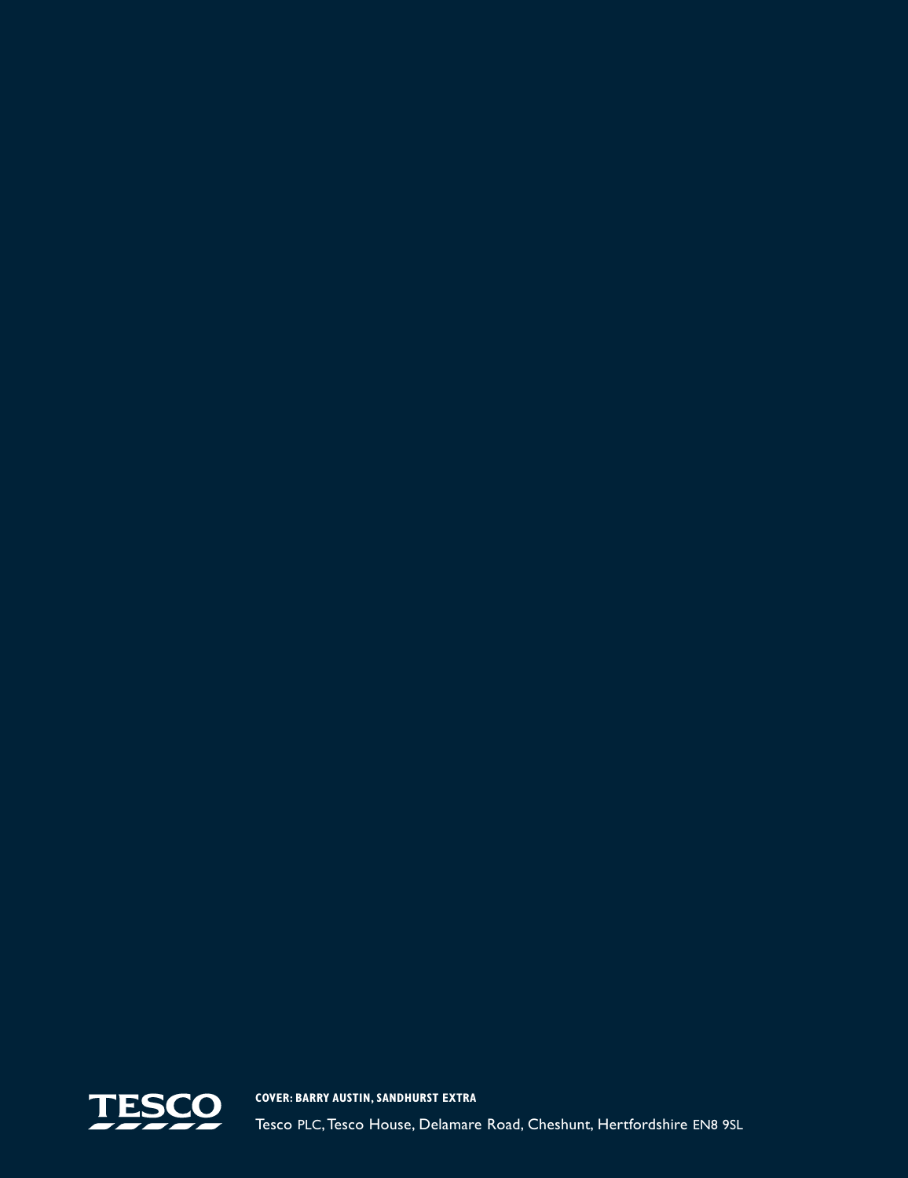TESCO

**COVER: BARRY AUSTIN, SANDHURST EXTRA**

Tesco PLC, Tesco House, Delamare Road, Cheshunt, Hertfordshire EN8 9SL